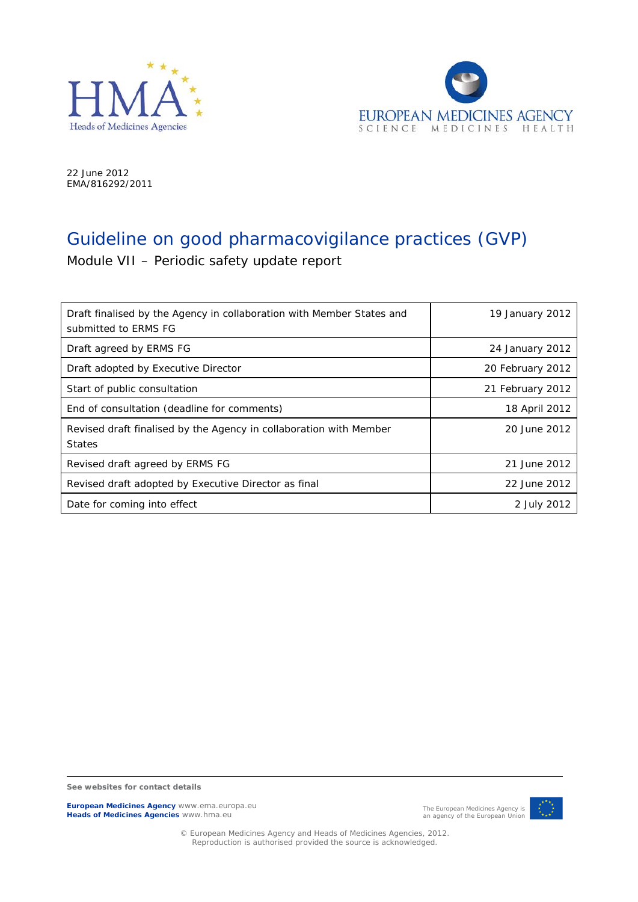22 June 2012
EMA/816292/2011

# Guideline on good pharmacovigilance practices (GVP)

## Module VII – Periodic safety update report

| | |
|---|---|
| Draft finalised by the Agency in collaboration with Member States and submitted to ERMS FG | 19 January 2012 |
| Draft agreed by ERMS FG | 24 January 2012 |
| Draft adopted by Executive Director | 20 February 2012 |
| Start of public consultation | 21 February 2012 |
| End of consultation (deadline for comments) | 18 April 2012 |
| Revised draft finalised by the Agency in collaboration with Member States | 20 June 2012 |
| Revised draft agreed by ERMS FG | 21 June 2012 |
| Revised draft adopted by Executive Director as final | 22 June 2012 |
| Date for coming into effect | 2 July 2012 |

**See websites for contact details**

**European Medicines Agency** www.ema.europa.eu
**Heads of Medicines Agencies** www.hma.eu

The European Medicines Agency is an agency of the European Union

© European Medicines Agency and Heads of Medicines Agencies, 2012.
Reproduction is authorised provided the source is acknowledged.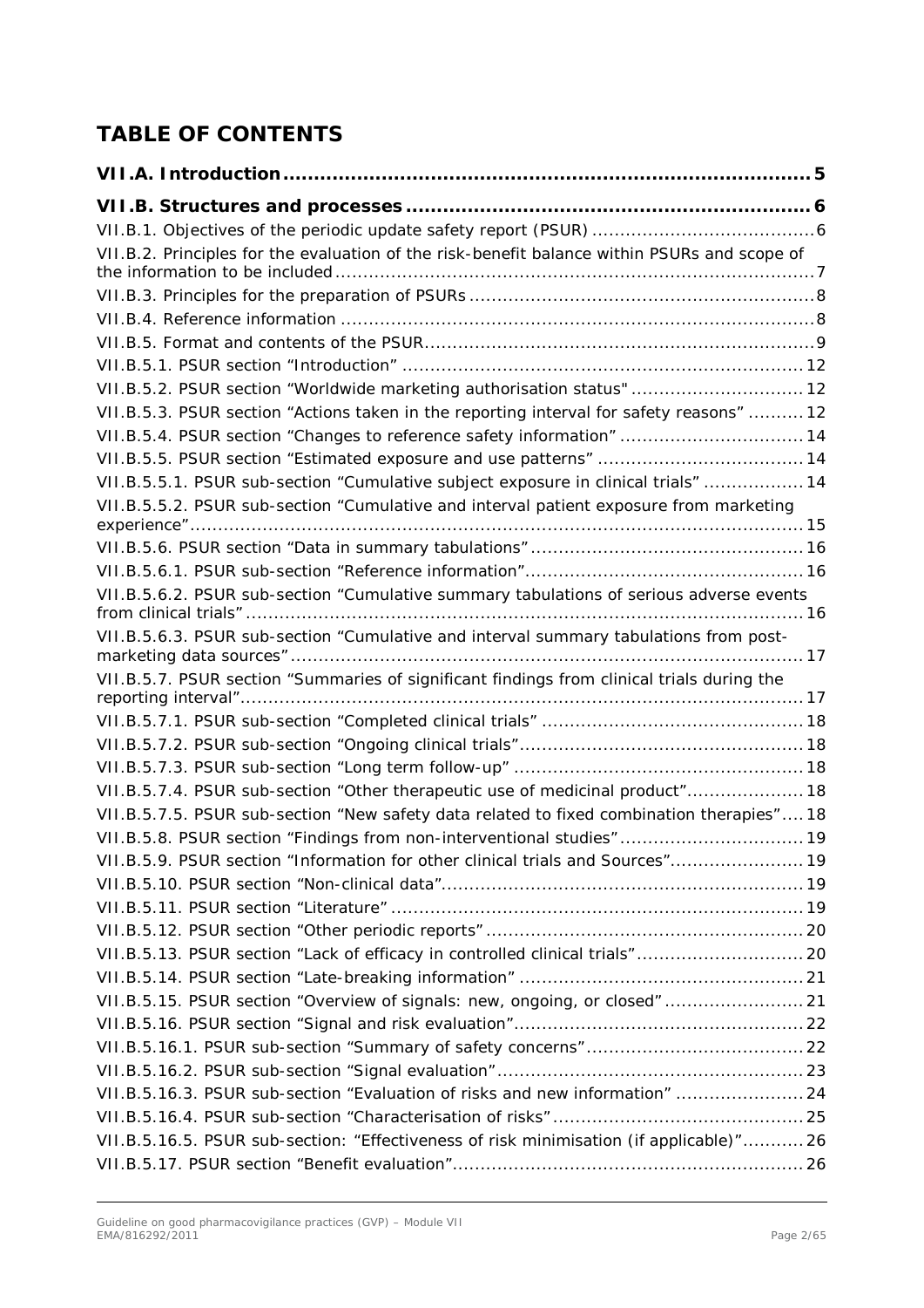# TABLE OF CONTENTS

**VII.A. Introduction .................................................................................... 5**

**VII.B. Structures and processes ................................................................ 6**

VII.B.1. Objectives of the periodic update safety report (PSUR) ........................................ 6

VII.B.2. Principles for the evaluation of the risk-benefit balance within PSURs and scope of the information to be included ..................................................................................... 7

VII.B.3. Principles for the preparation of PSURs ............................................................. 8

VII.B.4. Reference information .................................................................................... 8

VII.B.5. Format and contents of the PSUR ..................................................................... 9

VII.B.5.1. PSUR section "Introduction" ........................................................................ 12

VII.B.5.2. PSUR section "Worldwide marketing authorisation status" ............................... 12

VII.B.5.3. PSUR section "Actions taken in the reporting interval for safety reasons" .......... 12

VII.B.5.4. PSUR section "Changes to reference safety information" ................................. 14

VII.B.5.5. PSUR section "Estimated exposure and use patterns" ..................................... 14

VII.B.5.5.1. PSUR sub-section "Cumulative subject exposure in clinical trials" .................. 14

VII.B.5.5.2. PSUR sub-section "Cumulative and interval patient exposure from marketing experience" .............................................................................................................. 15

VII.B.5.6. PSUR section "Data in summary tabulations" ................................................. 16

VII.B.5.6.1. PSUR sub-section "Reference information" .................................................. 16

VII.B.5.6.2. PSUR sub-section "Cumulative summary tabulations of serious adverse events from clinical trials" .................................................................................................... 16

VII.B.5.6.3. PSUR sub-section "Cumulative and interval summary tabulations from post-marketing data sources" ........................................................................................... 17

VII.B.5.7. PSUR section "Summaries of significant findings from clinical trials during the reporting interval" ..................................................................................................... 17

VII.B.5.7.1. PSUR sub-section "Completed clinical trials" ............................................... 18

VII.B.5.7.2. PSUR sub-section "Ongoing clinical trials" ................................................... 18

VII.B.5.7.3. PSUR sub-section "Long term follow-up" .................................................... 18

VII.B.5.7.4. PSUR sub-section "Other therapeutic use of medicinal product" ..................... 18

VII.B.5.7.5. PSUR sub-section "New safety data related to fixed combination therapies" .... 18

VII.B.5.8. PSUR section "Findings from non-interventional studies" ................................. 19

VII.B.5.9. PSUR section "Information for other clinical trials and Sources" ........................ 19

VII.B.5.10. PSUR section "Non-clinical data" ................................................................. 19

VII.B.5.11. PSUR section "Literature" .......................................................................... 19

VII.B.5.12. PSUR section "Other periodic reports" ......................................................... 20

VII.B.5.13. PSUR section "Lack of efficacy in controlled clinical trials" .............................. 20

VII.B.5.14. PSUR section "Late-breaking information" ................................................... 21

VII.B.5.15. PSUR section "Overview of signals: new, ongoing, or closed" ......................... 21

VII.B.5.16. PSUR section "Signal and risk evaluation" .................................................... 22

VII.B.5.16.1. PSUR sub-section "Summary of safety concerns" ....................................... 22

VII.B.5.16.2. PSUR sub-section "Signal evaluation" ....................................................... 23

VII.B.5.16.3. PSUR sub-section "Evaluation of risks and new information" ....................... 24

VII.B.5.16.4. PSUR sub-section "Characterisation of risks" ............................................. 25

VII.B.5.16.5. PSUR sub-section: "Effectiveness of risk minimisation (if applicable)" ........... 26

VII.B.5.17. PSUR section "Benefit evaluation" ............................................................... 26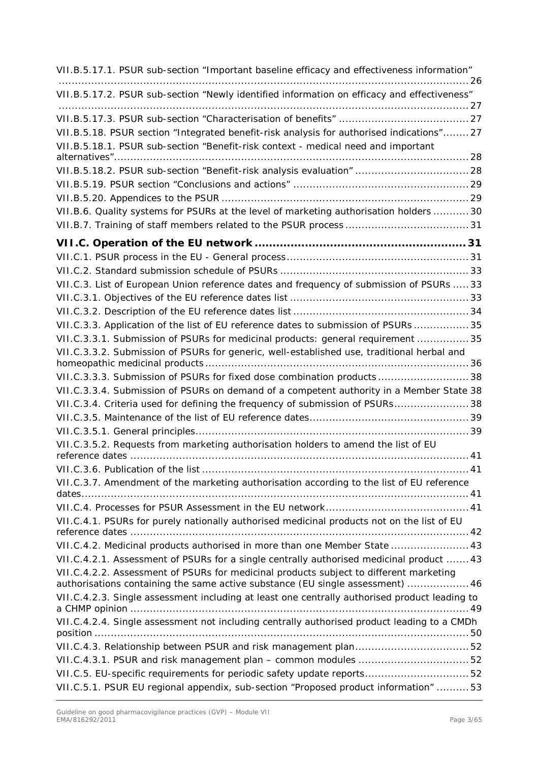VII.B.5.17.1. PSUR sub-section "Important baseline efficacy and effectiveness information" ... 26

VII.B.5.17.2. PSUR sub-section "Newly identified information on efficacy and effectiveness" ... 27

VII.B.5.17.3. PSUR sub-section "Characterisation of benefits" ... 27

VII.B.5.18. PSUR section "Integrated benefit-risk analysis for authorised indications" ... 27

VII.B.5.18.1. PSUR sub-section "Benefit-risk context - medical need and important alternatives" ... 28

VII.B.5.18.2. PSUR sub-section "Benefit-risk analysis evaluation" ... 28

VII.B.5.19. PSUR section "Conclusions and actions" ... 29

VII.B.5.20. Appendices to the PSUR ... 29

VII.B.6. Quality systems for PSURs at the level of marketing authorisation holders ... 30

VII.B.7. Training of staff members related to the PSUR process ... 31

**VII.C. Operation of the EU network ... 31**

VII.C.1. PSUR process in the EU - General process ... 31

VII.C.2. Standard submission schedule of PSURs ... 33

VII.C.3. List of European Union reference dates and frequency of submission of PSURs ... 33

VII.C.3.1. Objectives of the EU reference dates list ... 33

VII.C.3.2. Description of the EU reference dates list ... 34

VII.C.3.3. Application of the list of EU reference dates to submission of PSURs ... 35

VII.C.3.3.1. Submission of PSURs for medicinal products: general requirement ... 35

VII.C.3.3.2. Submission of PSURs for generic, well-established use, traditional herbal and homeopathic medicinal products ... 36

VII.C.3.3.3. Submission of PSURs for fixed dose combination products ... 38

VII.C.3.3.4. Submission of PSURs on demand of a competent authority in a Member State 38

VII.C.3.4. Criteria used for defining the frequency of submission of PSURs ... 38

VII.C.3.5. Maintenance of the list of EU reference dates ... 39

VII.C.3.5.1. General principles ... 39

VII.C.3.5.2. Requests from marketing authorisation holders to amend the list of EU reference dates ... 41

VII.C.3.6. Publication of the list ... 41

VII.C.3.7. Amendment of the marketing authorisation according to the list of EU reference dates ... 41

VII.C.4. Processes for PSUR Assessment in the EU network ... 41

VII.C.4.1. PSURs for purely nationally authorised medicinal products not on the list of EU reference dates ... 42

VII.C.4.2. Medicinal products authorised in more than one Member State ... 43

VII.C.4.2.1. Assessment of PSURs for a single centrally authorised medicinal product ... 43

VII.C.4.2.2. Assessment of PSURs for medicinal products subject to different marketing authorisations containing the same active substance (EU single assessment) ... 46

VII.C.4.2.3. Single assessment including at least one centrally authorised product leading to a CHMP opinion ... 49

VII.C.4.2.4. Single assessment not including centrally authorised product leading to a CMDh position ... 50

VII.C.4.3. Relationship between PSUR and risk management plan ... 52

VII.C.4.3.1. PSUR and risk management plan – common modules ... 52

VII.C.5. EU-specific requirements for periodic safety update reports ... 52

VII.C.5.1. PSUR EU regional appendix, sub-section "Proposed product information" ... 53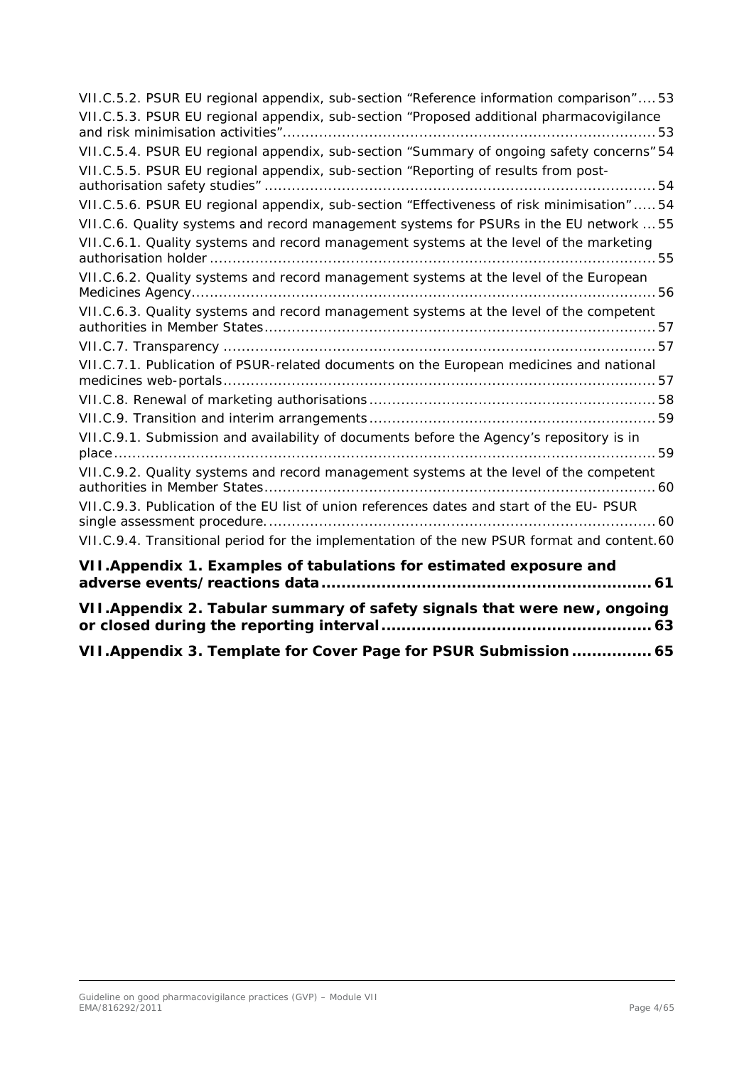VII.C.5.2. PSUR EU regional appendix, sub-section "Reference information comparison" .... 53

VII.C.5.3. PSUR EU regional appendix, sub-section "Proposed additional pharmacovigilance and risk minimisation activities" ........ 53

VII.C.5.4. PSUR EU regional appendix, sub-section "Summary of ongoing safety concerns" 54

VII.C.5.5. PSUR EU regional appendix, sub-section "Reporting of results from post-authorisation safety studies" ........ 54

VII.C.5.6. PSUR EU regional appendix, sub-section "Effectiveness of risk minimisation" ..... 54

VII.C.6. Quality systems and record management systems for PSURs in the EU network ... 55

VII.C.6.1. Quality systems and record management systems at the level of the marketing authorisation holder ........ 55

VII.C.6.2. Quality systems and record management systems at the level of the European Medicines Agency ........ 56

VII.C.6.3. Quality systems and record management systems at the level of the competent authorities in Member States ........ 57

VII.C.7. Transparency ........ 57

VII.C.7.1. Publication of PSUR-related documents on the European medicines and national medicines web-portals ........ 57

VII.C.8. Renewal of marketing authorisations ........ 58

VII.C.9. Transition and interim arrangements ........ 59

VII.C.9.1. Submission and availability of documents before the Agency's repository is in place ........ 59

VII.C.9.2. Quality systems and record management systems at the level of the competent authorities in Member States ........ 60

VII.C.9.3. Publication of the EU list of union references dates and start of the EU- PSUR single assessment procedure. ........ 60

VII.C.9.4. Transitional period for the implementation of the new PSUR format and content.60

**VII.Appendix 1. Examples of tabulations for estimated exposure and adverse events/reactions data ........ 61**

**VII.Appendix 2. Tabular summary of safety signals that were new, ongoing or closed during the reporting interval ........ 63**

**VII.Appendix 3. Template for Cover Page for PSUR Submission ........ 65**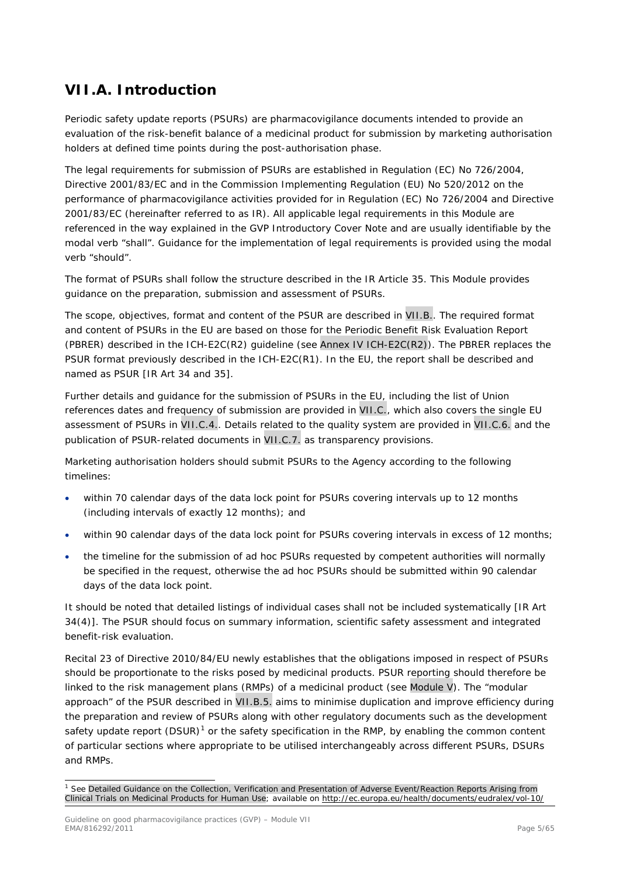## VII.A. Introduction

Periodic safety update reports (PSURs) are pharmacovigilance documents intended to provide an evaluation of the risk-benefit balance of a medicinal product for submission by marketing authorisation holders at defined time points during the post-authorisation phase.

The legal requirements for submission of PSURs are established in Regulation (EC) No 726/2004, Directive 2001/83/EC and in the Commission Implementing Regulation (EU) No 520/2012 on the performance of pharmacovigilance activities provided for in Regulation (EC) No 726/2004 and Directive 2001/83/EC (hereinafter referred to as IR). All applicable legal requirements in this Module are referenced in the way explained in the GVP Introductory Cover Note and are usually identifiable by the modal verb "shall". Guidance for the implementation of legal requirements is provided using the modal verb "should".

The format of PSURs shall follow the structure described in the IR Article 35. This Module provides guidance on the preparation, submission and assessment of PSURs.

The scope, objectives, format and content of the PSUR are described in VII.B.. The required format and content of PSURs in the EU are based on those for the Periodic Benefit Risk Evaluation Report (PBRER) described in the ICH-E2C(R2) guideline (see Annex IV ICH-E2C(R2)). The PBRER replaces the PSUR format previously described in the ICH-E2C(R1). In the EU, the report shall be described and named as PSUR [IR Art 34 and 35].

Further details and guidance for the submission of PSURs in the EU, including the list of Union references dates and frequency of submission are provided in VII.C., which also covers the single EU assessment of PSURs in VII.C.4.. Details related to the quality system are provided in VII.C.6. and the publication of PSUR-related documents in VII.C.7. as transparency provisions.

Marketing authorisation holders should submit PSURs to the Agency according to the following timelines:

- within 70 calendar days of the data lock point for PSURs covering intervals up to 12 months (including intervals of exactly 12 months); and
- within 90 calendar days of the data lock point for PSURs covering intervals in excess of 12 months;
- the timeline for the submission of ad hoc PSURs requested by competent authorities will normally be specified in the request, otherwise the ad hoc PSURs should be submitted within 90 calendar days of the data lock point.

It should be noted that detailed listings of individual cases shall not be included systematically [IR Art 34(4)]. The PSUR should focus on summary information, scientific safety assessment and integrated benefit-risk evaluation.

Recital 23 of Directive 2010/84/EU newly establishes that the obligations imposed in respect of PSURs should be proportionate to the risks posed by medicinal products. PSUR reporting should therefore be linked to the risk management plans (RMPs) of a medicinal product (see Module V). The "modular approach" of the PSUR described in VII.B.5. aims to minimise duplication and improve efficiency during the preparation and review of PSURs along with other regulatory documents such as the development safety update report (DSUR)[1] or the safety specification in the RMP, by enabling the common content of particular sections where appropriate to be utilised interchangeably across different PSURs, DSURs and RMPs.

---

[1] See Detailed Guidance on the Collection, Verification and Presentation of Adverse Event/Reaction Reports Arising from Clinical Trials on Medicinal Products for Human Use; available on http://ec.europa.eu/health/documents/eudralex/vol-10/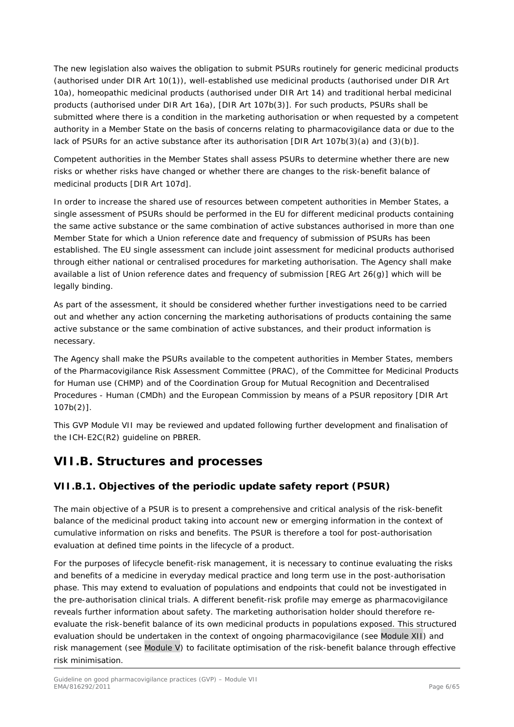The new legislation also waives the obligation to submit PSURs routinely for generic medicinal products (authorised under DIR Art 10(1)), well-established use medicinal products (authorised under DIR Art 10a), homeopathic medicinal products (authorised under DIR Art 14) and traditional herbal medicinal products (authorised under DIR Art 16a), [DIR Art 107b(3)]. For such products, PSURs shall be submitted where there is a condition in the marketing authorisation or when requested by a competent authority in a Member State on the basis of concerns relating to pharmacovigilance data or due to the lack of PSURs for an active substance after its authorisation [DIR Art 107b(3)(a) and (3)(b)].

Competent authorities in the Member States shall assess PSURs to determine whether there are new risks or whether risks have changed or whether there are changes to the risk-benefit balance of medicinal products [DIR Art 107d].

In order to increase the shared use of resources between competent authorities in Member States, a single assessment of PSURs should be performed in the EU for different medicinal products containing the same active substance or the same combination of active substances authorised in more than one Member State for which a Union reference date and frequency of submission of PSURs has been established. The EU single assessment can include joint assessment for medicinal products authorised through either national or centralised procedures for marketing authorisation. The Agency shall make available a list of Union reference dates and frequency of submission [REG Art 26(g)] which will be legally binding.

As part of the assessment, it should be considered whether further investigations need to be carried out and whether any action concerning the marketing authorisations of products containing the same active substance or the same combination of active substances, and their product information is necessary.

The Agency shall make the PSURs available to the competent authorities in Member States, members of the Pharmacovigilance Risk Assessment Committee (PRAC), of the Committee for Medicinal Products for Human use (CHMP) and of the Coordination Group for Mutual Recognition and Decentralised Procedures - Human (CMDh) and the European Commission by means of a PSUR repository [DIR Art 107b(2)].

This GVP Module VII may be reviewed and updated following further development and finalisation of the ICH-E2C(R2) guideline on PBRER.

# VII.B. Structures and processes

## VII.B.1. Objectives of the periodic update safety report (PSUR)

The main objective of a PSUR is to present a comprehensive and critical analysis of the risk-benefit balance of the medicinal product taking into account new or emerging information in the context of cumulative information on risks and benefits. The PSUR is therefore a tool for post-authorisation evaluation at defined time points in the lifecycle of a product.

For the purposes of lifecycle benefit-risk management, it is necessary to continue evaluating the risks and benefits of a medicine in everyday medical practice and long term use in the post-authorisation phase. This may extend to evaluation of populations and endpoints that could not be investigated in the pre-authorisation clinical trials. A different benefit-risk profile may emerge as pharmacovigilance reveals further information about safety. The marketing authorisation holder should therefore re-evaluate the risk-benefit balance of its own medicinal products in populations exposed. This structured evaluation should be undertaken in the context of ongoing pharmacovigilance (see Module XII) and risk management (see Module V) to facilitate optimisation of the risk-benefit balance through effective risk minimisation.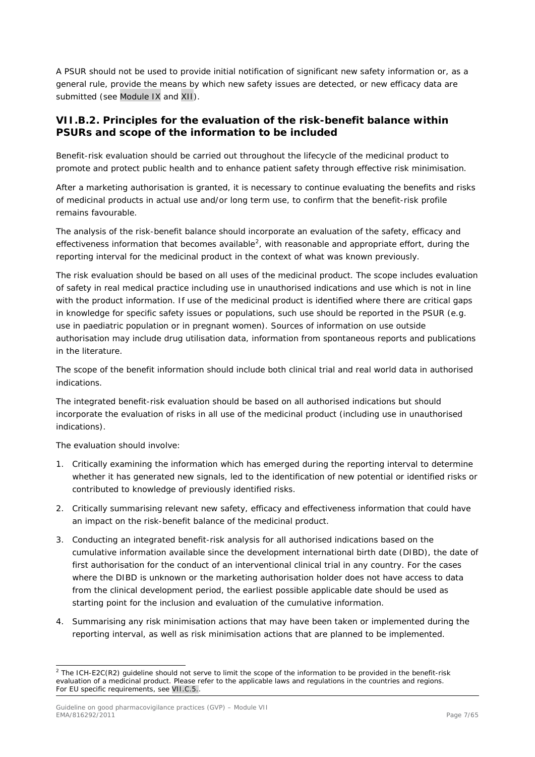A PSUR should not be used to provide initial notification of significant new safety information or, as a general rule, provide the means by which new safety issues are detected, or new efficacy data are submitted (see Module IX and XII).

## VII.B.2. Principles for the evaluation of the risk-benefit balance within PSURs and scope of the information to be included

Benefit-risk evaluation should be carried out throughout the lifecycle of the medicinal product to promote and protect public health and to enhance patient safety through effective risk minimisation.

After a marketing authorisation is granted, it is necessary to continue evaluating the benefits and risks of medicinal products in actual use and/or long term use, to confirm that the benefit-risk profile remains favourable.

The analysis of the risk-benefit balance should incorporate an evaluation of the safety, efficacy and effectiveness information that becomes available[2], with reasonable and appropriate effort, during the reporting interval for the medicinal product in the context of what was known previously.

The risk evaluation should be based on all uses of the medicinal product. The scope includes evaluation of safety in real medical practice including use in unauthorised indications and use which is not in line with the product information. If use of the medicinal product is identified where there are critical gaps in knowledge for specific safety issues or populations, such use should be reported in the PSUR (e.g. use in paediatric population or in pregnant women). Sources of information on use outside authorisation may include drug utilisation data, information from spontaneous reports and publications in the literature.

The scope of the benefit information should include both clinical trial and real world data in authorised indications.

The integrated benefit-risk evaluation should be based on all authorised indications but should incorporate the evaluation of risks in all use of the medicinal product (including use in unauthorised indications).

The evaluation should involve:

1. Critically examining the information which has emerged during the reporting interval to determine whether it has generated new signals, led to the identification of new potential or identified risks or contributed to knowledge of previously identified risks.
2. Critically summarising relevant new safety, efficacy and effectiveness information that could have an impact on the risk-benefit balance of the medicinal product.
3. Conducting an integrated benefit-risk analysis for all authorised indications based on the cumulative information available since the development international birth date (DIBD), the date of first authorisation for the conduct of an interventional clinical trial in any country. For the cases where the DIBD is unknown or the marketing authorisation holder does not have access to data from the clinical development period, the earliest possible applicable date should be used as starting point for the inclusion and evaluation of the cumulative information.
4. Summarising any risk minimisation actions that may have been taken or implemented during the reporting interval, as well as risk minimisation actions that are planned to be implemented.

---

[2] The ICH-E2C(R2) guideline should not serve to limit the scope of the information to be provided in the benefit-risk evaluation of a medicinal product. Please refer to the applicable laws and regulations in the countries and regions. For EU specific requirements, see VII.C.5..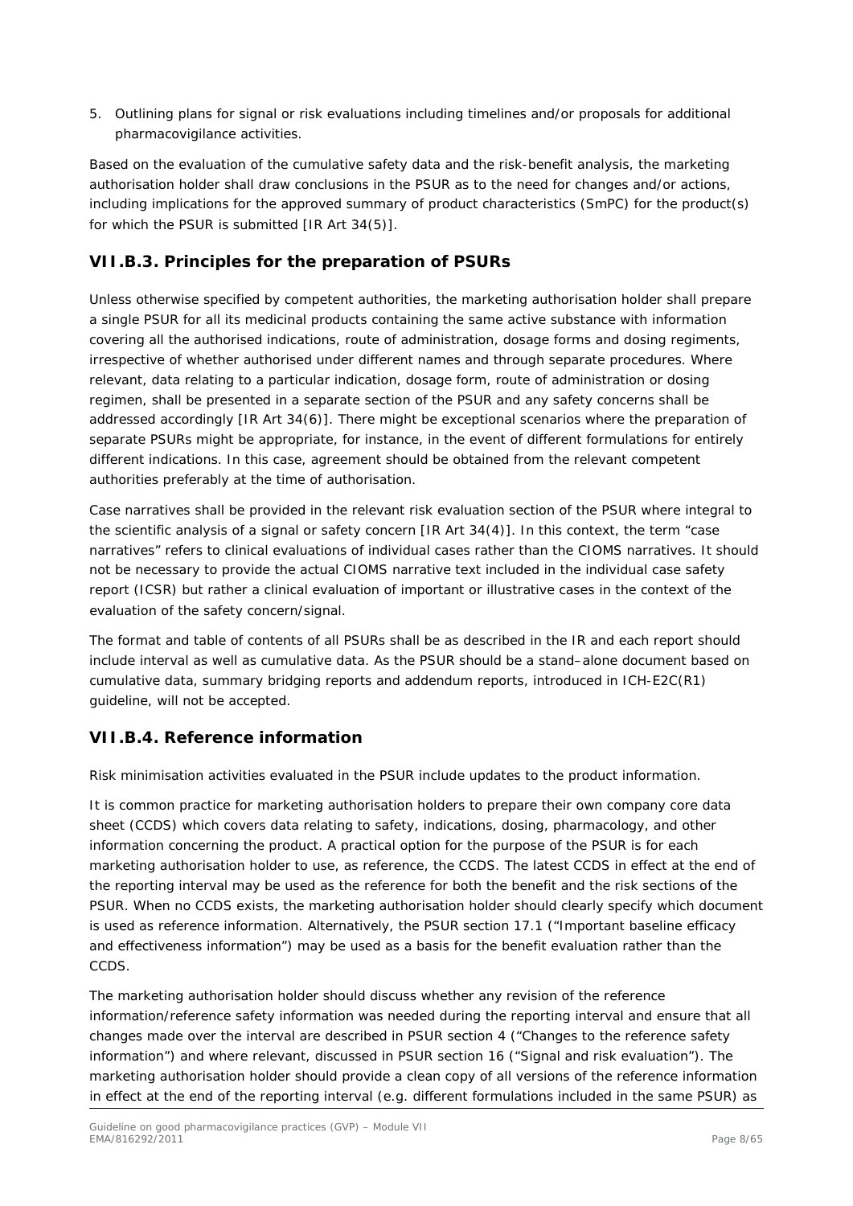5. Outlining plans for signal or risk evaluations including timelines and/or proposals for additional pharmacovigilance activities.

Based on the evaluation of the cumulative safety data and the risk-benefit analysis, the marketing authorisation holder shall draw conclusions in the PSUR as to the need for changes and/or actions, including implications for the approved summary of product characteristics (SmPC) for the product(s) for which the PSUR is submitted [IR Art 34(5)].

## VII.B.3. Principles for the preparation of PSURs

Unless otherwise specified by competent authorities, the marketing authorisation holder shall prepare a single PSUR for all its medicinal products containing the same active substance with information covering all the authorised indications, route of administration, dosage forms and dosing regiments, irrespective of whether authorised under different names and through separate procedures. Where relevant, data relating to a particular indication, dosage form, route of administration or dosing regimen, shall be presented in a separate section of the PSUR and any safety concerns shall be addressed accordingly [IR Art 34(6)]. There might be exceptional scenarios where the preparation of separate PSURs might be appropriate, for instance, in the event of different formulations for entirely different indications. In this case, agreement should be obtained from the relevant competent authorities preferably at the time of authorisation.

Case narratives shall be provided in the relevant risk evaluation section of the PSUR where integral to the scientific analysis of a signal or safety concern [IR Art 34(4)]. In this context, the term "case narratives" refers to clinical evaluations of individual cases rather than the CIOMS narratives. It should not be necessary to provide the actual CIOMS narrative text included in the individual case safety report (ICSR) but rather a clinical evaluation of important or illustrative cases in the context of the evaluation of the safety concern/signal.

The format and table of contents of all PSURs shall be as described in the IR and each report should include interval as well as cumulative data. As the PSUR should be a stand–alone document based on cumulative data, summary bridging reports and addendum reports, introduced in ICH-E2C(R1) guideline, will not be accepted.

## VII.B.4. Reference information

Risk minimisation activities evaluated in the PSUR include updates to the product information.

It is common practice for marketing authorisation holders to prepare their own company core data sheet (CCDS) which covers data relating to safety, indications, dosing, pharmacology, and other information concerning the product. A practical option for the purpose of the PSUR is for each marketing authorisation holder to use, as reference, the CCDS. The latest CCDS in effect at the end of the reporting interval may be used as the reference for both the benefit and the risk sections of the PSUR. When no CCDS exists, the marketing authorisation holder should clearly specify which document is used as reference information. Alternatively, the PSUR section 17.1 ("Important baseline efficacy and effectiveness information") may be used as a basis for the benefit evaluation rather than the CCDS.

The marketing authorisation holder should discuss whether any revision of the reference information/reference safety information was needed during the reporting interval and ensure that all changes made over the interval are described in PSUR section 4 ("Changes to the reference safety information") and where relevant, discussed in PSUR section 16 ("Signal and risk evaluation"). The marketing authorisation holder should provide a clean copy of all versions of the reference information in effect at the end of the reporting interval (e.g. different formulations included in the same PSUR) as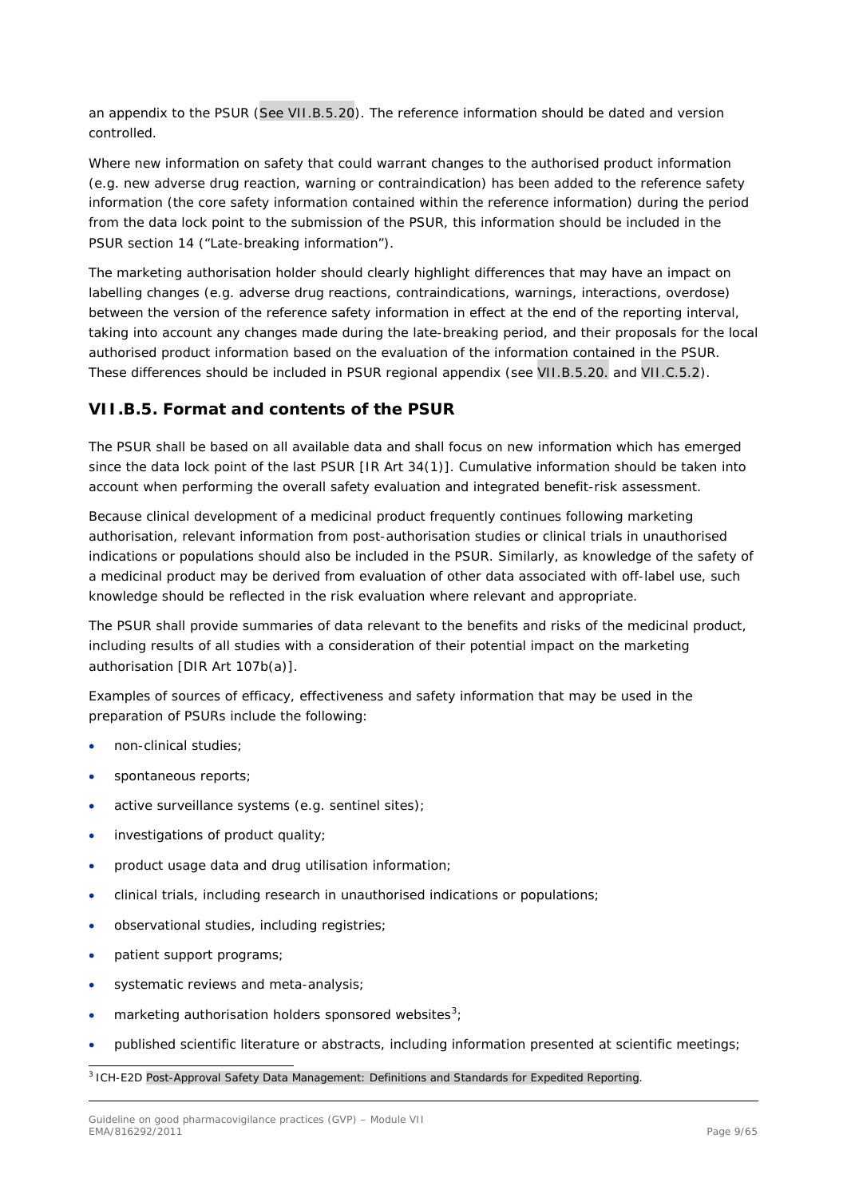an appendix to the PSUR (See VII.B.5.20). The reference information should be dated and version controlled.

Where new information on safety that could warrant changes to the authorised product information (e.g. new adverse drug reaction, warning or contraindication) has been added to the reference safety information (the core safety information contained within the reference information) during the period from the data lock point to the submission of the PSUR, this information should be included in the PSUR section 14 ("Late-breaking information").

The marketing authorisation holder should clearly highlight differences that may have an impact on labelling changes (e.g. adverse drug reactions, contraindications, warnings, interactions, overdose) between the version of the reference safety information in effect at the end of the reporting interval, taking into account any changes made during the late-breaking period, and their proposals for the local authorised product information based on the evaluation of the information contained in the PSUR. These differences should be included in PSUR regional appendix (see VII.B.5.20. and VII.C.5.2).

## VII.B.5. Format and contents of the PSUR

The PSUR shall be based on all available data and shall focus on new information which has emerged since the data lock point of the last PSUR [IR Art 34(1)]. Cumulative information should be taken into account when performing the overall safety evaluation and integrated benefit-risk assessment.

Because clinical development of a medicinal product frequently continues following marketing authorisation, relevant information from post-authorisation studies or clinical trials in unauthorised indications or populations should also be included in the PSUR. Similarly, as knowledge of the safety of a medicinal product may be derived from evaluation of other data associated with off-label use, such knowledge should be reflected in the risk evaluation where relevant and appropriate.

The PSUR shall provide summaries of data relevant to the benefits and risks of the medicinal product, including results of all studies with a consideration of their potential impact on the marketing authorisation [DIR Art 107b(a)].

Examples of sources of efficacy, effectiveness and safety information that may be used in the preparation of PSURs include the following:

- non-clinical studies;
- spontaneous reports;
- active surveillance systems (e.g. sentinel sites);
- investigations of product quality;
- product usage data and drug utilisation information;
- clinical trials, including research in unauthorised indications or populations;
- observational studies, including registries;
- patient support programs;
- systematic reviews and meta-analysis;
- marketing authorisation holders sponsored websites[3];
- published scientific literature or abstracts, including information presented at scientific meetings;

[3] ICH-E2D Post-Approval Safety Data Management: Definitions and Standards for Expedited Reporting.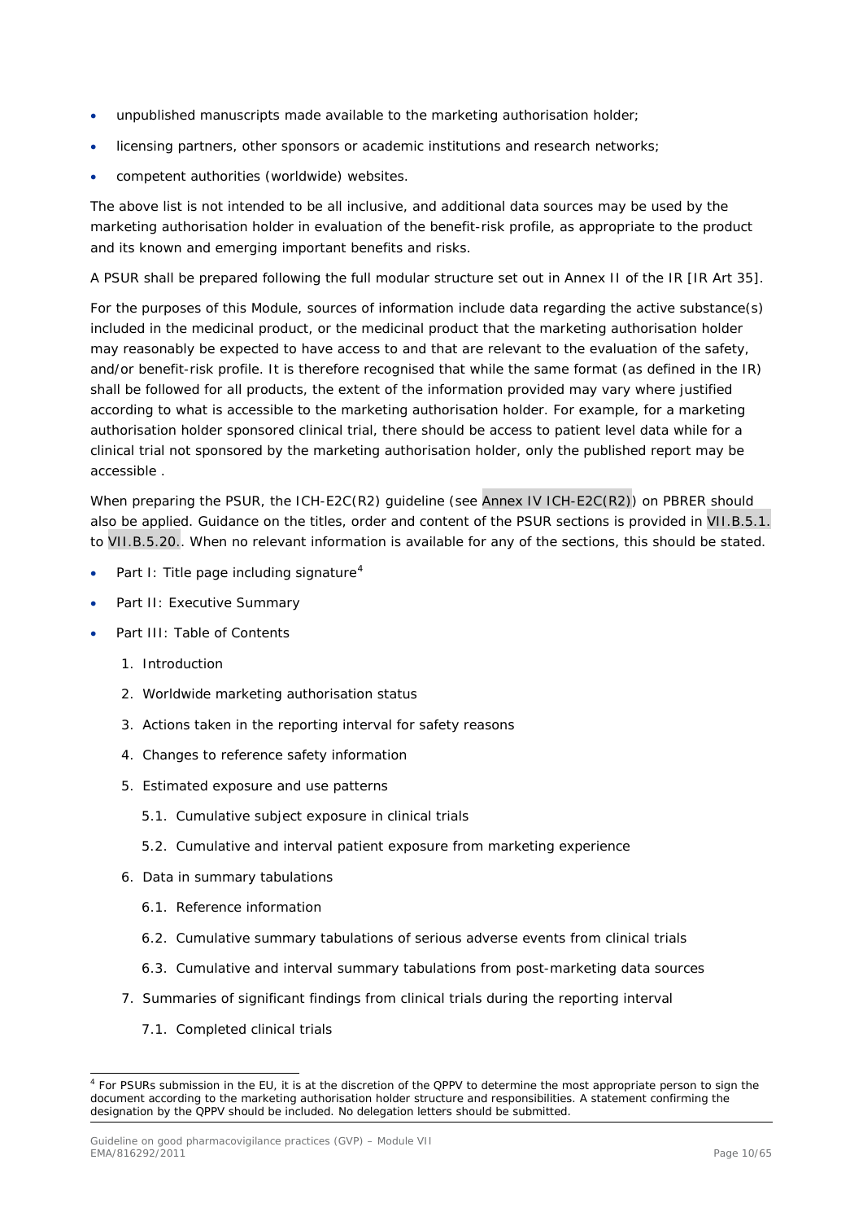- unpublished manuscripts made available to the marketing authorisation holder;
- licensing partners, other sponsors or academic institutions and research networks;
- competent authorities (worldwide) websites.

The above list is not intended to be all inclusive, and additional data sources may be used by the marketing authorisation holder in evaluation of the benefit-risk profile, as appropriate to the product and its known and emerging important benefits and risks.

A PSUR shall be prepared following the full modular structure set out in Annex II of the IR [IR Art 35].

For the purposes of this Module, sources of information include data regarding the active substance(s) included in the medicinal product, or the medicinal product that the marketing authorisation holder may reasonably be expected to have access to and that are relevant to the evaluation of the safety, and/or benefit-risk profile. It is therefore recognised that while the same format (as defined in the IR) shall be followed for all products, the extent of the information provided may vary where justified according to what is accessible to the marketing authorisation holder. For example, for a marketing authorisation holder sponsored clinical trial, there should be access to patient level data while for a clinical trial not sponsored by the marketing authorisation holder, only the published report may be accessible .

When preparing the PSUR, the ICH-E2C(R2) guideline (see Annex IV ICH-E2C(R2)) on PBRER should also be applied. Guidance on the titles, order and content of the PSUR sections is provided in VII.B.5.1. to VII.B.5.20.. When no relevant information is available for any of the sections, this should be stated.

- Part I: Title page including signature[4]
- Part II: Executive Summary
- Part III: Table of Contents
  1. Introduction
  2. Worldwide marketing authorisation status
  3. Actions taken in the reporting interval for safety reasons
  4. Changes to reference safety information
  5. Estimated exposure and use patterns
     - 5.1. Cumulative subject exposure in clinical trials
     - 5.2. Cumulative and interval patient exposure from marketing experience
  6. Data in summary tabulations
     - 6.1. Reference information
     - 6.2. Cumulative summary tabulations of serious adverse events from clinical trials
     - 6.3. Cumulative and interval summary tabulations from post-marketing data sources
  7. Summaries of significant findings from clinical trials during the reporting interval
     - 7.1. Completed clinical trials

[4] For PSURs submission in the EU, it is at the discretion of the QPPV to determine the most appropriate person to sign the document according to the marketing authorisation holder structure and responsibilities. A statement confirming the designation by the QPPV should be included. No delegation letters should be submitted.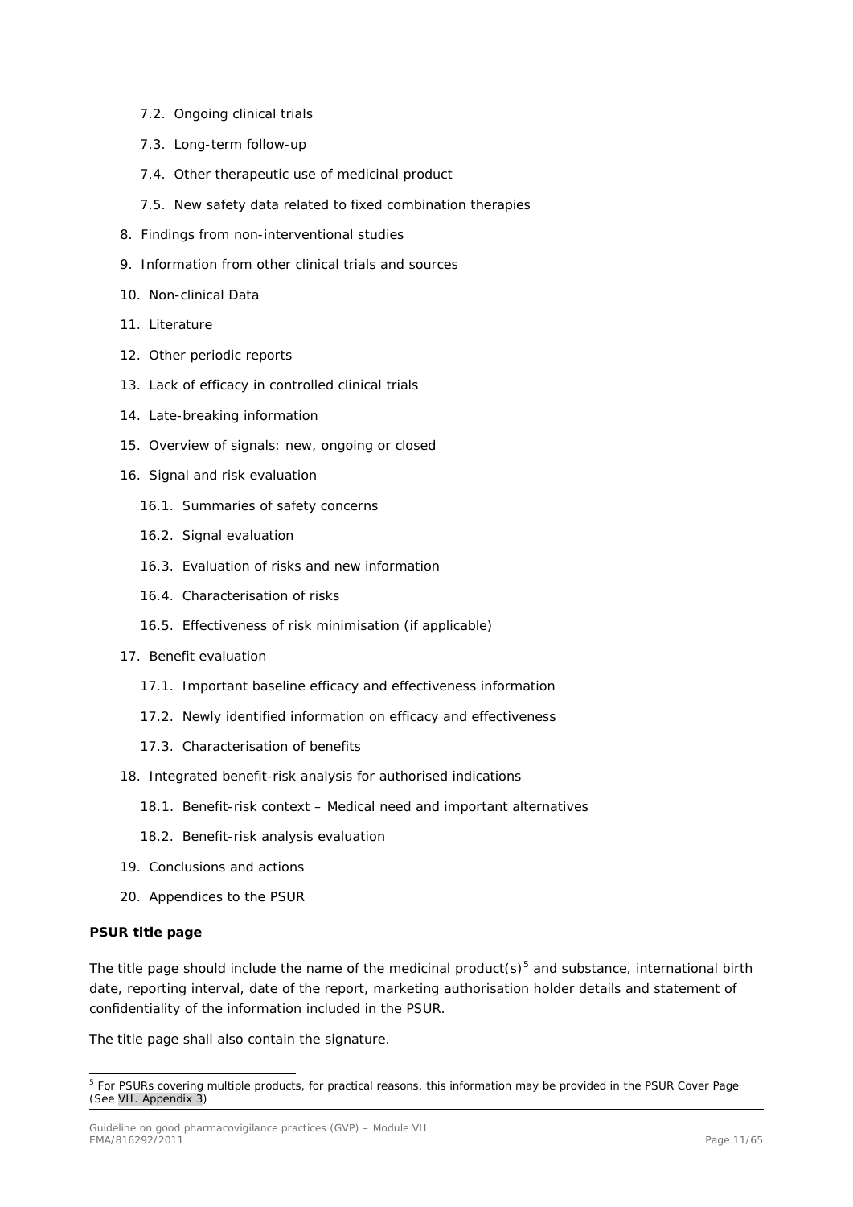- 7.2. Ongoing clinical trials
   - 7.3. Long-term follow-up
   - 7.4. Other therapeutic use of medicinal product
   - 7.5. New safety data related to fixed combination therapies
8. Findings from non-interventional studies
9. Information from other clinical trials and sources
10. Non-clinical Data
11. Literature
12. Other periodic reports
13. Lack of efficacy in controlled clinical trials
14. Late-breaking information
15. Overview of signals: new, ongoing or closed
16. Signal and risk evaluation
    - 16.1. Summaries of safety concerns
    - 16.2. Signal evaluation
    - 16.3. Evaluation of risks and new information
    - 16.4. Characterisation of risks
    - 16.5. Effectiveness of risk minimisation (if applicable)
17. Benefit evaluation
    - 17.1. Important baseline efficacy and effectiveness information
    - 17.2. Newly identified information on efficacy and effectiveness
    - 17.3. Characterisation of benefits
18. Integrated benefit-risk analysis for authorised indications
    - 18.1. Benefit-risk context – Medical need and important alternatives
    - 18.2. Benefit-risk analysis evaluation
19. Conclusions and actions
20. Appendices to the PSUR

**PSUR title page**

The title page should include the name of the medicinal product(s)[5] and substance, international birth date, reporting interval, date of the report, marketing authorisation holder details and statement of confidentiality of the information included in the PSUR.

The title page shall also contain the signature.

[5] For PSURs covering multiple products, for practical reasons, this information may be provided in the PSUR Cover Page (See VII. Appendix 3)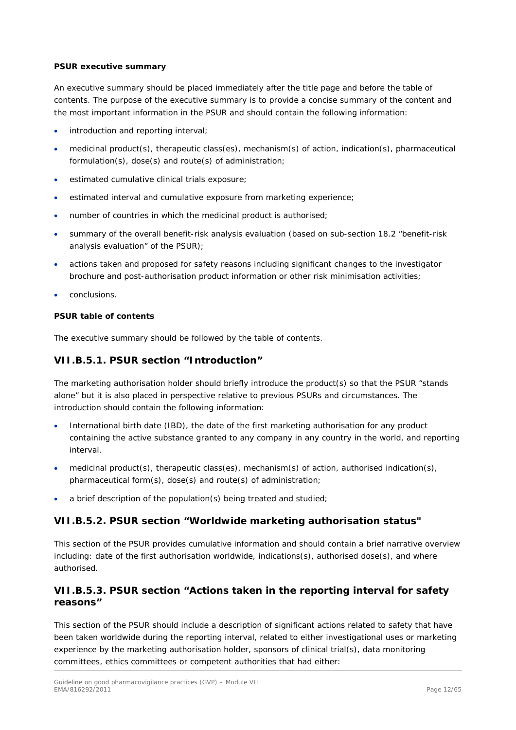**PSUR executive summary**

An executive summary should be placed immediately after the title page and before the table of contents. The purpose of the executive summary is to provide a concise summary of the content and the most important information in the PSUR and should contain the following information:

- introduction and reporting interval;
- medicinal product(s), therapeutic class(es), mechanism(s) of action, indication(s), pharmaceutical formulation(s), dose(s) and route(s) of administration;
- estimated cumulative clinical trials exposure;
- estimated interval and cumulative exposure from marketing experience;
- number of countries in which the medicinal product is authorised;
- summary of the overall benefit-risk analysis evaluation (based on sub-section 18.2 "benefit-risk analysis evaluation" of the PSUR);
- actions taken and proposed for safety reasons including significant changes to the investigator brochure and post-authorisation product information or other risk minimisation activities;
- conclusions.

**PSUR table of contents**

The executive summary should be followed by the table of contents.

## VII.B.5.1. PSUR section "Introduction"

The marketing authorisation holder should briefly introduce the product(s) so that the PSUR "stands alone" but it is also placed in perspective relative to previous PSURs and circumstances. The introduction should contain the following information:

- International birth date (IBD), the date of the first marketing authorisation for any product containing the active substance granted to any company in any country in the world, and reporting interval.
- medicinal product(s), therapeutic class(es), mechanism(s) of action, authorised indication(s), pharmaceutical form(s), dose(s) and route(s) of administration;
- a brief description of the population(s) being treated and studied;

## VII.B.5.2. PSUR section "Worldwide marketing authorisation status"

This section of the PSUR provides cumulative information and should contain a brief narrative overview including: date of the first authorisation worldwide, indications(s), authorised dose(s), and where authorised.

## VII.B.5.3. PSUR section "Actions taken in the reporting interval for safety reasons"

This section of the PSUR should include a description of significant actions related to safety that have been taken worldwide during the reporting interval, related to either investigational uses or marketing experience by the marketing authorisation holder, sponsors of clinical trial(s), data monitoring committees, ethics committees or competent authorities that had either: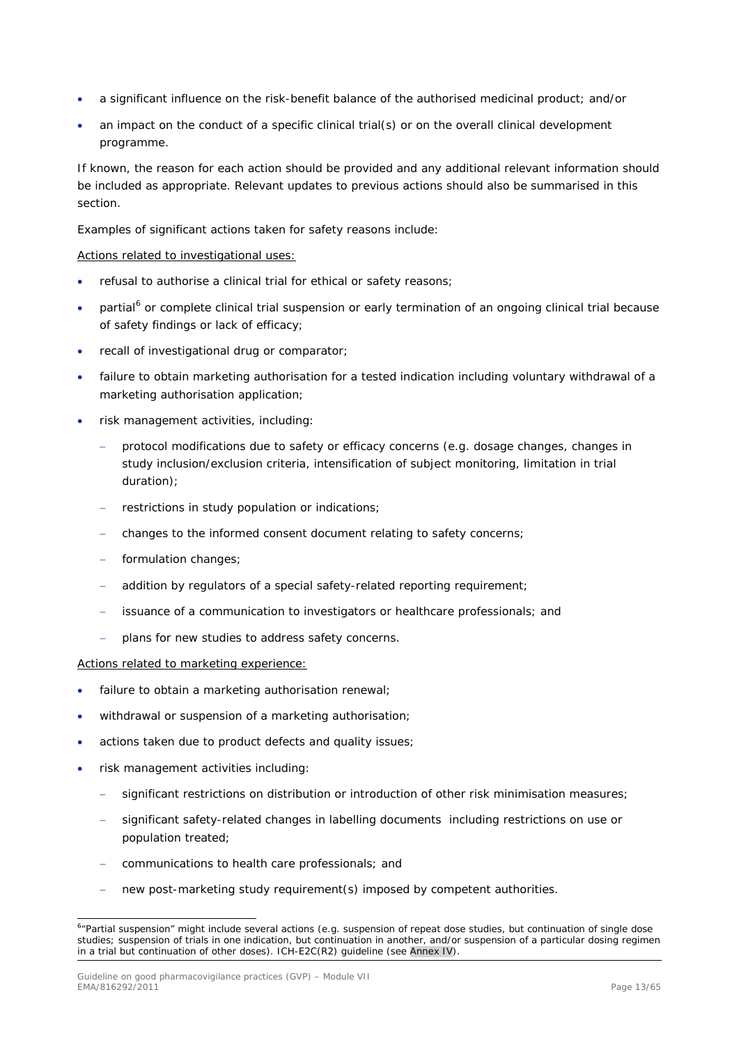- a significant influence on the risk-benefit balance of the authorised medicinal product; and/or
- an impact on the conduct of a specific clinical trial(s) or on the overall clinical development programme.

If known, the reason for each action should be provided and any additional relevant information should be included as appropriate. Relevant updates to previous actions should also be summarised in this section.

Examples of significant actions taken for safety reasons include:

<u>Actions related to investigational uses:</u>

- refusal to authorise a clinical trial for ethical or safety reasons;
- partial[6] or complete clinical trial suspension or early termination of an ongoing clinical trial because of safety findings or lack of efficacy;
- recall of investigational drug or comparator;
- failure to obtain marketing authorisation for a tested indication including voluntary withdrawal of a marketing authorisation application;
- risk management activities, including:
  - protocol modifications due to safety or efficacy concerns (e.g. dosage changes, changes in study inclusion/exclusion criteria, intensification of subject monitoring, limitation in trial duration);
  - restrictions in study population or indications;
  - changes to the informed consent document relating to safety concerns;
  - formulation changes;
  - addition by regulators of a special safety-related reporting requirement;
  - issuance of a communication to investigators or healthcare professionals; and
  - plans for new studies to address safety concerns.

<u>Actions related to marketing experience:</u>

- failure to obtain a marketing authorisation renewal;
- withdrawal or suspension of a marketing authorisation;
- actions taken due to product defects and quality issues;
- risk management activities including:
  - significant restrictions on distribution or introduction of other risk minimisation measures;
  - significant safety-related changes in labelling documents including restrictions on use or population treated;
  - communications to health care professionals; and
  - new post-marketing study requirement(s) imposed by competent authorities.

---

[6] "Partial suspension" might include several actions (e.g. suspension of repeat dose studies, but continuation of single dose studies; suspension of trials in one indication, but continuation in another, and/or suspension of a particular dosing regimen in a trial but continuation of other doses). ICH-E2C(R2) guideline (see Annex IV).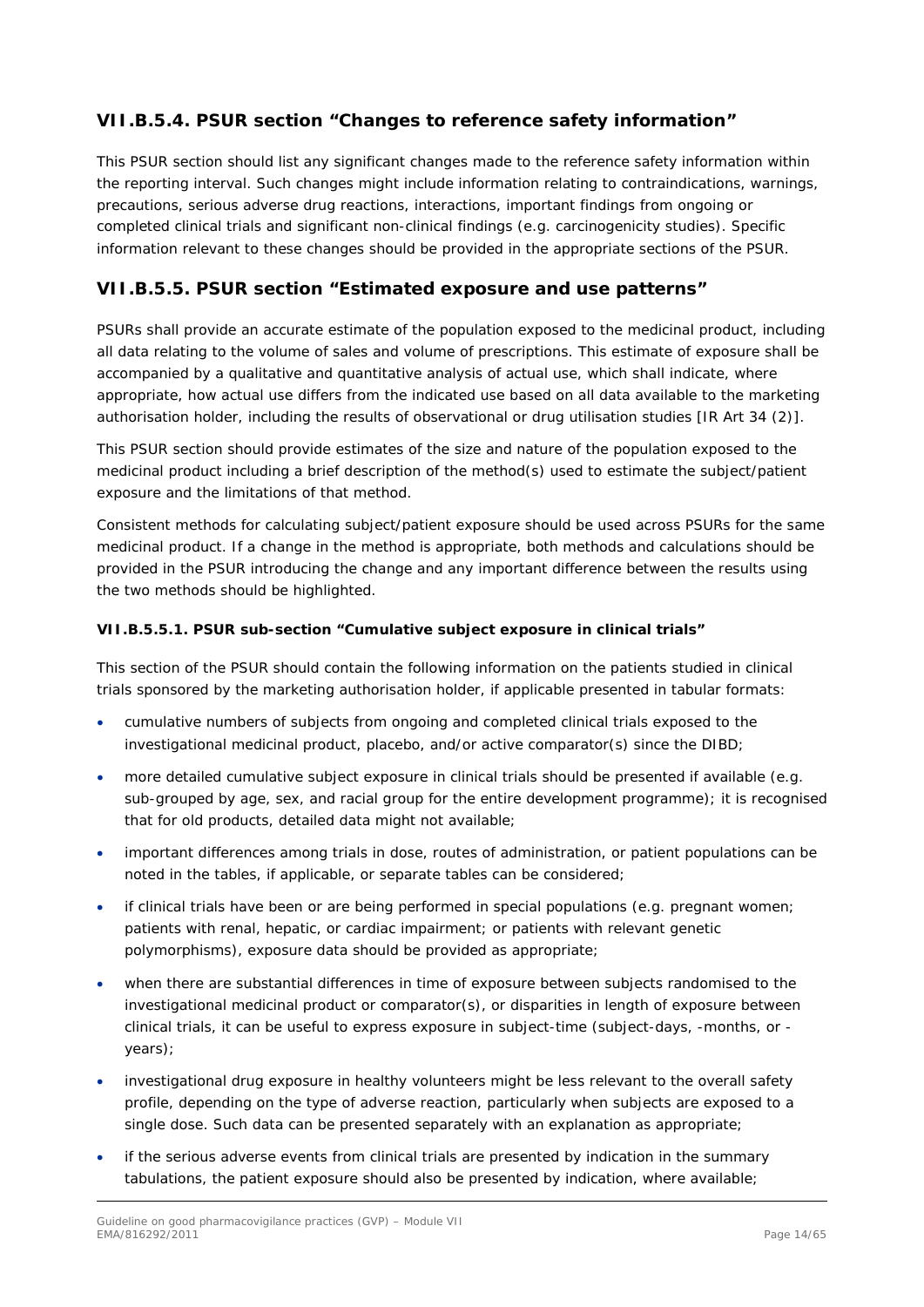### VII.B.5.4. PSUR section "Changes to reference safety information"

This PSUR section should list any significant changes made to the reference safety information within the reporting interval. Such changes might include information relating to contraindications, warnings, precautions, serious adverse drug reactions, interactions, important findings from ongoing or completed clinical trials and significant non-clinical findings (e.g. carcinogenicity studies). Specific information relevant to these changes should be provided in the appropriate sections of the PSUR.

### VII.B.5.5. PSUR section "Estimated exposure and use patterns"

PSURs shall provide an accurate estimate of the population exposed to the medicinal product, including all data relating to the volume of sales and volume of prescriptions. This estimate of exposure shall be accompanied by a qualitative and quantitative analysis of actual use, which shall indicate, where appropriate, how actual use differs from the indicated use based on all data available to the marketing authorisation holder, including the results of observational or drug utilisation studies [IR Art 34 (2)].

This PSUR section should provide estimates of the size and nature of the population exposed to the medicinal product including a brief description of the method(s) used to estimate the subject/patient exposure and the limitations of that method.

Consistent methods for calculating subject/patient exposure should be used across PSURs for the same medicinal product. If a change in the method is appropriate, both methods and calculations should be provided in the PSUR introducing the change and any important difference between the results using the two methods should be highlighted.

#### VII.B.5.5.1. PSUR sub-section "Cumulative subject exposure in clinical trials"

This section of the PSUR should contain the following information on the patients studied in clinical trials sponsored by the marketing authorisation holder, if applicable presented in tabular formats:

- cumulative numbers of subjects from ongoing and completed clinical trials exposed to the investigational medicinal product, placebo, and/or active comparator(s) since the DIBD;
- more detailed cumulative subject exposure in clinical trials should be presented if available (e.g. sub-grouped by age, sex, and racial group for the entire development programme); it is recognised that for old products, detailed data might not available;
- important differences among trials in dose, routes of administration, or patient populations can be noted in the tables, if applicable, or separate tables can be considered;
- if clinical trials have been or are being performed in special populations (e.g. pregnant women; patients with renal, hepatic, or cardiac impairment; or patients with relevant genetic polymorphisms), exposure data should be provided as appropriate;
- when there are substantial differences in time of exposure between subjects randomised to the investigational medicinal product or comparator(s), or disparities in length of exposure between clinical trials, it can be useful to express exposure in subject-time (subject-days, -months, or -years);
- investigational drug exposure in healthy volunteers might be less relevant to the overall safety profile, depending on the type of adverse reaction, particularly when subjects are exposed to a single dose. Such data can be presented separately with an explanation as appropriate;
- if the serious adverse events from clinical trials are presented by indication in the summary tabulations, the patient exposure should also be presented by indication, where available;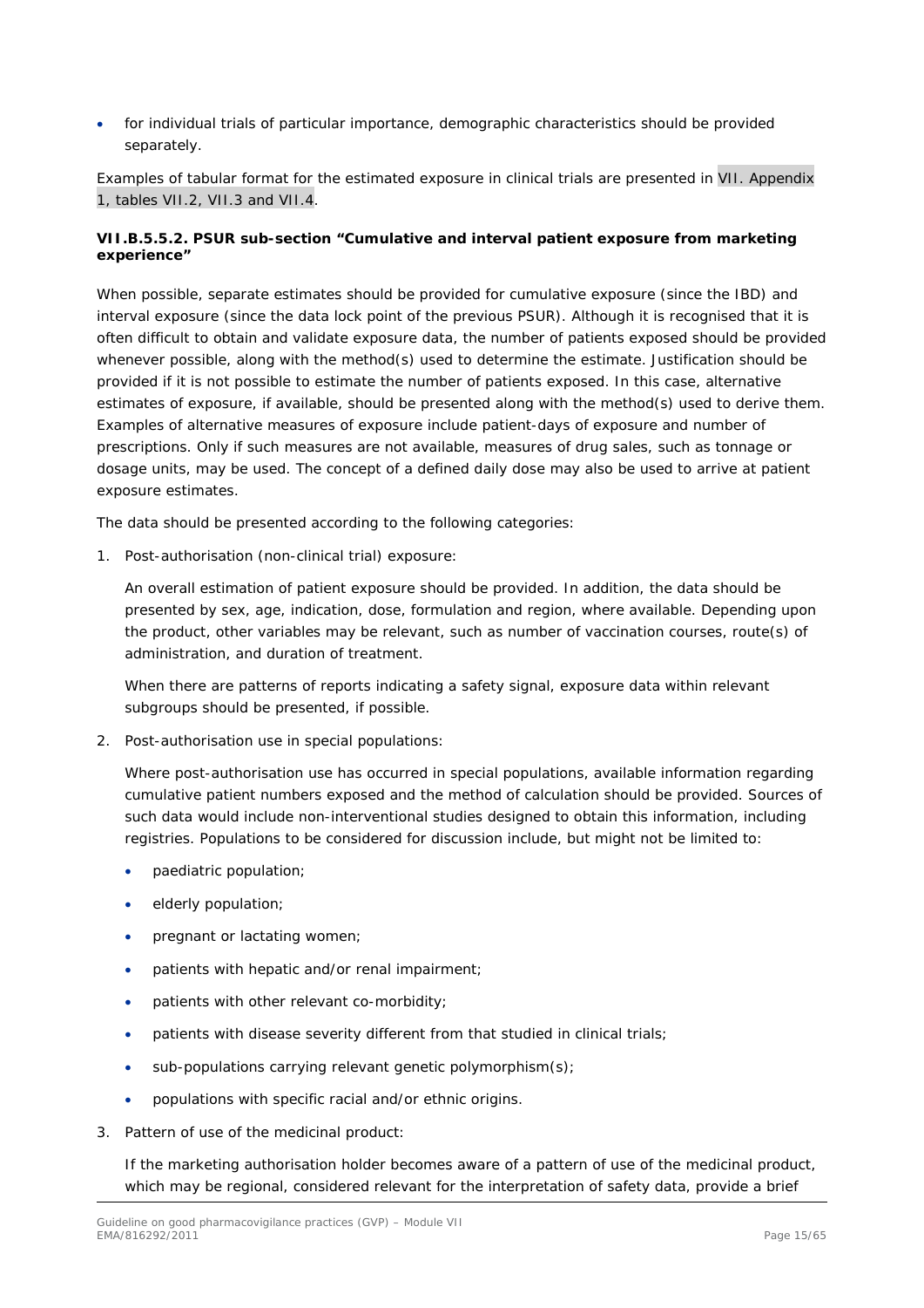- for individual trials of particular importance, demographic characteristics should be provided separately.

Examples of tabular format for the estimated exposure in clinical trials are presented in VII. Appendix 1, tables VII.2, VII.3 and VII.4.

#### VII.B.5.5.2. PSUR sub-section "Cumulative and interval patient exposure from marketing experience"

When possible, separate estimates should be provided for cumulative exposure (since the IBD) and interval exposure (since the data lock point of the previous PSUR). Although it is recognised that it is often difficult to obtain and validate exposure data, the number of patients exposed should be provided whenever possible, along with the method(s) used to determine the estimate. Justification should be provided if it is not possible to estimate the number of patients exposed. In this case, alternative estimates of exposure, if available, should be presented along with the method(s) used to derive them. Examples of alternative measures of exposure include patient-days of exposure and number of prescriptions. Only if such measures are not available, measures of drug sales, such as tonnage or dosage units, may be used. The concept of a defined daily dose may also be used to arrive at patient exposure estimates.

The data should be presented according to the following categories:

1. Post-authorisation (non-clinical trial) exposure:

   An overall estimation of patient exposure should be provided. In addition, the data should be presented by sex, age, indication, dose, formulation and region, where available. Depending upon the product, other variables may be relevant, such as number of vaccination courses, route(s) of administration, and duration of treatment.

   When there are patterns of reports indicating a safety signal, exposure data within relevant subgroups should be presented, if possible.

2. Post-authorisation use in special populations:

   Where post-authorisation use has occurred in special populations, available information regarding cumulative patient numbers exposed and the method of calculation should be provided. Sources of such data would include non-interventional studies designed to obtain this information, including registries. Populations to be considered for discussion include, but might not be limited to:

   - paediatric population;
   - elderly population;
   - pregnant or lactating women;
   - patients with hepatic and/or renal impairment;
   - patients with other relevant co-morbidity;
   - patients with disease severity different from that studied in clinical trials;
   - sub-populations carrying relevant genetic polymorphism(s);
   - populations with specific racial and/or ethnic origins.

3. Pattern of use of the medicinal product:

   If the marketing authorisation holder becomes aware of a pattern of use of the medicinal product, which may be regional, considered relevant for the interpretation of safety data, provide a brief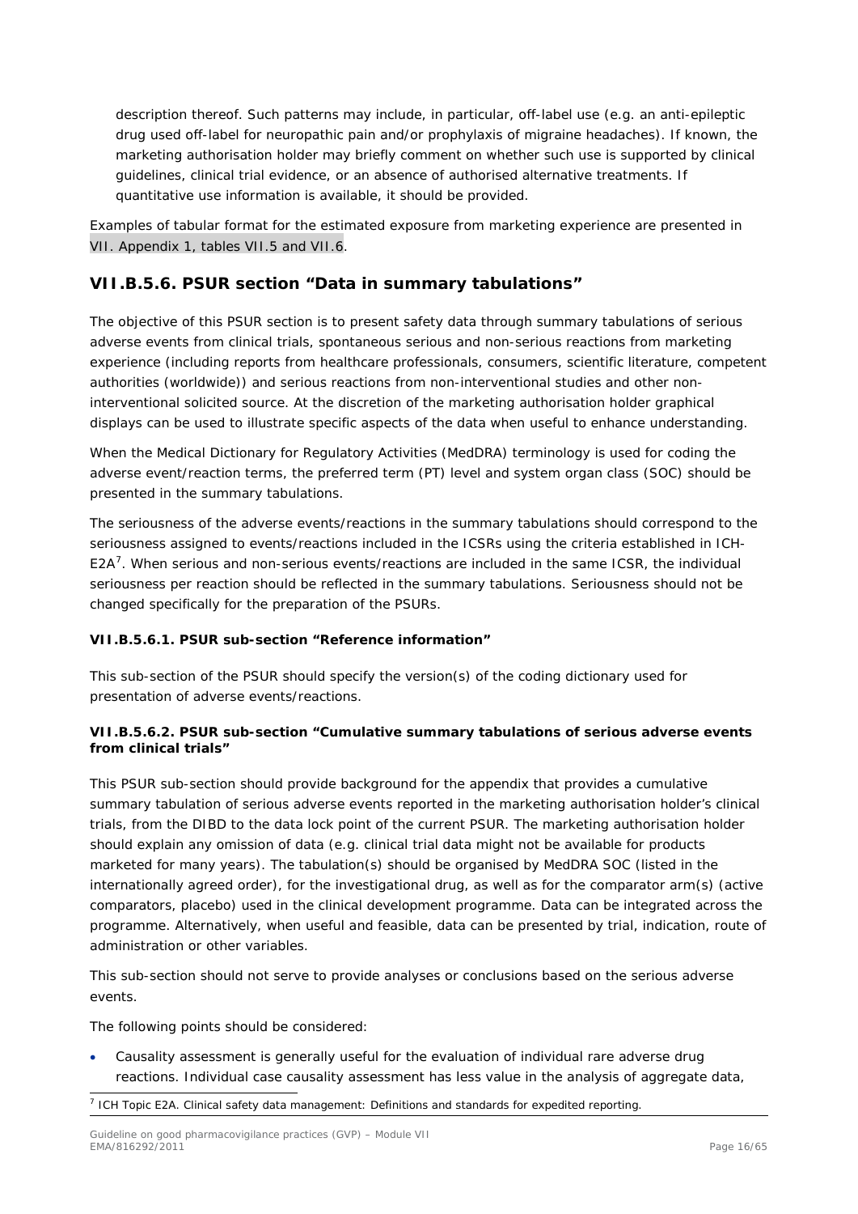description thereof. Such patterns may include, in particular, off-label use (e.g. an anti-epileptic drug used off-label for neuropathic pain and/or prophylaxis of migraine headaches). If known, the marketing authorisation holder may briefly comment on whether such use is supported by clinical guidelines, clinical trial evidence, or an absence of authorised alternative treatments. If quantitative use information is available, it should be provided.

Examples of tabular format for the estimated exposure from marketing experience are presented in VII. Appendix 1, tables VII.5 and VII.6.

## VII.B.5.6. PSUR section "Data in summary tabulations"

The objective of this PSUR section is to present safety data through summary tabulations of serious adverse events from clinical trials, spontaneous serious and non-serious reactions from marketing experience (including reports from healthcare professionals, consumers, scientific literature, competent authorities (worldwide)) and serious reactions from non-interventional studies and other non-interventional solicited source. At the discretion of the marketing authorisation holder graphical displays can be used to illustrate specific aspects of the data when useful to enhance understanding.

When the Medical Dictionary for Regulatory Activities (MedDRA) terminology is used for coding the adverse event/reaction terms, the preferred term (PT) level and system organ class (SOC) should be presented in the summary tabulations.

The seriousness of the adverse events/reactions in the summary tabulations should correspond to the seriousness assigned to events/reactions included in the ICSRs using the criteria established in ICH-E2A[7]. When serious and non-serious events/reactions are included in the same ICSR, the individual seriousness per reaction should be reflected in the summary tabulations. Seriousness should not be changed specifically for the preparation of the PSURs.

### VII.B.5.6.1. PSUR sub-section "Reference information"

This sub-section of the PSUR should specify the version(s) of the coding dictionary used for presentation of adverse events/reactions.

### VII.B.5.6.2. PSUR sub-section "Cumulative summary tabulations of serious adverse events from clinical trials"

This PSUR sub-section should provide background for the appendix that provides a cumulative summary tabulation of serious adverse events reported in the marketing authorisation holder's clinical trials, from the DIBD to the data lock point of the current PSUR. The marketing authorisation holder should explain any omission of data (e.g. clinical trial data might not be available for products marketed for many years). The tabulation(s) should be organised by MedDRA SOC (listed in the internationally agreed order), for the investigational drug, as well as for the comparator arm(s) (active comparators, placebo) used in the clinical development programme. Data can be integrated across the programme. Alternatively, when useful and feasible, data can be presented by trial, indication, route of administration or other variables.

This sub-section should not serve to provide analyses or conclusions based on the serious adverse events.

The following points should be considered:

- Causality assessment is generally useful for the evaluation of individual rare adverse drug reactions. Individual case causality assessment has less value in the analysis of aggregate data,

[7] ICH Topic E2A. Clinical safety data management: Definitions and standards for expedited reporting.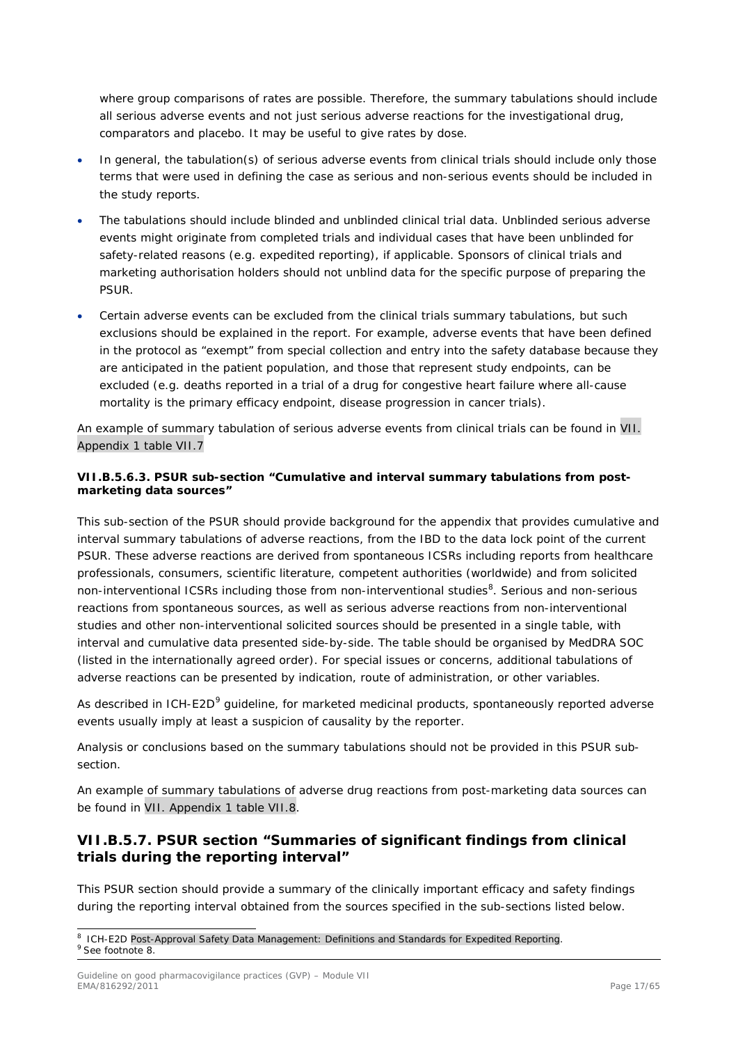where group comparisons of rates are possible. Therefore, the summary tabulations should include all serious adverse events and not just serious adverse reactions for the investigational drug, comparators and placebo. It may be useful to give rates by dose.

- In general, the tabulation(s) of serious adverse events from clinical trials should include only those terms that were used in defining the case as serious and non-serious events should be included in the study reports.
- The tabulations should include blinded and unblinded clinical trial data. Unblinded serious adverse events might originate from completed trials and individual cases that have been unblinded for safety-related reasons (e.g. expedited reporting), if applicable. Sponsors of clinical trials and marketing authorisation holders should not unblind data for the specific purpose of preparing the PSUR.
- Certain adverse events can be excluded from the clinical trials summary tabulations, but such exclusions should be explained in the report. For example, adverse events that have been defined in the protocol as "exempt" from special collection and entry into the safety database because they are anticipated in the patient population, and those that represent study endpoints, can be excluded (e.g. deaths reported in a trial of a drug for congestive heart failure where all-cause mortality is the primary efficacy endpoint, disease progression in cancer trials).

An example of summary tabulation of serious adverse events from clinical trials can be found in VII. Appendix 1 table VII.7

#### VII.B.5.6.3. PSUR sub-section "Cumulative and interval summary tabulations from post-marketing data sources"

This sub-section of the PSUR should provide background for the appendix that provides cumulative and interval summary tabulations of adverse reactions, from the IBD to the data lock point of the current PSUR. These adverse reactions are derived from spontaneous ICSRs including reports from healthcare professionals, consumers, scientific literature, competent authorities (worldwide) and from solicited non-interventional ICSRs including those from non-interventional studies[8]. Serious and non-serious reactions from spontaneous sources, as well as serious adverse reactions from non-interventional studies and other non-interventional solicited sources should be presented in a single table, with interval and cumulative data presented side-by-side. The table should be organised by MedDRA SOC (listed in the internationally agreed order). For special issues or concerns, additional tabulations of adverse reactions can be presented by indication, route of administration, or other variables.

As described in ICH-E2D[9] guideline, for marketed medicinal products, spontaneously reported adverse events usually imply at least a suspicion of causality by the reporter.

Analysis or conclusions based on the summary tabulations should not be provided in this PSUR sub-section.

An example of summary tabulations of adverse drug reactions from post-marketing data sources can be found in VII. Appendix 1 table VII.8.

### VII.B.5.7. PSUR section "Summaries of significant findings from clinical trials during the reporting interval"

This PSUR section should provide a summary of the clinically important efficacy and safety findings during the reporting interval obtained from the sources specified in the sub-sections listed below.

---

[8] ICH-E2D Post-Approval Safety Data Management: Definitions and Standards for Expedited Reporting.

[9] See footnote 8.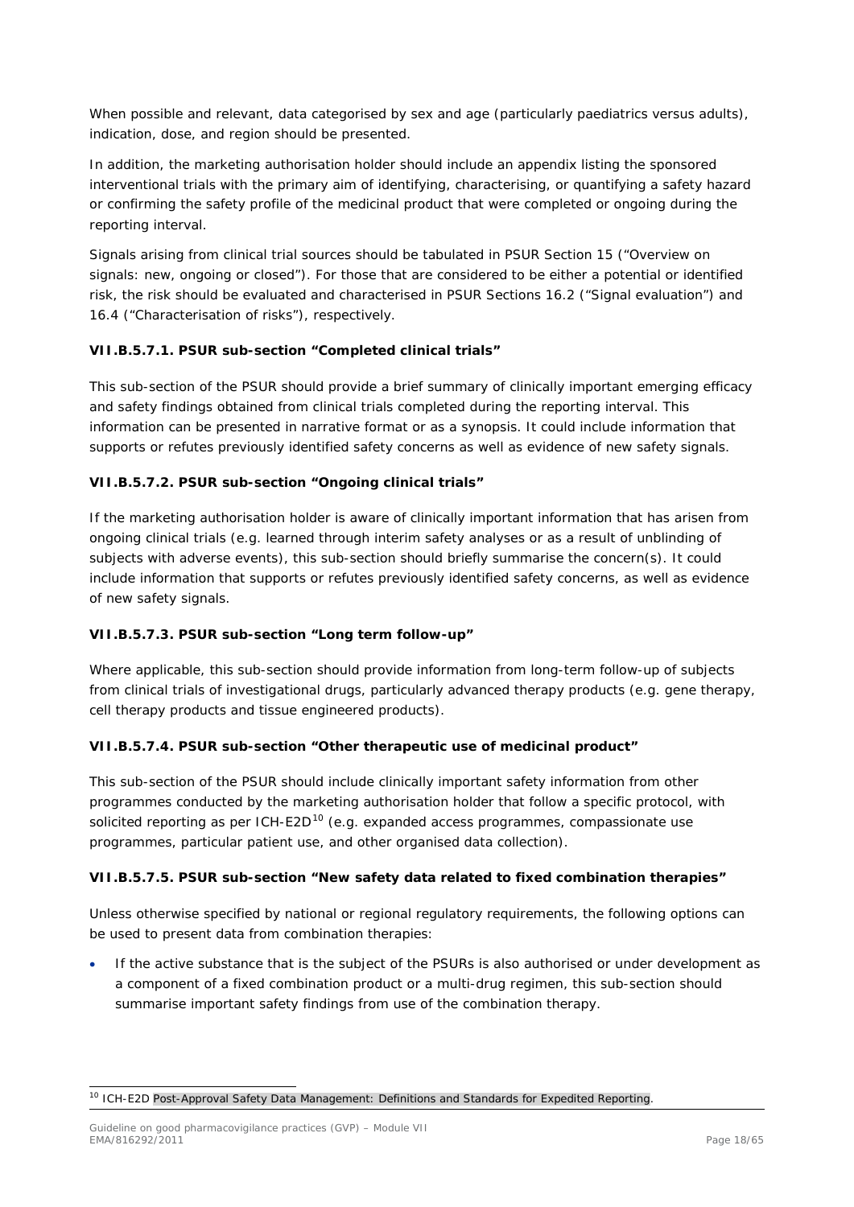When possible and relevant, data categorised by sex and age (particularly paediatrics versus adults), indication, dose, and region should be presented.

In addition, the marketing authorisation holder should include an appendix listing the sponsored interventional trials with the primary aim of identifying, characterising, or quantifying a safety hazard or confirming the safety profile of the medicinal product that were completed or ongoing during the reporting interval.

Signals arising from clinical trial sources should be tabulated in PSUR Section 15 ("Overview on signals: new, ongoing or closed"). For those that are considered to be either a potential or identified risk, the risk should be evaluated and characterised in PSUR Sections 16.2 ("Signal evaluation") and 16.4 ("Characterisation of risks"), respectively.

#### VII.B.5.7.1. PSUR sub-section "Completed clinical trials"

This sub-section of the PSUR should provide a brief summary of clinically important emerging efficacy and safety findings obtained from clinical trials completed during the reporting interval. This information can be presented in narrative format or as a synopsis. It could include information that supports or refutes previously identified safety concerns as well as evidence of new safety signals.

#### VII.B.5.7.2. PSUR sub-section "Ongoing clinical trials"

If the marketing authorisation holder is aware of clinically important information that has arisen from ongoing clinical trials (e.g. learned through interim safety analyses or as a result of unblinding of subjects with adverse events), this sub-section should briefly summarise the concern(s). It could include information that supports or refutes previously identified safety concerns, as well as evidence of new safety signals.

#### VII.B.5.7.3. PSUR sub-section "Long term follow-up"

Where applicable, this sub-section should provide information from long-term follow-up of subjects from clinical trials of investigational drugs, particularly advanced therapy products (e.g. gene therapy, cell therapy products and tissue engineered products).

#### VII.B.5.7.4. PSUR sub-section "Other therapeutic use of medicinal product"

This sub-section of the PSUR should include clinically important safety information from other programmes conducted by the marketing authorisation holder that follow a specific protocol, with solicited reporting as per ICH-E2D[10] (e.g. expanded access programmes, compassionate use programmes, particular patient use, and other organised data collection).

#### VII.B.5.7.5. PSUR sub-section "New safety data related to fixed combination therapies"

Unless otherwise specified by national or regional regulatory requirements, the following options can be used to present data from combination therapies:

- If the active substance that is the subject of the PSURs is also authorised or under development as a component of a fixed combination product or a multi-drug regimen, this sub-section should summarise important safety findings from use of the combination therapy.

---

[10] ICH-E2D Post-Approval Safety Data Management: Definitions and Standards for Expedited Reporting.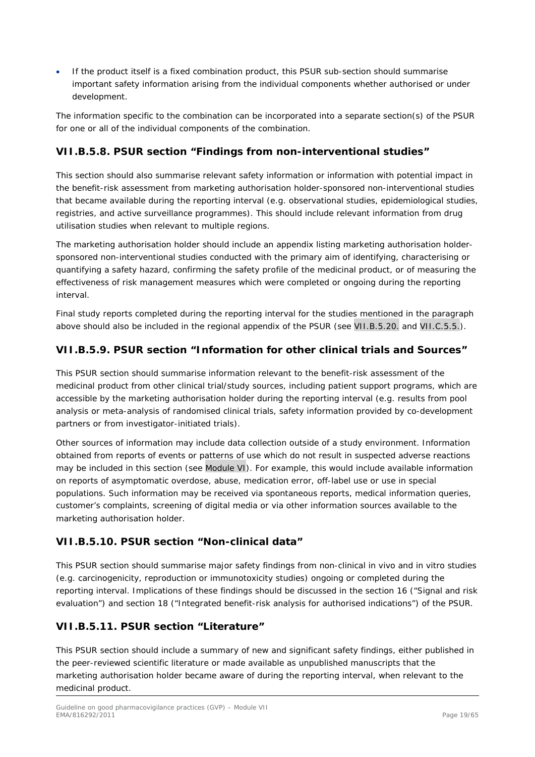- If the product itself is a fixed combination product, this PSUR sub-section should summarise important safety information arising from the individual components whether authorised or under development.

The information specific to the combination can be incorporated into a separate section(s) of the PSUR for one or all of the individual components of the combination.

### VII.B.5.8. PSUR section "Findings from non-interventional studies"

This section should also summarise relevant safety information or information with potential impact in the benefit-risk assessment from marketing authorisation holder-sponsored non-interventional studies that became available during the reporting interval (e.g. observational studies, epidemiological studies, registries, and active surveillance programmes). This should include relevant information from drug utilisation studies when relevant to multiple regions.

The marketing authorisation holder should include an appendix listing marketing authorisation holder-sponsored non-interventional studies conducted with the primary aim of identifying, characterising or quantifying a safety hazard, confirming the safety profile of the medicinal product, or of measuring the effectiveness of risk management measures which were completed or ongoing during the reporting interval.

Final study reports completed during the reporting interval for the studies mentioned in the paragraph above should also be included in the regional appendix of the PSUR (see VII.B.5.20. and VII.C.5.5.).

### VII.B.5.9. PSUR section "Information for other clinical trials and Sources"

This PSUR section should summarise information relevant to the benefit-risk assessment of the medicinal product from other clinical trial/study sources, including patient support programs, which are accessible by the marketing authorisation holder during the reporting interval (e.g. results from pool analysis or meta-analysis of randomised clinical trials, safety information provided by co-development partners or from investigator-initiated trials).

Other sources of information may include data collection outside of a study environment. Information obtained from reports of events or patterns of use which do not result in suspected adverse reactions may be included in this section (see Module VI). For example, this would include available information on reports of asymptomatic overdose, abuse, medication error, off-label use or use in special populations. Such information may be received via spontaneous reports, medical information queries, customer's complaints, screening of digital media or via other information sources available to the marketing authorisation holder.

### VII.B.5.10. PSUR section "Non-clinical data"

This PSUR section should summarise major safety findings from non-clinical in vivo and in vitro studies (e.g. carcinogenicity, reproduction or immunotoxicity studies) ongoing or completed during the reporting interval. Implications of these findings should be discussed in the section 16 ("Signal and risk evaluation") and section 18 ("Integrated benefit-risk analysis for authorised indications") of the PSUR.

### VII.B.5.11. PSUR section "Literature"

This PSUR section should include a summary of new and significant safety findings, either published in the peer-reviewed scientific literature or made available as unpublished manuscripts that the marketing authorisation holder became aware of during the reporting interval, when relevant to the medicinal product.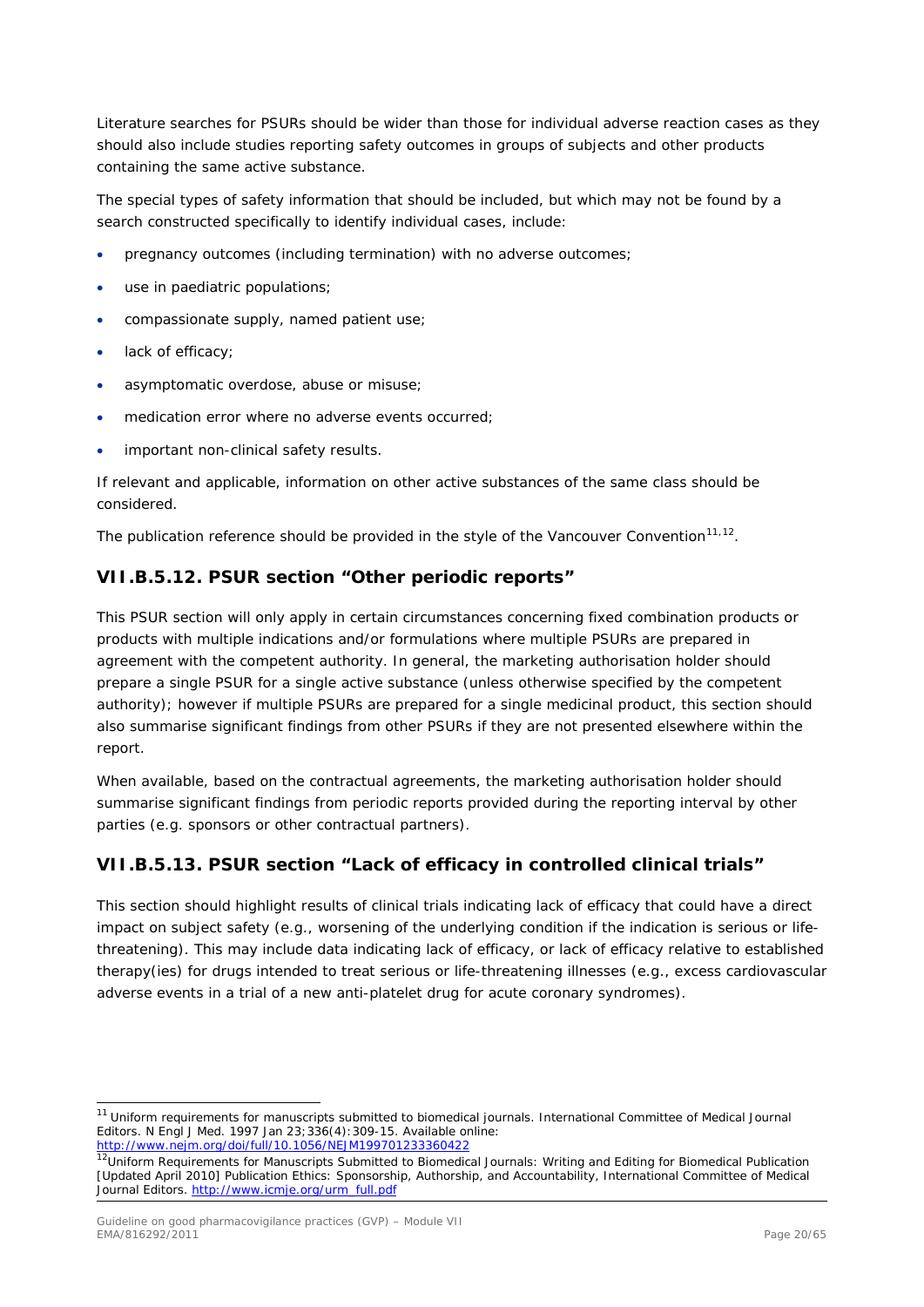Literature searches for PSURs should be wider than those for individual adverse reaction cases as they should also include studies reporting safety outcomes in groups of subjects and other products containing the same active substance.

The special types of safety information that should be included, but which may not be found by a search constructed specifically to identify individual cases, include:

- pregnancy outcomes (including termination) with no adverse outcomes;
- use in paediatric populations;
- compassionate supply, named patient use;
- lack of efficacy;
- asymptomatic overdose, abuse or misuse;
- medication error where no adverse events occurred;
- important non-clinical safety results.

If relevant and applicable, information on other active substances of the same class should be considered.

The publication reference should be provided in the style of the Vancouver Convention[11,12].

## VII.B.5.12. PSUR section "Other periodic reports"

This PSUR section will only apply in certain circumstances concerning fixed combination products or products with multiple indications and/or formulations where multiple PSURs are prepared in agreement with the competent authority. In general, the marketing authorisation holder should prepare a single PSUR for a single active substance (unless otherwise specified by the competent authority); however if multiple PSURs are prepared for a single medicinal product, this section should also summarise significant findings from other PSURs if they are not presented elsewhere within the report.

When available, based on the contractual agreements, the marketing authorisation holder should summarise significant findings from periodic reports provided during the reporting interval by other parties (e.g. sponsors or other contractual partners).

## VII.B.5.13. PSUR section "Lack of efficacy in controlled clinical trials"

This section should highlight results of clinical trials indicating lack of efficacy that could have a direct impact on subject safety (e.g., worsening of the underlying condition if the indication is serious or life-threatening). This may include data indicating lack of efficacy, or lack of efficacy relative to established therapy(ies) for drugs intended to treat serious or life-threatening illnesses (e.g., excess cardiovascular adverse events in a trial of a new anti-platelet drug for acute coronary syndromes).

---

[11] Uniform requirements for manuscripts submitted to biomedical journals. International Committee of Medical Journal Editors. N Engl J Med. 1997 Jan 23;336(4):309-15. Available online: http://www.nejm.org/doi/full/10.1056/NEJM199701233360422

[12] Uniform Requirements for Manuscripts Submitted to Biomedical Journals: Writing and Editing for Biomedical Publication [Updated April 2010] Publication Ethics: Sponsorship, Authorship, and Accountability, International Committee of Medical Journal Editors. http://www.icmje.org/urm_full.pdf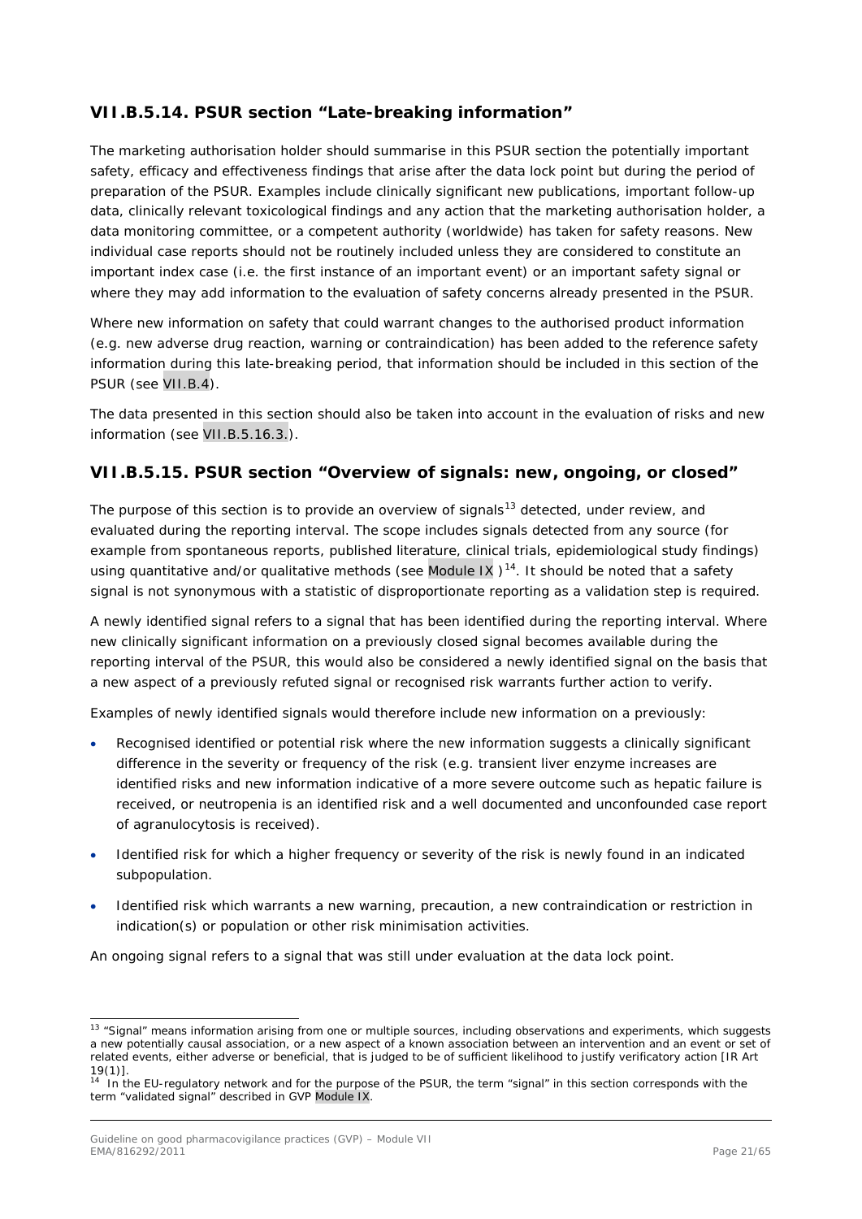### VII.B.5.14. PSUR section "Late-breaking information"

The marketing authorisation holder should summarise in this PSUR section the potentially important safety, efficacy and effectiveness findings that arise after the data lock point but during the period of preparation of the PSUR. Examples include clinically significant new publications, important follow-up data, clinically relevant toxicological findings and any action that the marketing authorisation holder, a data monitoring committee, or a competent authority (worldwide) has taken for safety reasons. New individual case reports should not be routinely included unless they are considered to constitute an important index case (i.e. the first instance of an important event) or an important safety signal or where they may add information to the evaluation of safety concerns already presented in the PSUR.

Where new information on safety that could warrant changes to the authorised product information (e.g. new adverse drug reaction, warning or contraindication) has been added to the reference safety information during this late-breaking period, that information should be included in this section of the PSUR (see VII.B.4).

The data presented in this section should also be taken into account in the evaluation of risks and new information (see VII.B.5.16.3.).

### VII.B.5.15. PSUR section "Overview of signals: new, ongoing, or closed"

The purpose of this section is to provide an overview of signals[13] detected, under review, and evaluated during the reporting interval. The scope includes signals detected from any source (for example from spontaneous reports, published literature, clinical trials, epidemiological study findings) using quantitative and/or qualitative methods (see Module IX )[14]. It should be noted that a safety signal is not synonymous with a statistic of disproportionate reporting as a validation step is required.

A newly identified signal refers to a signal that has been identified during the reporting interval. Where new clinically significant information on a previously closed signal becomes available during the reporting interval of the PSUR, this would also be considered a newly identified signal on the basis that a new aspect of a previously refuted signal or recognised risk warrants further action to verify.

Examples of newly identified signals would therefore include new information on a previously:

- Recognised identified or potential risk where the new information suggests a clinically significant difference in the severity or frequency of the risk (e.g. transient liver enzyme increases are identified risks and new information indicative of a more severe outcome such as hepatic failure is received, or neutropenia is an identified risk and a well documented and unconfounded case report of agranulocytosis is received).
- Identified risk for which a higher frequency or severity of the risk is newly found in an indicated subpopulation.
- Identified risk which warrants a new warning, precaution, a new contraindication or restriction in indication(s) or population or other risk minimisation activities.

An ongoing signal refers to a signal that was still under evaluation at the data lock point.

---

[13] "Signal" means information arising from one or multiple sources, including observations and experiments, which suggests a new potentially causal association, or a new aspect of a known association between an intervention and an event or set of related events, either adverse or beneficial, that is judged to be of sufficient likelihood to justify verificatory action [IR Art 19(1)].

[14] In the EU-regulatory network and for the purpose of the PSUR, the term "signal" in this section corresponds with the term "validated signal" described in GVP Module IX.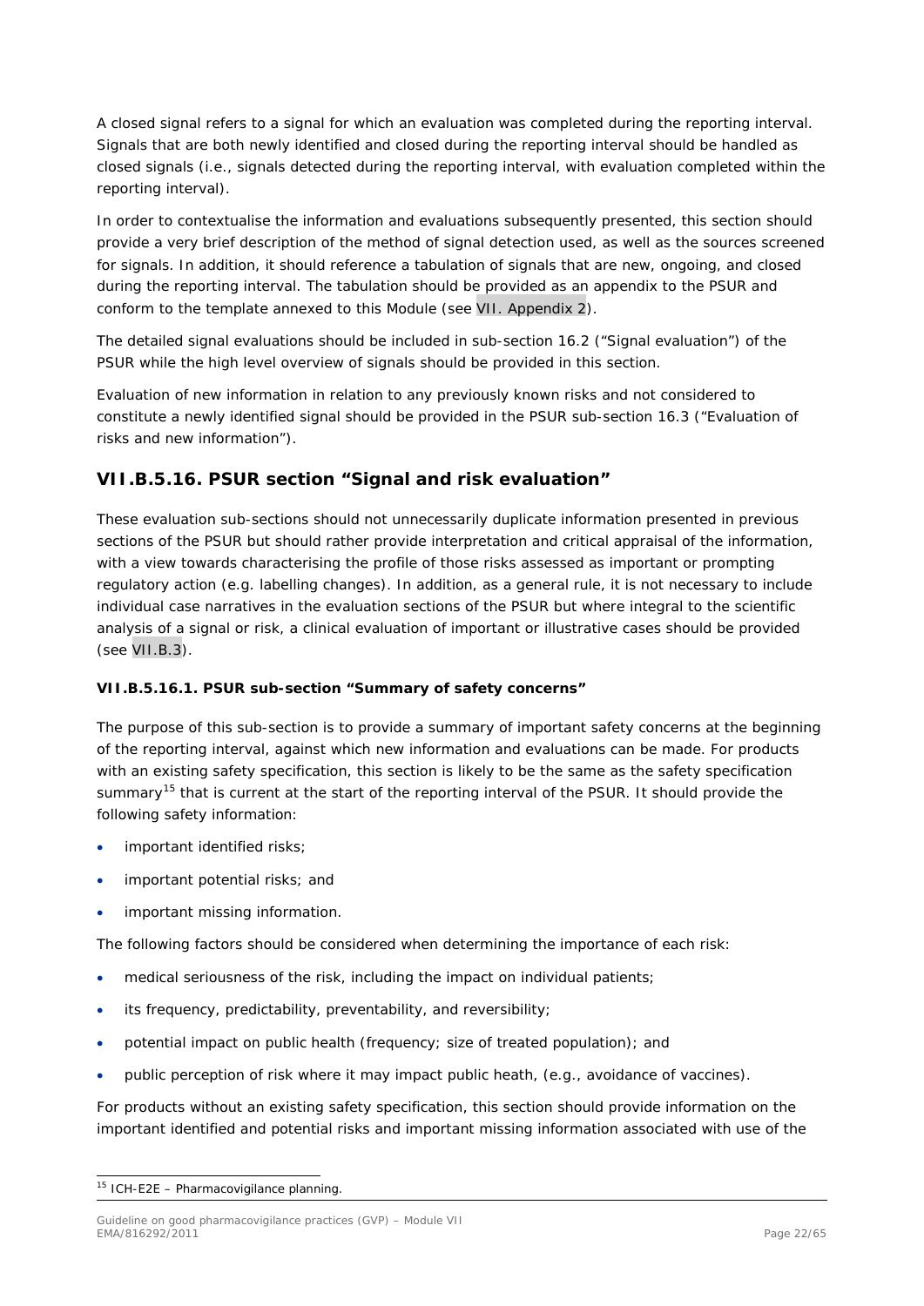A closed signal refers to a signal for which an evaluation was completed during the reporting interval. Signals that are both newly identified and closed during the reporting interval should be handled as closed signals (i.e., signals detected during the reporting interval, with evaluation completed within the reporting interval).

In order to contextualise the information and evaluations subsequently presented, this section should provide a very brief description of the method of signal detection used, as well as the sources screened for signals. In addition, it should reference a tabulation of signals that are new, ongoing, and closed during the reporting interval. The tabulation should be provided as an appendix to the PSUR and conform to the template annexed to this Module (see VII. Appendix 2).

The detailed signal evaluations should be included in sub-section 16.2 ("Signal evaluation") of the PSUR while the high level overview of signals should be provided in this section.

Evaluation of new information in relation to any previously known risks and not considered to constitute a newly identified signal should be provided in the PSUR sub-section 16.3 ("Evaluation of risks and new information").

## VII.B.5.16. PSUR section "Signal and risk evaluation"

These evaluation sub-sections should not unnecessarily duplicate information presented in previous sections of the PSUR but should rather provide interpretation and critical appraisal of the information, with a view towards characterising the profile of those risks assessed as important or prompting regulatory action (e.g. labelling changes). In addition, as a general rule, it is not necessary to include individual case narratives in the evaluation sections of the PSUR but where integral to the scientific analysis of a signal or risk, a clinical evaluation of important or illustrative cases should be provided (see VII.B.3).

### VII.B.5.16.1. PSUR sub-section "Summary of safety concerns"

The purpose of this sub-section is to provide a summary of important safety concerns at the beginning of the reporting interval, against which new information and evaluations can be made. For products with an existing safety specification, this section is likely to be the same as the safety specification summary[15] that is current at the start of the reporting interval of the PSUR. It should provide the following safety information:

- important identified risks;
- important potential risks; and
- important missing information.

The following factors should be considered when determining the importance of each risk:

- medical seriousness of the risk, including the impact on individual patients;
- its frequency, predictability, preventability, and reversibility;
- potential impact on public health (frequency; size of treated population); and
- public perception of risk where it may impact public heath, (e.g., avoidance of vaccines).

For products without an existing safety specification, this section should provide information on the important identified and potential risks and important missing information associated with use of the

[15] ICH-E2E – Pharmacovigilance planning.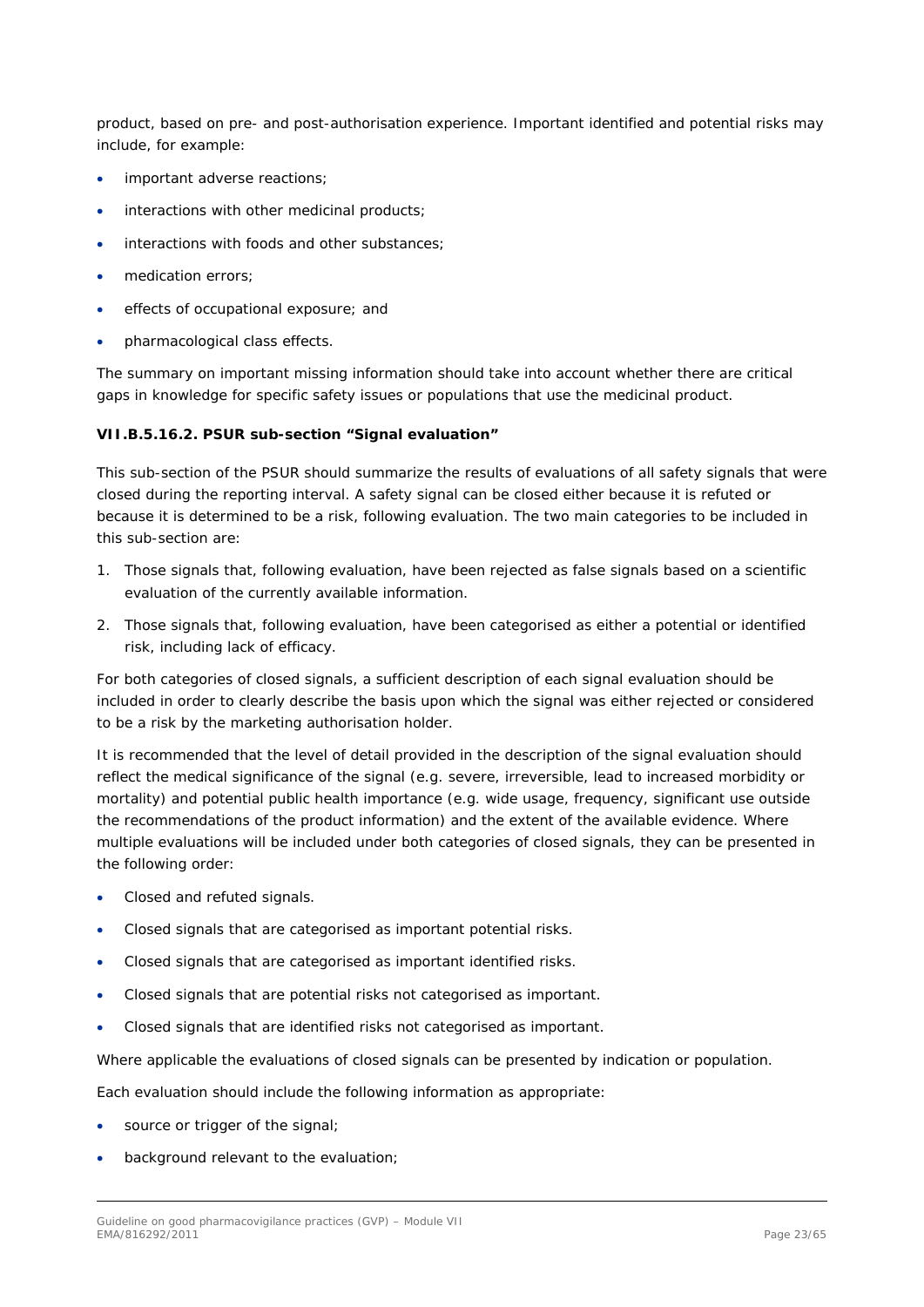product, based on pre- and post-authorisation experience. Important identified and potential risks may include, for example:

- important adverse reactions;
- interactions with other medicinal products;
- interactions with foods and other substances;
- medication errors;
- effects of occupational exposure; and
- pharmacological class effects.

The summary on important missing information should take into account whether there are critical gaps in knowledge for specific safety issues or populations that use the medicinal product.

#### VII.B.5.16.2. PSUR sub-section "Signal evaluation"

This sub-section of the PSUR should summarize the results of evaluations of all safety signals that were closed during the reporting interval. A safety signal can be closed either because it is refuted or because it is determined to be a risk, following evaluation. The two main categories to be included in this sub-section are:

1. Those signals that, following evaluation, have been rejected as false signals based on a scientific evaluation of the currently available information.
2. Those signals that, following evaluation, have been categorised as either a potential or identified risk, including lack of efficacy.

For both categories of closed signals, a sufficient description of each signal evaluation should be included in order to clearly describe the basis upon which the signal was either rejected or considered to be a risk by the marketing authorisation holder.

It is recommended that the level of detail provided in the description of the signal evaluation should reflect the medical significance of the signal (e.g. severe, irreversible, lead to increased morbidity or mortality) and potential public health importance (e.g. wide usage, frequency, significant use outside the recommendations of the product information) and the extent of the available evidence. Where multiple evaluations will be included under both categories of closed signals, they can be presented in the following order:

- Closed and refuted signals.
- Closed signals that are categorised as important potential risks.
- Closed signals that are categorised as important identified risks.
- Closed signals that are potential risks not categorised as important.
- Closed signals that are identified risks not categorised as important.

Where applicable the evaluations of closed signals can be presented by indication or population.

Each evaluation should include the following information as appropriate:

- source or trigger of the signal;
- background relevant to the evaluation;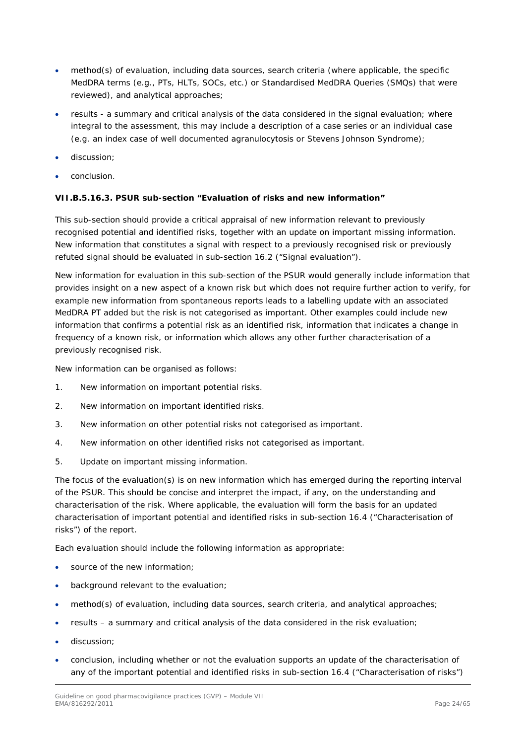- method(s) of evaluation, including data sources, search criteria (where applicable, the specific MedDRA terms (e.g., PTs, HLTs, SOCs, etc.) or Standardised MedDRA Queries (SMQs) that were reviewed), and analytical approaches;
- results - a summary and critical analysis of the data considered in the signal evaluation; where integral to the assessment, this may include a description of a case series or an individual case (e.g. an index case of well documented agranulocytosis or Stevens Johnson Syndrome);
- discussion;
- conclusion.

#### VII.B.5.16.3. PSUR sub-section "Evaluation of risks and new information"

This sub-section should provide a critical appraisal of new information relevant to previously recognised potential and identified risks, together with an update on important missing information. New information that constitutes a signal with respect to a previously recognised risk or previously refuted signal should be evaluated in sub-section 16.2 ("Signal evaluation").

New information for evaluation in this sub-section of the PSUR would generally include information that provides insight on a new aspect of a known risk but which does not require further action to verify, for example new information from spontaneous reports leads to a labelling update with an associated MedDRA PT added but the risk is not categorised as important. Other examples could include new information that confirms a potential risk as an identified risk, information that indicates a change in frequency of a known risk, or information which allows any other further characterisation of a previously recognised risk.

New information can be organised as follows:

1. New information on important potential risks.
2. New information on important identified risks.
3. New information on other potential risks not categorised as important.
4. New information on other identified risks not categorised as important.
5. Update on important missing information.

The focus of the evaluation(s) is on new information which has emerged during the reporting interval of the PSUR. This should be concise and interpret the impact, if any, on the understanding and characterisation of the risk. Where applicable, the evaluation will form the basis for an updated characterisation of important potential and identified risks in sub-section 16.4 ("Characterisation of risks") of the report.

Each evaluation should include the following information as appropriate:

- source of the new information;
- background relevant to the evaluation;
- method(s) of evaluation, including data sources, search criteria, and analytical approaches;
- results – a summary and critical analysis of the data considered in the risk evaluation;
- discussion;
- conclusion, including whether or not the evaluation supports an update of the characterisation of any of the important potential and identified risks in sub-section 16.4 ("Characterisation of risks")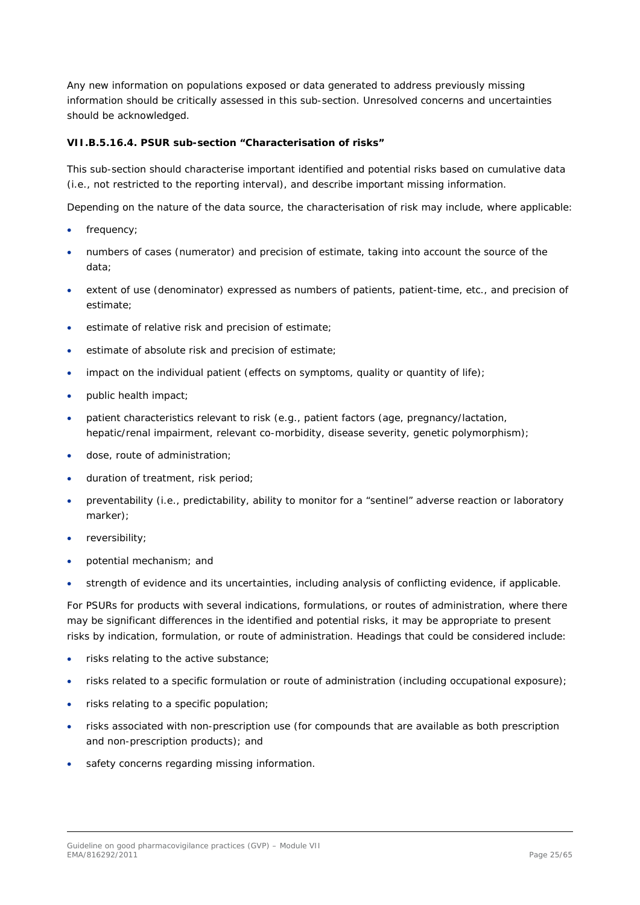Any new information on populations exposed or data generated to address previously missing information should be critically assessed in this sub-section. Unresolved concerns and uncertainties should be acknowledged.

#### VII.B.5.16.4. PSUR sub-section "Characterisation of risks"

This sub-section should characterise important identified and potential risks based on cumulative data (i.e., not restricted to the reporting interval), and describe important missing information.

Depending on the nature of the data source, the characterisation of risk may include, where applicable:

- frequency;
- numbers of cases (numerator) and precision of estimate, taking into account the source of the data;
- extent of use (denominator) expressed as numbers of patients, patient-time, etc., and precision of estimate;
- estimate of relative risk and precision of estimate;
- estimate of absolute risk and precision of estimate;
- impact on the individual patient (effects on symptoms, quality or quantity of life);
- public health impact;
- patient characteristics relevant to risk (e.g., patient factors (age, pregnancy/lactation, hepatic/renal impairment, relevant co-morbidity, disease severity, genetic polymorphism);
- dose, route of administration;
- duration of treatment, risk period;
- preventability (i.e., predictability, ability to monitor for a "sentinel" adverse reaction or laboratory marker);
- reversibility;
- potential mechanism; and
- strength of evidence and its uncertainties, including analysis of conflicting evidence, if applicable.

For PSURs for products with several indications, formulations, or routes of administration, where there may be significant differences in the identified and potential risks, it may be appropriate to present risks by indication, formulation, or route of administration. Headings that could be considered include:

- risks relating to the active substance;
- risks related to a specific formulation or route of administration (including occupational exposure);
- risks relating to a specific population;
- risks associated with non-prescription use (for compounds that are available as both prescription and non-prescription products); and
- safety concerns regarding missing information.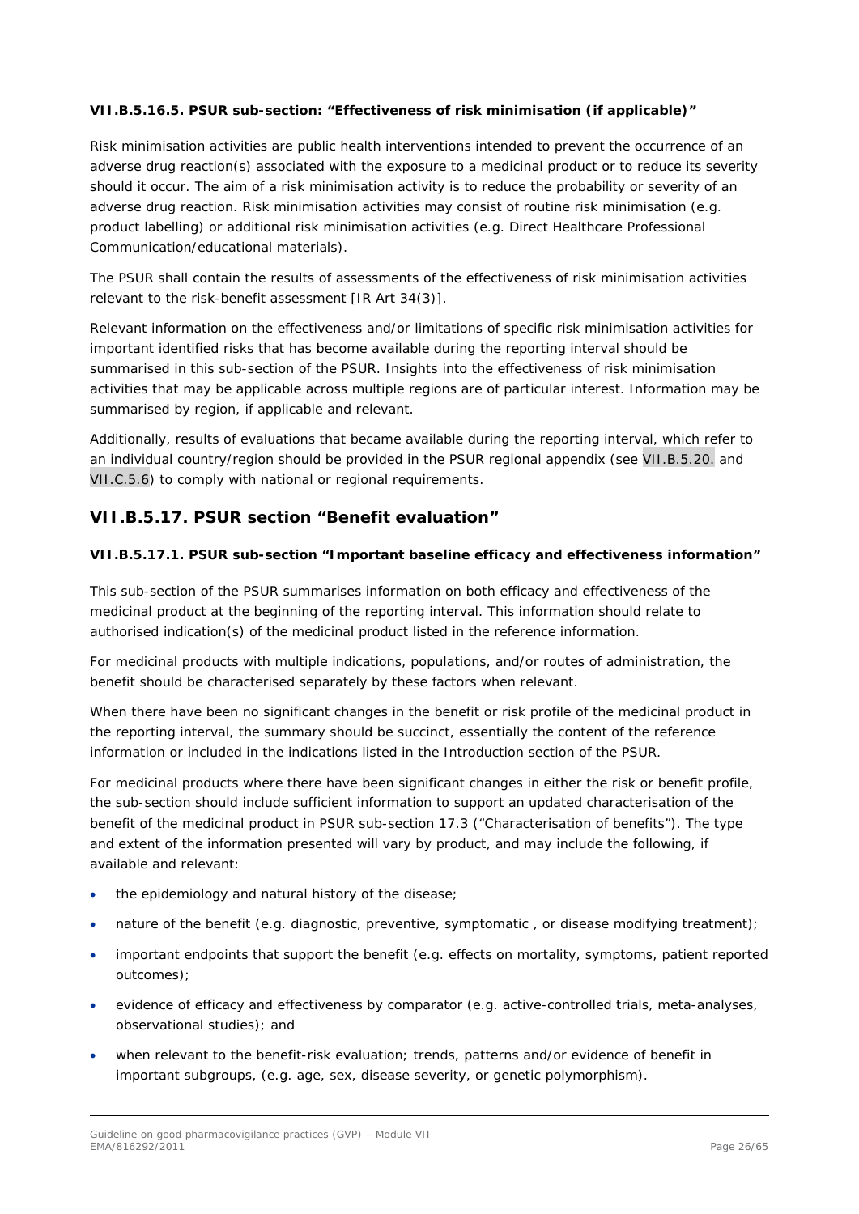#### VII.B.5.16.5. PSUR sub-section: "Effectiveness of risk minimisation (if applicable)"

Risk minimisation activities are public health interventions intended to prevent the occurrence of an adverse drug reaction(s) associated with the exposure to a medicinal product or to reduce its severity should it occur. The aim of a risk minimisation activity is to reduce the probability or severity of an adverse drug reaction. Risk minimisation activities may consist of routine risk minimisation (e.g. product labelling) or additional risk minimisation activities (e.g. Direct Healthcare Professional Communication/educational materials).

The PSUR shall contain the results of assessments of the effectiveness of risk minimisation activities relevant to the risk-benefit assessment [IR Art 34(3)].

Relevant information on the effectiveness and/or limitations of specific risk minimisation activities for important identified risks that has become available during the reporting interval should be summarised in this sub-section of the PSUR. Insights into the effectiveness of risk minimisation activities that may be applicable across multiple regions are of particular interest. Information may be summarised by region, if applicable and relevant.

Additionally, results of evaluations that became available during the reporting interval, which refer to an individual country/region should be provided in the PSUR regional appendix (see VII.B.5.20. and VII.C.5.6) to comply with national or regional requirements.

### VII.B.5.17. PSUR section "Benefit evaluation"

#### VII.B.5.17.1. PSUR sub-section "Important baseline efficacy and effectiveness information"

This sub-section of the PSUR summarises information on both efficacy and effectiveness of the medicinal product at the beginning of the reporting interval. This information should relate to authorised indication(s) of the medicinal product listed in the reference information.

For medicinal products with multiple indications, populations, and/or routes of administration, the benefit should be characterised separately by these factors when relevant.

When there have been no significant changes in the benefit or risk profile of the medicinal product in the reporting interval, the summary should be succinct, essentially the content of the reference information or included in the indications listed in the Introduction section of the PSUR.

For medicinal products where there have been significant changes in either the risk or benefit profile, the sub-section should include sufficient information to support an updated characterisation of the benefit of the medicinal product in PSUR sub-section 17.3 ("Characterisation of benefits"). The type and extent of the information presented will vary by product, and may include the following, if available and relevant:

- the epidemiology and natural history of the disease;
- nature of the benefit (e.g. diagnostic, preventive, symptomatic , or disease modifying treatment);
- important endpoints that support the benefit (e.g. effects on mortality, symptoms, patient reported outcomes);
- evidence of efficacy and effectiveness by comparator (e.g. active-controlled trials, meta-analyses, observational studies); and
- when relevant to the benefit-risk evaluation; trends, patterns and/or evidence of benefit in important subgroups, (e.g. age, sex, disease severity, or genetic polymorphism).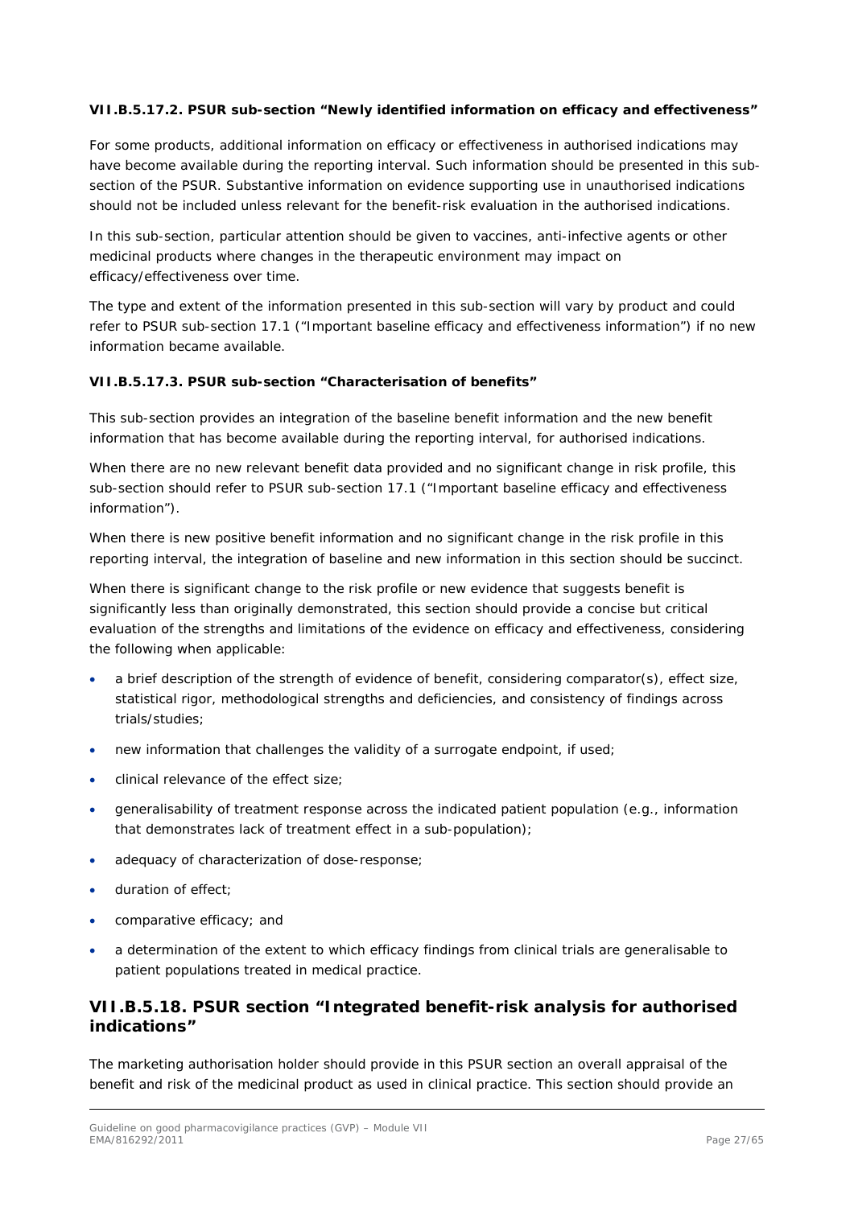#### VII.B.5.17.2. PSUR sub-section "Newly identified information on efficacy and effectiveness"

For some products, additional information on efficacy or effectiveness in authorised indications may have become available during the reporting interval. Such information should be presented in this sub-section of the PSUR. Substantive information on evidence supporting use in unauthorised indications should not be included unless relevant for the benefit-risk evaluation in the authorised indications.

In this sub-section, particular attention should be given to vaccines, anti-infective agents or other medicinal products where changes in the therapeutic environment may impact on efficacy/effectiveness over time.

The type and extent of the information presented in this sub-section will vary by product and could refer to PSUR sub-section 17.1 ("Important baseline efficacy and effectiveness information") if no new information became available.

#### VII.B.5.17.3. PSUR sub-section "Characterisation of benefits"

This sub-section provides an integration of the baseline benefit information and the new benefit information that has become available during the reporting interval, for authorised indications.

When there are no new relevant benefit data provided and no significant change in risk profile, this sub-section should refer to PSUR sub-section 17.1 ("Important baseline efficacy and effectiveness information").

When there is new positive benefit information and no significant change in the risk profile in this reporting interval, the integration of baseline and new information in this section should be succinct.

When there is significant change to the risk profile or new evidence that suggests benefit is significantly less than originally demonstrated, this section should provide a concise but critical evaluation of the strengths and limitations of the evidence on efficacy and effectiveness, considering the following when applicable:

- a brief description of the strength of evidence of benefit, considering comparator(s), effect size, statistical rigor, methodological strengths and deficiencies, and consistency of findings across trials/studies;
- new information that challenges the validity of a surrogate endpoint, if used;
- clinical relevance of the effect size;
- generalisability of treatment response across the indicated patient population (e.g., information that demonstrates lack of treatment effect in a sub-population);
- adequacy of characterization of dose-response;
- duration of effect;
- comparative efficacy; and
- a determination of the extent to which efficacy findings from clinical trials are generalisable to patient populations treated in medical practice.

### VII.B.5.18. PSUR section "Integrated benefit-risk analysis for authorised indications"

The marketing authorisation holder should provide in this PSUR section an overall appraisal of the benefit and risk of the medicinal product as used in clinical practice. This section should provide an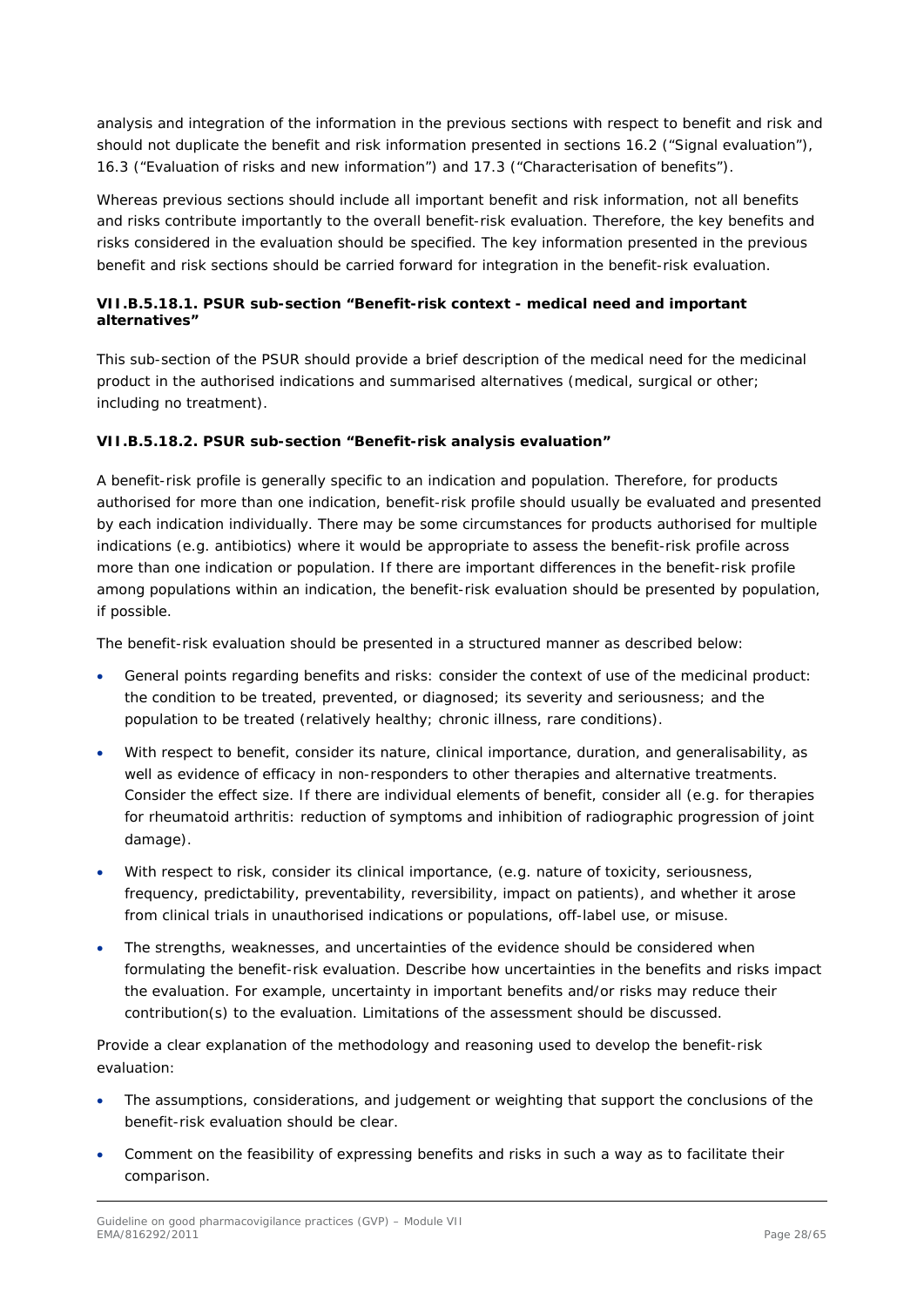analysis and integration of the information in the previous sections with respect to benefit and risk and should not duplicate the benefit and risk information presented in sections 16.2 ("Signal evaluation"), 16.3 ("Evaluation of risks and new information") and 17.3 ("Characterisation of benefits").

Whereas previous sections should include all important benefit and risk information, not all benefits and risks contribute importantly to the overall benefit-risk evaluation. Therefore, the key benefits and risks considered in the evaluation should be specified. The key information presented in the previous benefit and risk sections should be carried forward for integration in the benefit-risk evaluation.

#### VII.B.5.18.1. PSUR sub-section "Benefit-risk context - medical need and important alternatives"

This sub-section of the PSUR should provide a brief description of the medical need for the medicinal product in the authorised indications and summarised alternatives (medical, surgical or other; including no treatment).

#### VII.B.5.18.2. PSUR sub-section "Benefit-risk analysis evaluation"

A benefit-risk profile is generally specific to an indication and population. Therefore, for products authorised for more than one indication, benefit-risk profile should usually be evaluated and presented by each indication individually. There may be some circumstances for products authorised for multiple indications (e.g. antibiotics) where it would be appropriate to assess the benefit-risk profile across more than one indication or population. If there are important differences in the benefit-risk profile among populations within an indication, the benefit-risk evaluation should be presented by population, if possible.

The benefit-risk evaluation should be presented in a structured manner as described below:

- General points regarding benefits and risks: consider the context of use of the medicinal product: the condition to be treated, prevented, or diagnosed; its severity and seriousness; and the population to be treated (relatively healthy; chronic illness, rare conditions).
- With respect to benefit, consider its nature, clinical importance, duration, and generalisability, as well as evidence of efficacy in non-responders to other therapies and alternative treatments. Consider the effect size. If there are individual elements of benefit, consider all (e.g. for therapies for rheumatoid arthritis: reduction of symptoms and inhibition of radiographic progression of joint damage).
- With respect to risk, consider its clinical importance, (e.g. nature of toxicity, seriousness, frequency, predictability, preventability, reversibility, impact on patients), and whether it arose from clinical trials in unauthorised indications or populations, off-label use, or misuse.
- The strengths, weaknesses, and uncertainties of the evidence should be considered when formulating the benefit-risk evaluation. Describe how uncertainties in the benefits and risks impact the evaluation. For example, uncertainty in important benefits and/or risks may reduce their contribution(s) to the evaluation. Limitations of the assessment should be discussed.

Provide a clear explanation of the methodology and reasoning used to develop the benefit-risk evaluation:

- The assumptions, considerations, and judgement or weighting that support the conclusions of the benefit-risk evaluation should be clear.
- Comment on the feasibility of expressing benefits and risks in such a way as to facilitate their comparison.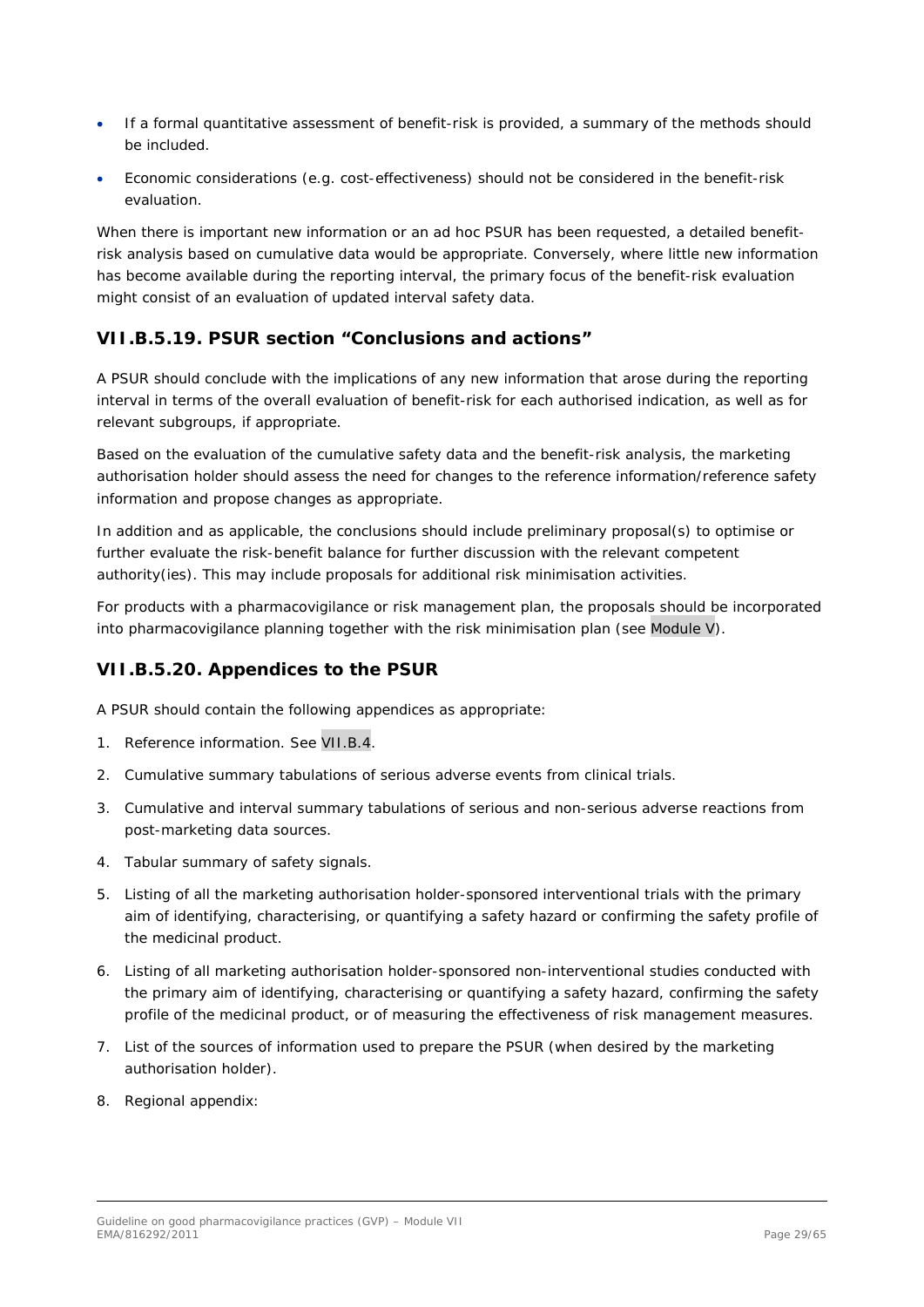- If a formal quantitative assessment of benefit-risk is provided, a summary of the methods should be included.
- Economic considerations (e.g. cost-effectiveness) should not be considered in the benefit-risk evaluation.

When there is important new information or an ad hoc PSUR has been requested, a detailed benefit-risk analysis based on cumulative data would be appropriate. Conversely, where little new information has become available during the reporting interval, the primary focus of the benefit-risk evaluation might consist of an evaluation of updated interval safety data.

### VII.B.5.19. PSUR section "Conclusions and actions"

A PSUR should conclude with the implications of any new information that arose during the reporting interval in terms of the overall evaluation of benefit-risk for each authorised indication, as well as for relevant subgroups, if appropriate.

Based on the evaluation of the cumulative safety data and the benefit-risk analysis, the marketing authorisation holder should assess the need for changes to the reference information/reference safety information and propose changes as appropriate.

In addition and as applicable, the conclusions should include preliminary proposal(s) to optimise or further evaluate the risk-benefit balance for further discussion with the relevant competent authority(ies). This may include proposals for additional risk minimisation activities.

For products with a pharmacovigilance or risk management plan, the proposals should be incorporated into pharmacovigilance planning together with the risk minimisation plan (see Module V).

### VII.B.5.20. Appendices to the PSUR

A PSUR should contain the following appendices as appropriate:

1. Reference information. See VII.B.4.
2. Cumulative summary tabulations of serious adverse events from clinical trials.
3. Cumulative and interval summary tabulations of serious and non-serious adverse reactions from post-marketing data sources.
4. Tabular summary of safety signals.
5. Listing of all the marketing authorisation holder-sponsored interventional trials with the primary aim of identifying, characterising, or quantifying a safety hazard or confirming the safety profile of the medicinal product.
6. Listing of all marketing authorisation holder-sponsored non-interventional studies conducted with the primary aim of identifying, characterising or quantifying a safety hazard, confirming the safety profile of the medicinal product, or of measuring the effectiveness of risk management measures.
7. List of the sources of information used to prepare the PSUR (when desired by the marketing authorisation holder).
8. Regional appendix: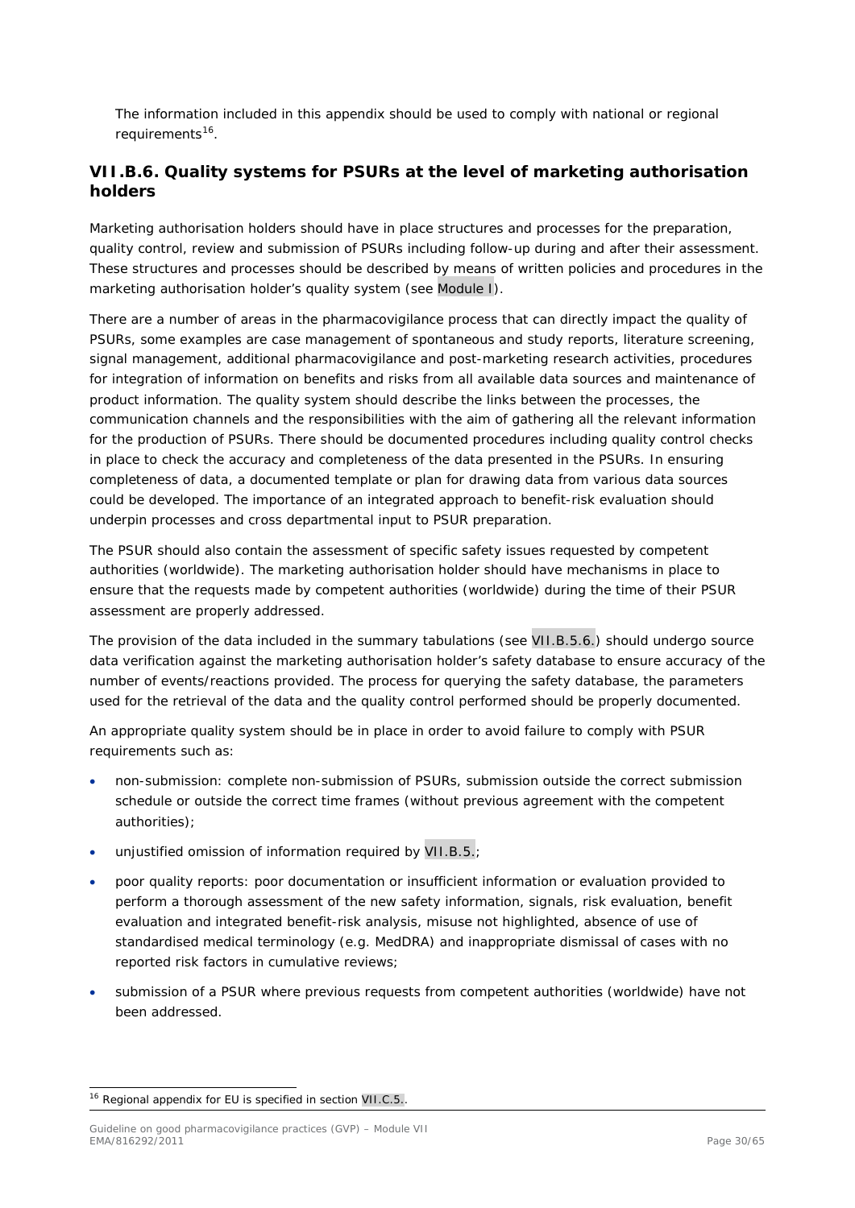The information included in this appendix should be used to comply with national or regional requirements[16].

### VII.B.6. Quality systems for PSURs at the level of marketing authorisation holders

Marketing authorisation holders should have in place structures and processes for the preparation, quality control, review and submission of PSURs including follow-up during and after their assessment. These structures and processes should be described by means of written policies and procedures in the marketing authorisation holder's quality system (see Module I).

There are a number of areas in the pharmacovigilance process that can directly impact the quality of PSURs, some examples are case management of spontaneous and study reports, literature screening, signal management, additional pharmacovigilance and post-marketing research activities, procedures for integration of information on benefits and risks from all available data sources and maintenance of product information. The quality system should describe the links between the processes, the communication channels and the responsibilities with the aim of gathering all the relevant information for the production of PSURs. There should be documented procedures including quality control checks in place to check the accuracy and completeness of the data presented in the PSURs. In ensuring completeness of data, a documented template or plan for drawing data from various data sources could be developed. The importance of an integrated approach to benefit-risk evaluation should underpin processes and cross departmental input to PSUR preparation.

The PSUR should also contain the assessment of specific safety issues requested by competent authorities (worldwide). The marketing authorisation holder should have mechanisms in place to ensure that the requests made by competent authorities (worldwide) during the time of their PSUR assessment are properly addressed.

The provision of the data included in the summary tabulations (see VII.B.5.6.) should undergo source data verification against the marketing authorisation holder's safety database to ensure accuracy of the number of events/reactions provided. The process for querying the safety database, the parameters used for the retrieval of the data and the quality control performed should be properly documented.

An appropriate quality system should be in place in order to avoid failure to comply with PSUR requirements such as:

- non-submission: complete non-submission of PSURs, submission outside the correct submission schedule or outside the correct time frames (without previous agreement with the competent authorities);
- unjustified omission of information required by VII.B.5.;
- poor quality reports: poor documentation or insufficient information or evaluation provided to perform a thorough assessment of the new safety information, signals, risk evaluation, benefit evaluation and integrated benefit-risk analysis, misuse not highlighted, absence of use of standardised medical terminology (e.g. MedDRA) and inappropriate dismissal of cases with no reported risk factors in cumulative reviews;
- submission of a PSUR where previous requests from competent authorities (worldwide) have not been addressed.

---

[16] Regional appendix for EU is specified in section VII.C.5..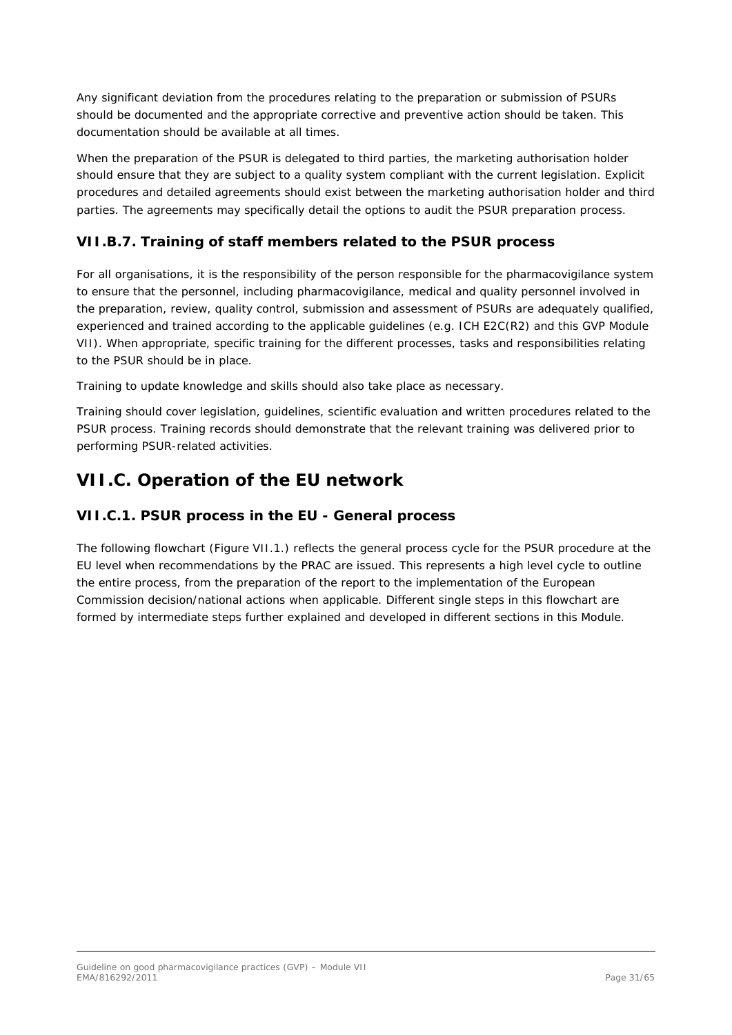Any significant deviation from the procedures relating to the preparation or submission of PSURs should be documented and the appropriate corrective and preventive action should be taken. This documentation should be available at all times.

When the preparation of the PSUR is delegated to third parties, the marketing authorisation holder should ensure that they are subject to a quality system compliant with the current legislation. Explicit procedures and detailed agreements should exist between the marketing authorisation holder and third parties. The agreements may specifically detail the options to audit the PSUR preparation process.

### VII.B.7. Training of staff members related to the PSUR process

For all organisations, it is the responsibility of the person responsible for the pharmacovigilance system to ensure that the personnel, including pharmacovigilance, medical and quality personnel involved in the preparation, review, quality control, submission and assessment of PSURs are adequately qualified, experienced and trained according to the applicable guidelines (e.g. ICH E2C(R2) and this GVP Module VII). When appropriate, specific training for the different processes, tasks and responsibilities relating to the PSUR should be in place.

Training to update knowledge and skills should also take place as necessary.

Training should cover legislation, guidelines, scientific evaluation and written procedures related to the PSUR process. Training records should demonstrate that the relevant training was delivered prior to performing PSUR-related activities.

## VII.C. Operation of the EU network

### VII.C.1. PSUR process in the EU - General process

The following flowchart (Figure VII.1.) reflects the general process cycle for the PSUR procedure at the EU level when recommendations by the PRAC are issued. This represents a high level cycle to outline the entire process, from the preparation of the report to the implementation of the European Commission decision/national actions when applicable. Different single steps in this flowchart are formed by intermediate steps further explained and developed in different sections in this Module.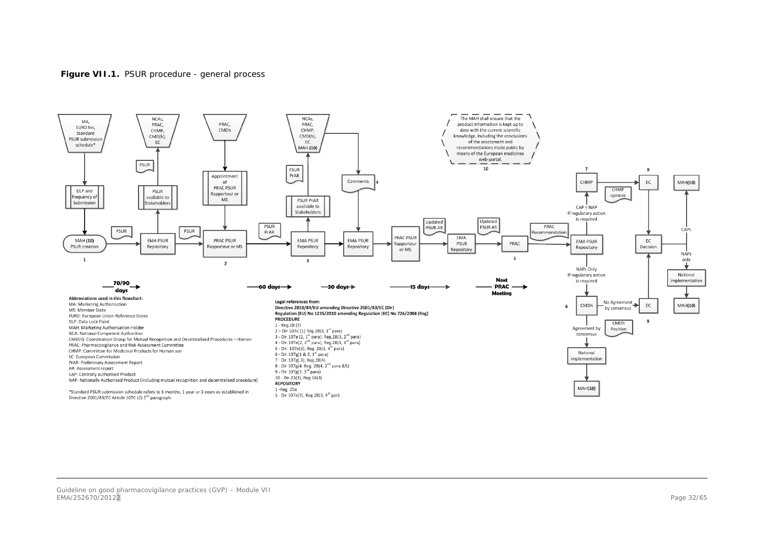**Figure VII.1.** PSUR procedure - general process

MA, EURD list, Standard PSUR submission schedule*

DLP and frequency of Submission

MAH (10) PSUR creation

1

PSUR

EMA PSUR Repository

PSUR available to Stakeholders

PSUR

NCAs, PRAC, CHMP, CMD(h), EC

PSUR

PRAC, CMDh

Appointment of PRAC PSUR Rapporteur or MS

PRAC PSUR Rapporteur or MS

2

PSUR PrAR

EMA PSUR Repository

3

PSUR PrAR available to Stakeholders

PSUR PrAR

NCAs, PRAC, CHMP, CMD(h), EC MAH (10)

Comments 4

EMA PSUR Repository

PRAC PSUR Rapporteur or MS

Updated PSUR AR

EMA PSUR Repository

Updated PSUR AR

PRAC

5

PRAC Recommendation

The MAH shall ensure that the product information is kept up to date with the current scientific knowledge, including the conclusions of the assessment and recommendations made public by means of the European medicines web-portal.

10

EMA PSUR Repository

CAP ± NAP If regulatory action is required

7 CHMP

CHMP opinion

8 EC

EC Decision

CAPs

MAH(10)

NAPs only

National implementation

MAH(10)

NAPs Only If regulatory action is required

6 CMDh

No Agreement by consensus

EC 9

CMDh Position

Agreement by consensus

National implementation

MAH(10)

70/90 days — 60 days — 30 days — 15 days — Next PRAC Meeting

**Abbreviations used in this flowchart:**

MA: Marketing Authorisation
MS: Member State
EURD: European Union Reference Dates
DLP: Data Lock Point
MAH: Marketing Authorisation Holder
NCA: National Competent Authorities
CMD(h): Coordination Group for Mutual Recognition and Decentralised Procedures – Human
PRAC: Pharmacovigilance and Risk Assessment Committee
CHMP: Committee for Medicinal Products for Human use
EC: European Commission
PrAR: Preliminary Assessment Report
AR: Assessment report
CAP: Centrally authorised Product
NAP: Nationally Authorised Product (including mutual recognition and decentralised procedure)

*Standard PSUR submission schedule refers to 6 months, 1 year or 3 years as established in Directive 2001/83/EC Article 107C (2) 2[nd] paragraph.

**Legal references from:**
**Directive 2010/84/EU amending Directive 2001/83/EC (Dir)**
**Regulation (EU) No 1235/2010 amending Regulation (EC) No 726/2004 (Reg)**
**PROCEDURE**
1 - Reg 28 (2)
2 – Dir 107e (1) Reg 28(3, 1[st] para)
3 - Dir.107e (2, 1[st] para). Reg.28(3, 2[nd] para)
4 - Dir.107e(2, 2[nd] para), Reg.28(3, 3[rd] para)
5 - Dir. 107e(3), Reg. 28(3, 4[th] para)
6 - Dir.107g(1 & 2, 1[st] para)
7 - Dir.107g( 3), Reg.28(4)
8 - Dir 107g(4. Reg. 28(4. 2[nd] para &5).
9 - Dir 107g(2, 3[rd] para)
10 - Dir.23(3), Reg 16(3)
**REPOSITORY**
1 -Reg 25a
5 - Dir 107e(3), Reg 28(3, 4[th] par)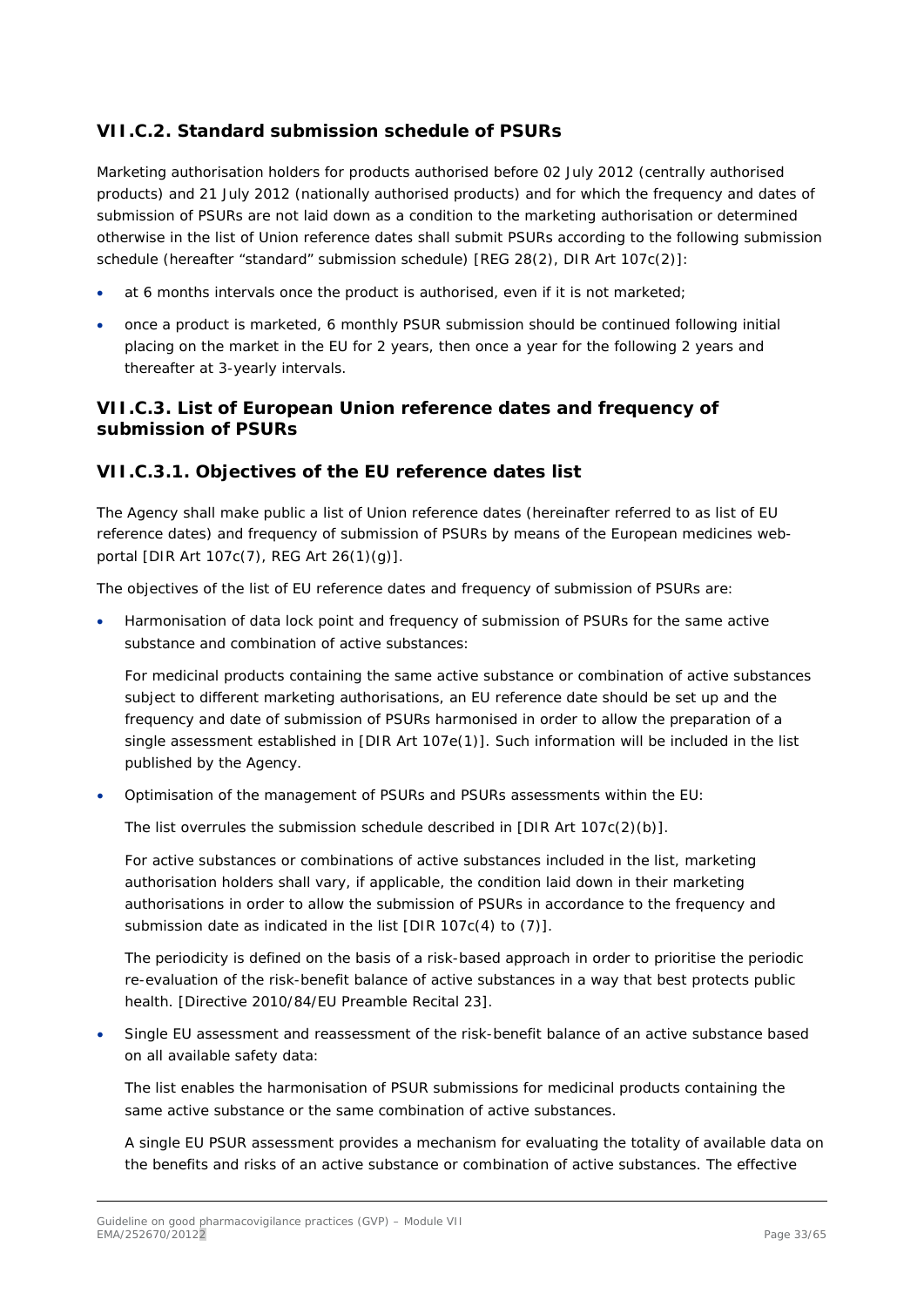### VII.C.2. Standard submission schedule of PSURs

Marketing authorisation holders for products authorised before 02 July 2012 (centrally authorised products) and 21 July 2012 (nationally authorised products) and for which the frequency and dates of submission of PSURs are not laid down as a condition to the marketing authorisation or determined otherwise in the list of Union reference dates shall submit PSURs according to the following submission schedule (hereafter "standard" submission schedule) [REG 28(2), DIR Art 107c(2)]:

- at 6 months intervals once the product is authorised, even if it is not marketed;
- once a product is marketed, 6 monthly PSUR submission should be continued following initial placing on the market in the EU for 2 years, then once a year for the following 2 years and thereafter at 3-yearly intervals.

### VII.C.3. List of European Union reference dates and frequency of submission of PSURs

#### VII.C.3.1. Objectives of the EU reference dates list

The Agency shall make public a list of Union reference dates (hereinafter referred to as list of EU reference dates) and frequency of submission of PSURs by means of the European medicines web-portal [DIR Art 107c(7), REG Art 26(1)(g)].

The objectives of the list of EU reference dates and frequency of submission of PSURs are:

- Harmonisation of data lock point and frequency of submission of PSURs for the same active substance and combination of active substances:

  For medicinal products containing the same active substance or combination of active substances subject to different marketing authorisations, an EU reference date should be set up and the frequency and date of submission of PSURs harmonised in order to allow the preparation of a single assessment established in [DIR Art 107e(1)]. Such information will be included in the list published by the Agency.

- Optimisation of the management of PSURs and PSURs assessments within the EU:

  The list overrules the submission schedule described in [DIR Art 107c(2)(b)].

  For active substances or combinations of active substances included in the list, marketing authorisation holders shall vary, if applicable, the condition laid down in their marketing authorisations in order to allow the submission of PSURs in accordance to the frequency and submission date as indicated in the list [DIR 107c(4) to (7)].

  The periodicity is defined on the basis of a risk-based approach in order to prioritise the periodic re-evaluation of the risk-benefit balance of active substances in a way that best protects public health. [Directive 2010/84/EU Preamble Recital 23].

- Single EU assessment and reassessment of the risk-benefit balance of an active substance based on all available safety data:

  The list enables the harmonisation of PSUR submissions for medicinal products containing the same active substance or the same combination of active substances.

  A single EU PSUR assessment provides a mechanism for evaluating the totality of available data on the benefits and risks of an active substance or combination of active substances. The effective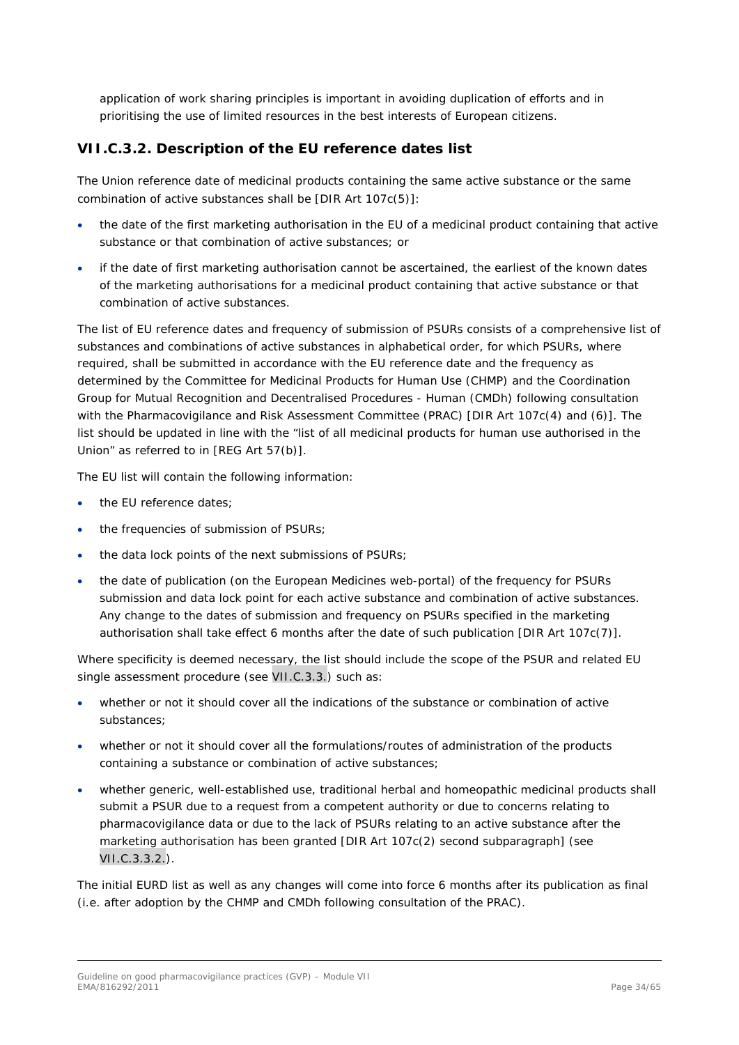application of work sharing principles is important in avoiding duplication of efforts and in prioritising the use of limited resources in the best interests of European citizens.

### VII.C.3.2. Description of the EU reference dates list

The Union reference date of medicinal products containing the same active substance or the same combination of active substances shall be [DIR Art 107c(5)]:

- the date of the first marketing authorisation in the EU of a medicinal product containing that active substance or that combination of active substances; or
- if the date of first marketing authorisation cannot be ascertained, the earliest of the known dates of the marketing authorisations for a medicinal product containing that active substance or that combination of active substances.

The list of EU reference dates and frequency of submission of PSURs consists of a comprehensive list of substances and combinations of active substances in alphabetical order, for which PSURs, where required, shall be submitted in accordance with the EU reference date and the frequency as determined by the Committee for Medicinal Products for Human Use (CHMP) and the Coordination Group for Mutual Recognition and Decentralised Procedures - Human (CMDh) following consultation with the Pharmacovigilance and Risk Assessment Committee (PRAC) [DIR Art 107c(4) and (6)]. The list should be updated in line with the "list of all medicinal products for human use authorised in the Union" as referred to in [REG Art 57(b)].

The EU list will contain the following information:

- the EU reference dates;
- the frequencies of submission of PSURs;
- the data lock points of the next submissions of PSURs;
- the date of publication (on the European Medicines web-portal) of the frequency for PSURs submission and data lock point for each active substance and combination of active substances. Any change to the dates of submission and frequency on PSURs specified in the marketing authorisation shall take effect 6 months after the date of such publication [DIR Art 107c(7)].

Where specificity is deemed necessary, the list should include the scope of the PSUR and related EU single assessment procedure (see VII.C.3.3.) such as:

- whether or not it should cover all the indications of the substance or combination of active substances;
- whether or not it should cover all the formulations/routes of administration of the products containing a substance or combination of active substances;
- whether generic, well-established use, traditional herbal and homeopathic medicinal products shall submit a PSUR due to a request from a competent authority or due to concerns relating to pharmacovigilance data or due to the lack of PSURs relating to an active substance after the marketing authorisation has been granted [DIR Art 107c(2) second subparagraph] (see VII.C.3.3.2.).

The initial EURD list as well as any changes will come into force 6 months after its publication as final (i.e. after adoption by the CHMP and CMDh following consultation of the PRAC).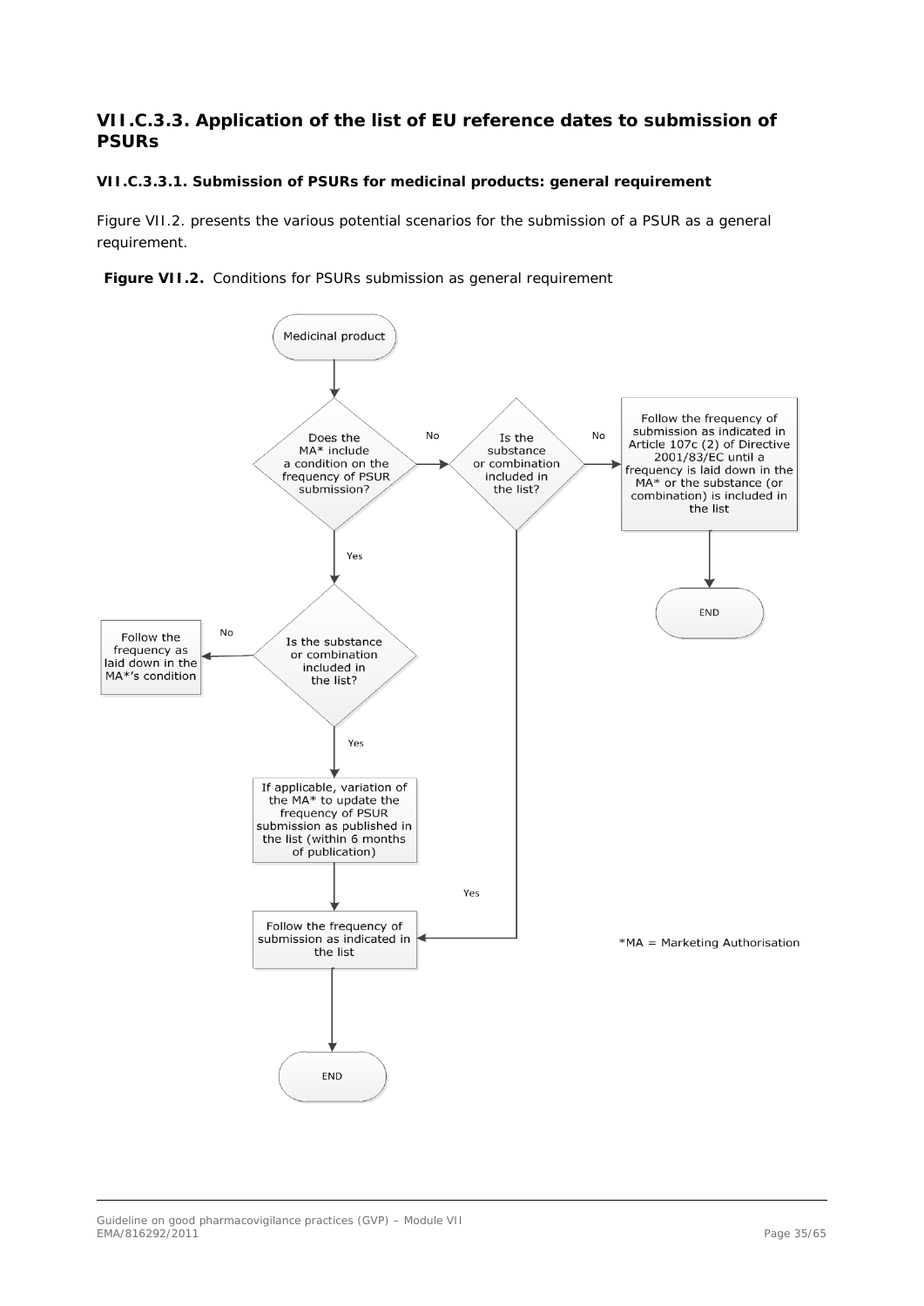### VII.C.3.3. Application of the list of EU reference dates to submission of PSURs

#### VII.C.3.3.1. Submission of PSURs for medicinal products: general requirement

Figure VII.2. presents the various potential scenarios for the submission of a PSUR as a general requirement.

**Figure VII.2.** Conditions for PSURs submission as general requirement

Medicinal product

Does the MA* include a condition on the frequency of PSUR submission?

No → Is the substance or combination included in the list?

No → Follow the frequency of submission as indicated in Article 107c (2) of Directive 2001/83/EC until a frequency is laid down in the MA* or the substance (or combination) is included in the list → END

Yes → Follow the frequency of submission as indicated in the list

Yes → Is the substance or combination included in the list?

No → Follow the frequency as laid down in the MA*'s condition

Yes → If applicable, variation of the MA* to update the frequency of PSUR submission as published in the list (within 6 months of publication) → Follow the frequency of submission as indicated in the list → END

*MA = Marketing Authorisation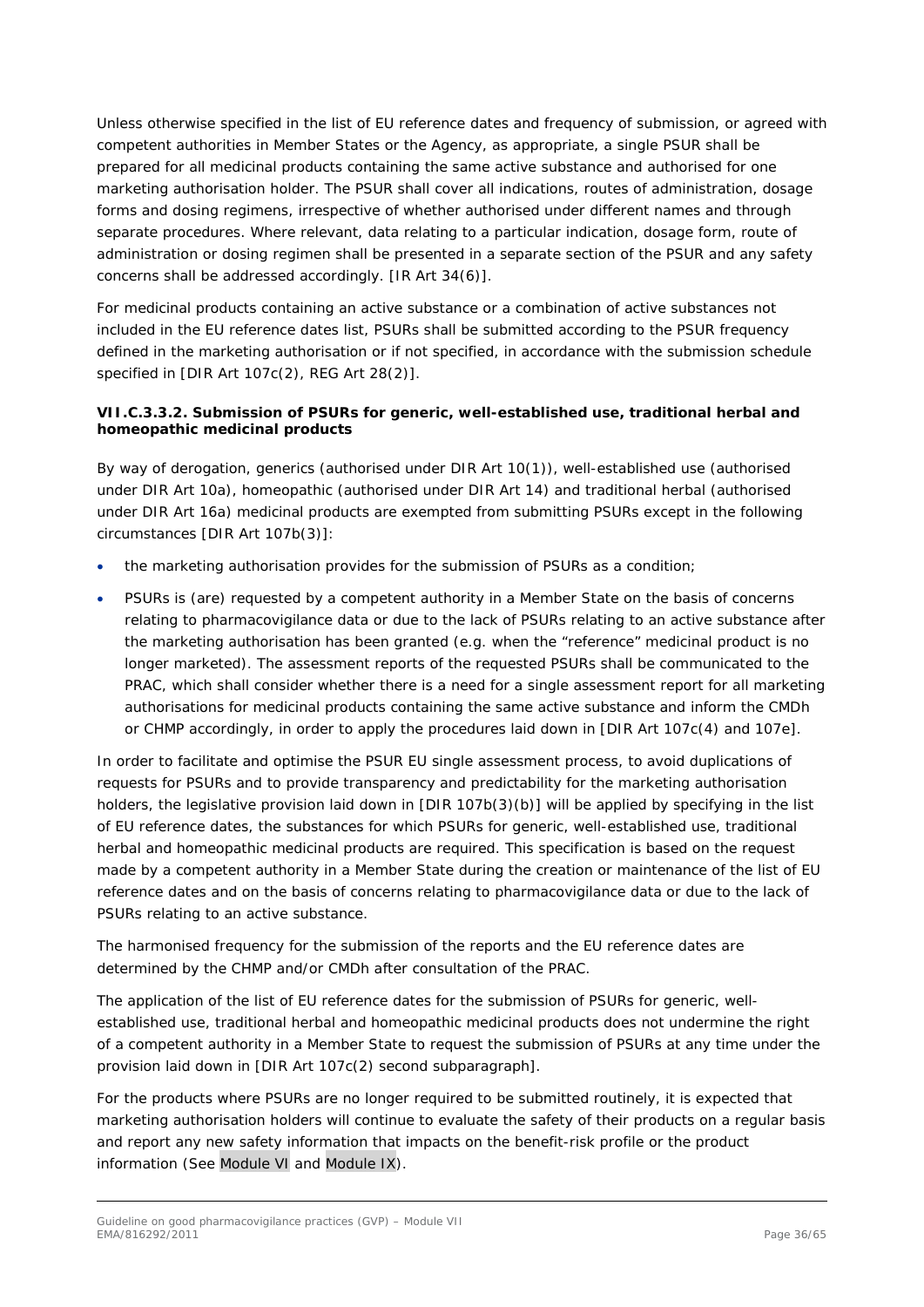Unless otherwise specified in the list of EU reference dates and frequency of submission, or agreed with competent authorities in Member States or the Agency, as appropriate, a single PSUR shall be prepared for all medicinal products containing the same active substance and authorised for one marketing authorisation holder. The PSUR shall cover all indications, routes of administration, dosage forms and dosing regimens, irrespective of whether authorised under different names and through separate procedures. Where relevant, data relating to a particular indication, dosage form, route of administration or dosing regimen shall be presented in a separate section of the PSUR and any safety concerns shall be addressed accordingly. [IR Art 34(6)].

For medicinal products containing an active substance or a combination of active substances not included in the EU reference dates list, PSURs shall be submitted according to the PSUR frequency defined in the marketing authorisation or if not specified, in accordance with the submission schedule specified in [DIR Art 107c(2), REG Art 28(2)].

#### VII.C.3.3.2. Submission of PSURs for generic, well-established use, traditional herbal and homeopathic medicinal products

By way of derogation, generics (authorised under DIR Art 10(1)), well-established use (authorised under DIR Art 10a), homeopathic (authorised under DIR Art 14) and traditional herbal (authorised under DIR Art 16a) medicinal products are exempted from submitting PSURs except in the following circumstances [DIR Art 107b(3)]:

- the marketing authorisation provides for the submission of PSURs as a condition;
- PSURs is (are) requested by a competent authority in a Member State on the basis of concerns relating to pharmacovigilance data or due to the lack of PSURs relating to an active substance after the marketing authorisation has been granted (e.g. when the "reference" medicinal product is no longer marketed). The assessment reports of the requested PSURs shall be communicated to the PRAC, which shall consider whether there is a need for a single assessment report for all marketing authorisations for medicinal products containing the same active substance and inform the CMDh or CHMP accordingly, in order to apply the procedures laid down in [DIR Art 107c(4) and 107e].

In order to facilitate and optimise the PSUR EU single assessment process, to avoid duplications of requests for PSURs and to provide transparency and predictability for the marketing authorisation holders, the legislative provision laid down in [DIR 107b(3)(b)] will be applied by specifying in the list of EU reference dates, the substances for which PSURs for generic, well-established use, traditional herbal and homeopathic medicinal products are required. This specification is based on the request made by a competent authority in a Member State during the creation or maintenance of the list of EU reference dates and on the basis of concerns relating to pharmacovigilance data or due to the lack of PSURs relating to an active substance.

The harmonised frequency for the submission of the reports and the EU reference dates are determined by the CHMP and/or CMDh after consultation of the PRAC.

The application of the list of EU reference dates for the submission of PSURs for generic, well-established use, traditional herbal and homeopathic medicinal products does not undermine the right of a competent authority in a Member State to request the submission of PSURs at any time under the provision laid down in [DIR Art 107c(2) second subparagraph].

For the products where PSURs are no longer required to be submitted routinely, it is expected that marketing authorisation holders will continue to evaluate the safety of their products on a regular basis and report any new safety information that impacts on the benefit-risk profile or the product information (See Module VI and Module IX).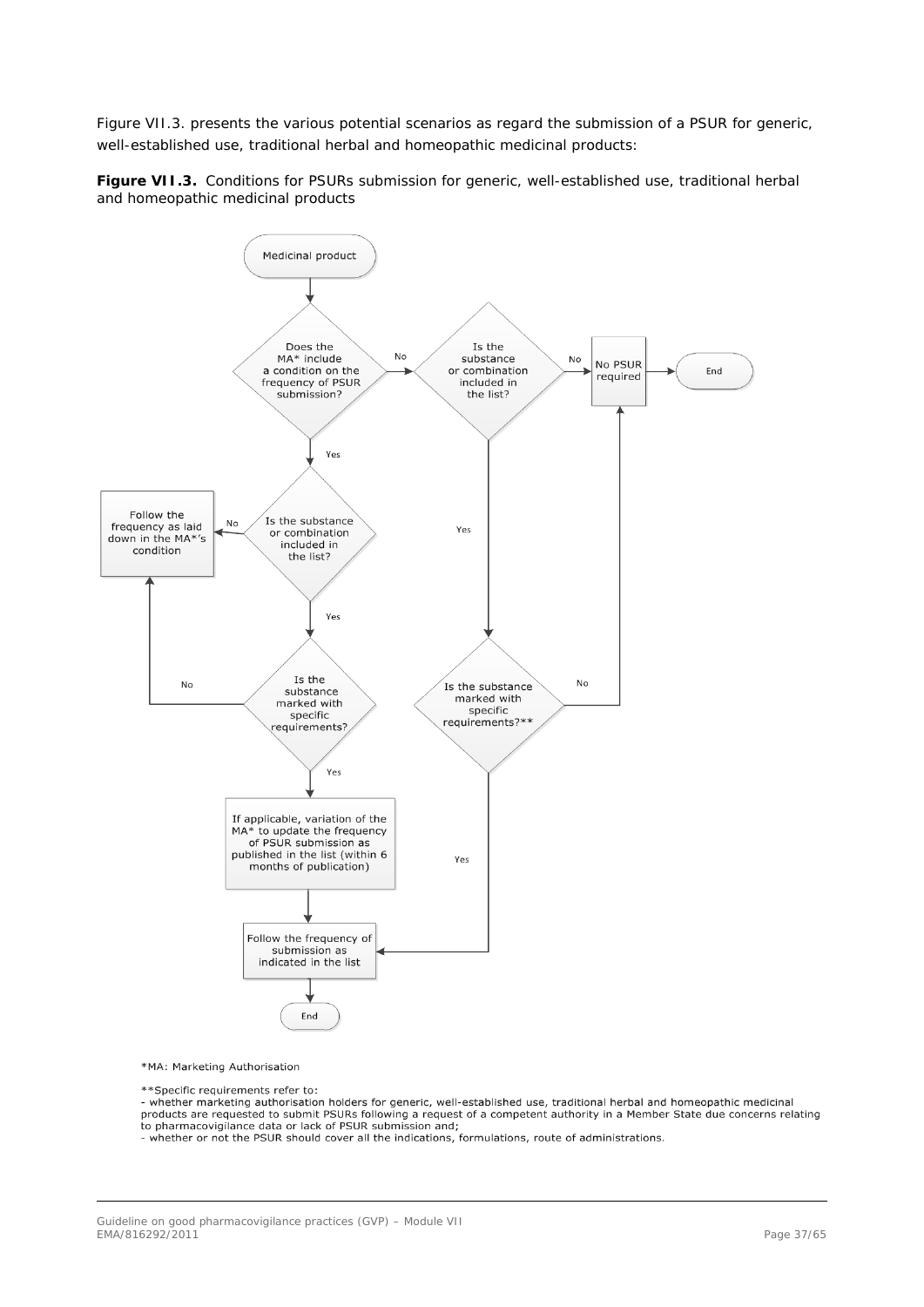Figure VII.3. presents the various potential scenarios as regard the submission of a PSUR for generic, well-established use, traditional herbal and homeopathic medicinal products:

**Figure VII.3.** Conditions for PSURs submission for generic, well-established use, traditional herbal and homeopathic medicinal products

Medicinal product

Does the MA* include a condition on the frequency of PSUR submission?

No

Is the substance or combination included in the list?

No

No PSUR required

End

Yes

Follow the frequency as laid down in the MA*'s condition

No

Is the substance or combination included in the list?

Yes

Yes

No

Is the substance marked with specific requirements?

Is the substance marked with specific requirements?**

No

Yes

If applicable, variation of the MA* to update the frequency of PSUR submission as published in the list (within 6 months of publication)

Yes

Follow the frequency of submission as indicated in the list

End

*MA: Marketing Authorisation

**Specific requirements refer to:
- whether marketing authorisation holders for generic, well-established use, traditional herbal and homeopathic medicinal products are requested to submit PSURs following a request of a competent authority in a Member State due concerns relating to pharmacovigilance data or lack of PSUR submission and;
- whether or not the PSUR should cover all the indications, formulations, route of administrations.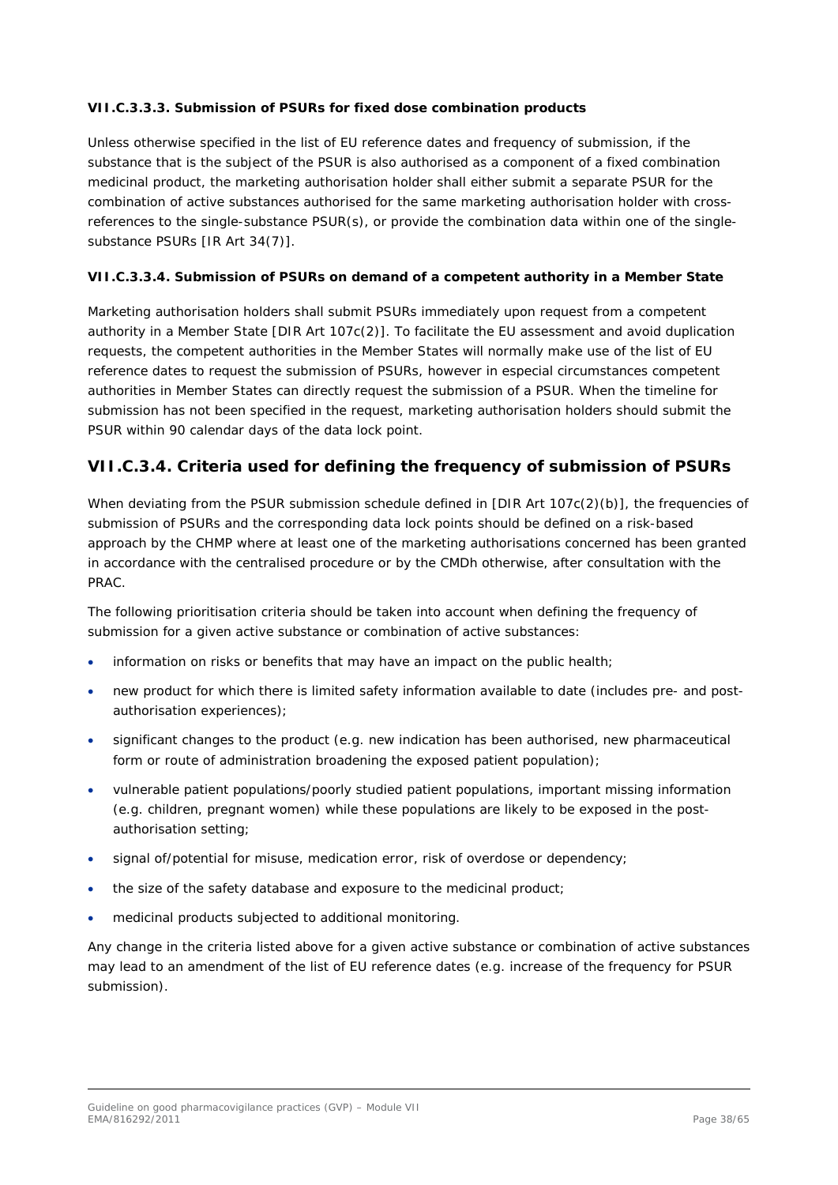#### VII.C.3.3.3. Submission of PSURs for fixed dose combination products

Unless otherwise specified in the list of EU reference dates and frequency of submission, if the substance that is the subject of the PSUR is also authorised as a component of a fixed combination medicinal product, the marketing authorisation holder shall either submit a separate PSUR for the combination of active substances authorised for the same marketing authorisation holder with cross-references to the single-substance PSUR(s), or provide the combination data within one of the single-substance PSURs [IR Art 34(7)].

#### VII.C.3.3.4. Submission of PSURs on demand of a competent authority in a Member State

Marketing authorisation holders shall submit PSURs immediately upon request from a competent authority in a Member State [DIR Art 107c(2)]. To facilitate the EU assessment and avoid duplication requests, the competent authorities in the Member States will normally make use of the list of EU reference dates to request the submission of PSURs, however in especial circumstances competent authorities in Member States can directly request the submission of a PSUR. When the timeline for submission has not been specified in the request, marketing authorisation holders should submit the PSUR within 90 calendar days of the data lock point.

### VII.C.3.4. Criteria used for defining the frequency of submission of PSURs

When deviating from the PSUR submission schedule defined in [DIR Art 107c(2)(b)], the frequencies of submission of PSURs and the corresponding data lock points should be defined on a risk-based approach by the CHMP where at least one of the marketing authorisations concerned has been granted in accordance with the centralised procedure or by the CMDh otherwise, after consultation with the PRAC.

The following prioritisation criteria should be taken into account when defining the frequency of submission for a given active substance or combination of active substances:

- information on risks or benefits that may have an impact on the public health;
- new product for which there is limited safety information available to date (includes pre- and post-authorisation experiences);
- significant changes to the product (e.g. new indication has been authorised, new pharmaceutical form or route of administration broadening the exposed patient population);
- vulnerable patient populations/poorly studied patient populations, important missing information (e.g. children, pregnant women) while these populations are likely to be exposed in the post-authorisation setting;
- signal of/potential for misuse, medication error, risk of overdose or dependency;
- the size of the safety database and exposure to the medicinal product;
- medicinal products subjected to additional monitoring.

Any change in the criteria listed above for a given active substance or combination of active substances may lead to an amendment of the list of EU reference dates (e.g. increase of the frequency for PSUR submission).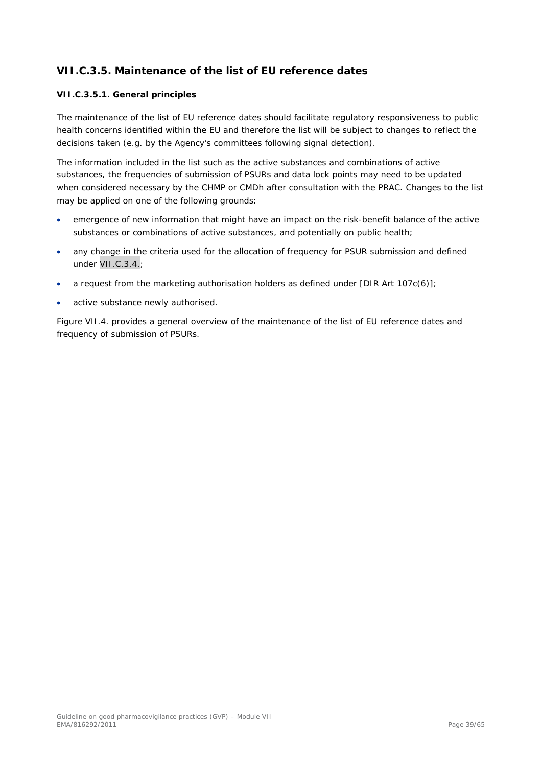### VII.C.3.5. Maintenance of the list of EU reference dates

#### VII.C.3.5.1. General principles

The maintenance of the list of EU reference dates should facilitate regulatory responsiveness to public health concerns identified within the EU and therefore the list will be subject to changes to reflect the decisions taken (e.g. by the Agency's committees following signal detection).

The information included in the list such as the active substances and combinations of active substances, the frequencies of submission of PSURs and data lock points may need to be updated when considered necessary by the CHMP or CMDh after consultation with the PRAC. Changes to the list may be applied on one of the following grounds:

- emergence of new information that might have an impact on the risk-benefit balance of the active substances or combinations of active substances, and potentially on public health;
- any change in the criteria used for the allocation of frequency for PSUR submission and defined under VII.C.3.4.;
- a request from the marketing authorisation holders as defined under [DIR Art 107c(6)];
- active substance newly authorised.

Figure VII.4. provides a general overview of the maintenance of the list of EU reference dates and frequency of submission of PSURs.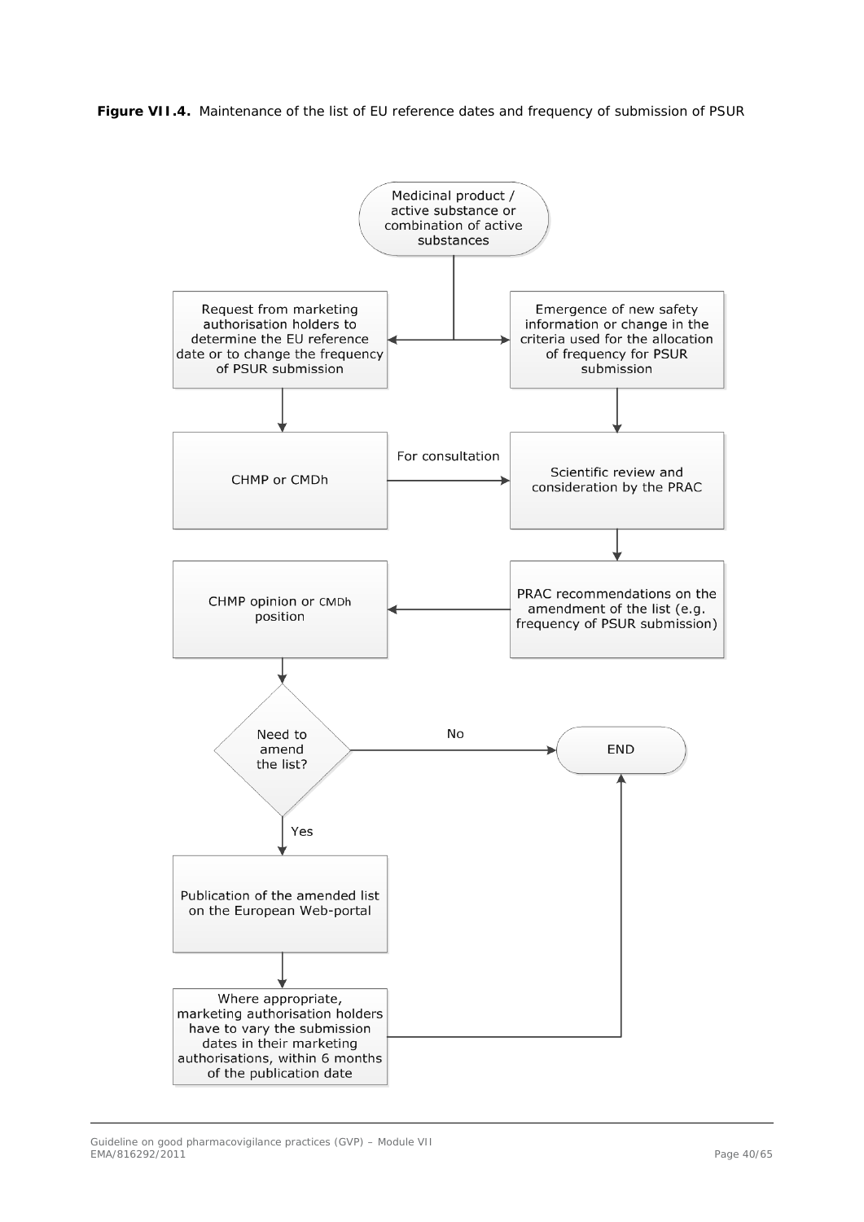**Figure VII.4.** Maintenance of the list of EU reference dates and frequency of submission of PSUR

Medicinal product / active substance or combination of active substances

Request from marketing authorisation holders to determine the EU reference date or to change the frequency of PSUR submission

Emergence of new safety information or change in the criteria used for the allocation of frequency for PSUR submission

CHMP or CMDh

For consultation

Scientific review and consideration by the PRAC

CHMP opinion or CMDh position

PRAC recommendations on the amendment of the list (e.g. frequency of PSUR submission)

Need to amend the list?

No

END

Yes

Publication of the amended list on the European Web-portal

Where appropriate, marketing authorisation holders have to vary the submission dates in their marketing authorisations, within 6 months of the publication date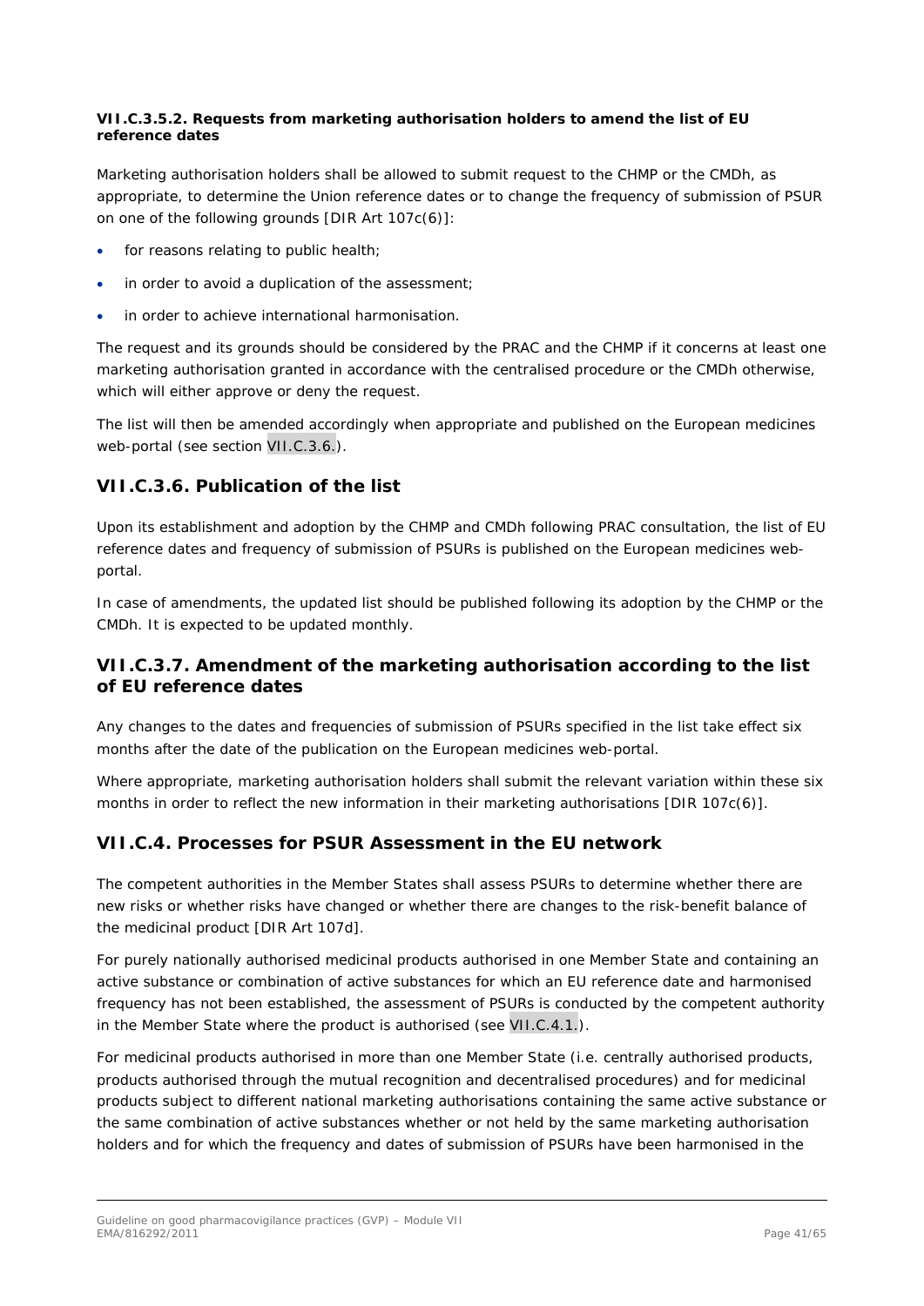#### VII.C.3.5.2. Requests from marketing authorisation holders to amend the list of EU reference dates

Marketing authorisation holders shall be allowed to submit request to the CHMP or the CMDh, as appropriate, to determine the Union reference dates or to change the frequency of submission of PSUR on one of the following grounds [DIR Art 107c(6)]:

- for reasons relating to public health;
- in order to avoid a duplication of the assessment;
- in order to achieve international harmonisation.

The request and its grounds should be considered by the PRAC and the CHMP if it concerns at least one marketing authorisation granted in accordance with the centralised procedure or the CMDh otherwise, which will either approve or deny the request.

The list will then be amended accordingly when appropriate and published on the European medicines web-portal (see section VII.C.3.6.).

### VII.C.3.6. Publication of the list

Upon its establishment and adoption by the CHMP and CMDh following PRAC consultation, the list of EU reference dates and frequency of submission of PSURs is published on the European medicines web-portal.

In case of amendments, the updated list should be published following its adoption by the CHMP or the CMDh. It is expected to be updated monthly.

### VII.C.3.7. Amendment of the marketing authorisation according to the list of EU reference dates

Any changes to the dates and frequencies of submission of PSURs specified in the list take effect six months after the date of the publication on the European medicines web-portal.

Where appropriate, marketing authorisation holders shall submit the relevant variation within these six months in order to reflect the new information in their marketing authorisations [DIR 107c(6)].

## VII.C.4. Processes for PSUR Assessment in the EU network

The competent authorities in the Member States shall assess PSURs to determine whether there are new risks or whether risks have changed or whether there are changes to the risk-benefit balance of the medicinal product [DIR Art 107d].

For purely nationally authorised medicinal products authorised in one Member State and containing an active substance or combination of active substances for which an EU reference date and harmonised frequency has not been established, the assessment of PSURs is conducted by the competent authority in the Member State where the product is authorised (see VII.C.4.1.).

For medicinal products authorised in more than one Member State (i.e. centrally authorised products, products authorised through the mutual recognition and decentralised procedures) and for medicinal products subject to different national marketing authorisations containing the same active substance or the same combination of active substances whether or not held by the same marketing authorisation holders and for which the frequency and dates of submission of PSURs have been harmonised in the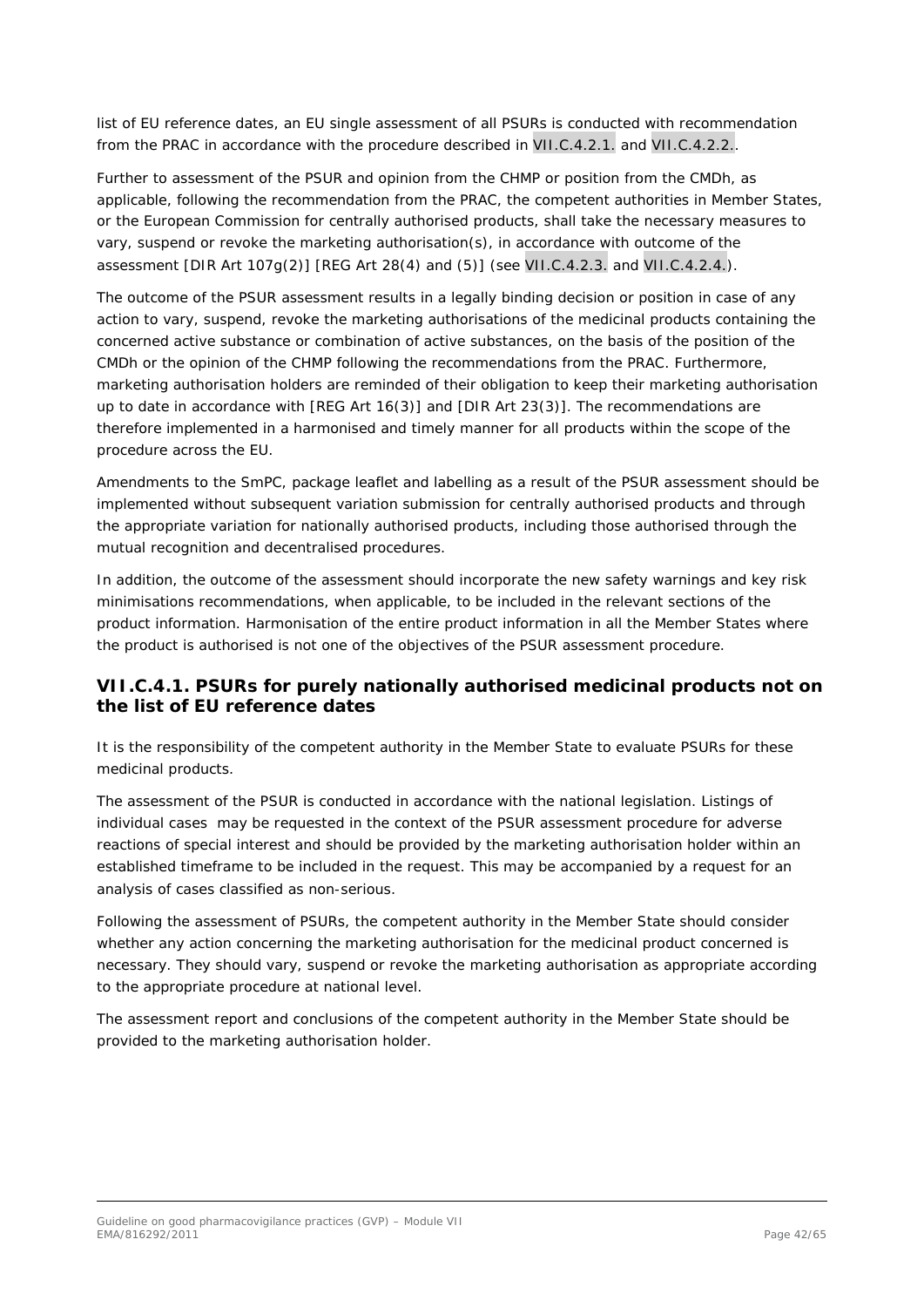list of EU reference dates, an EU single assessment of all PSURs is conducted with recommendation from the PRAC in accordance with the procedure described in VII.C.4.2.1. and VII.C.4.2.2..

Further to assessment of the PSUR and opinion from the CHMP or position from the CMDh, as applicable, following the recommendation from the PRAC, the competent authorities in Member States, or the European Commission for centrally authorised products, shall take the necessary measures to vary, suspend or revoke the marketing authorisation(s), in accordance with outcome of the assessment [DIR Art 107g(2)] [REG Art 28(4) and (5)] (see VII.C.4.2.3. and VII.C.4.2.4.).

The outcome of the PSUR assessment results in a legally binding decision or position in case of any action to vary, suspend, revoke the marketing authorisations of the medicinal products containing the concerned active substance or combination of active substances, on the basis of the position of the CMDh or the opinion of the CHMP following the recommendations from the PRAC. Furthermore, marketing authorisation holders are reminded of their obligation to keep their marketing authorisation up to date in accordance with [REG Art 16(3)] and [DIR Art 23(3)]. The recommendations are therefore implemented in a harmonised and timely manner for all products within the scope of the procedure across the EU.

Amendments to the SmPC, package leaflet and labelling as a result of the PSUR assessment should be implemented without subsequent variation submission for centrally authorised products and through the appropriate variation for nationally authorised products, including those authorised through the mutual recognition and decentralised procedures.

In addition, the outcome of the assessment should incorporate the new safety warnings and key risk minimisations recommendations, when applicable, to be included in the relevant sections of the product information. Harmonisation of the entire product information in all the Member States where the product is authorised is not one of the objectives of the PSUR assessment procedure.

### VII.C.4.1. PSURs for purely nationally authorised medicinal products not on the list of EU reference dates

It is the responsibility of the competent authority in the Member State to evaluate PSURs for these medicinal products.

The assessment of the PSUR is conducted in accordance with the national legislation. Listings of individual cases may be requested in the context of the PSUR assessment procedure for adverse reactions of special interest and should be provided by the marketing authorisation holder within an established timeframe to be included in the request. This may be accompanied by a request for an analysis of cases classified as non-serious.

Following the assessment of PSURs, the competent authority in the Member State should consider whether any action concerning the marketing authorisation for the medicinal product concerned is necessary. They should vary, suspend or revoke the marketing authorisation as appropriate according to the appropriate procedure at national level.

The assessment report and conclusions of the competent authority in the Member State should be provided to the marketing authorisation holder.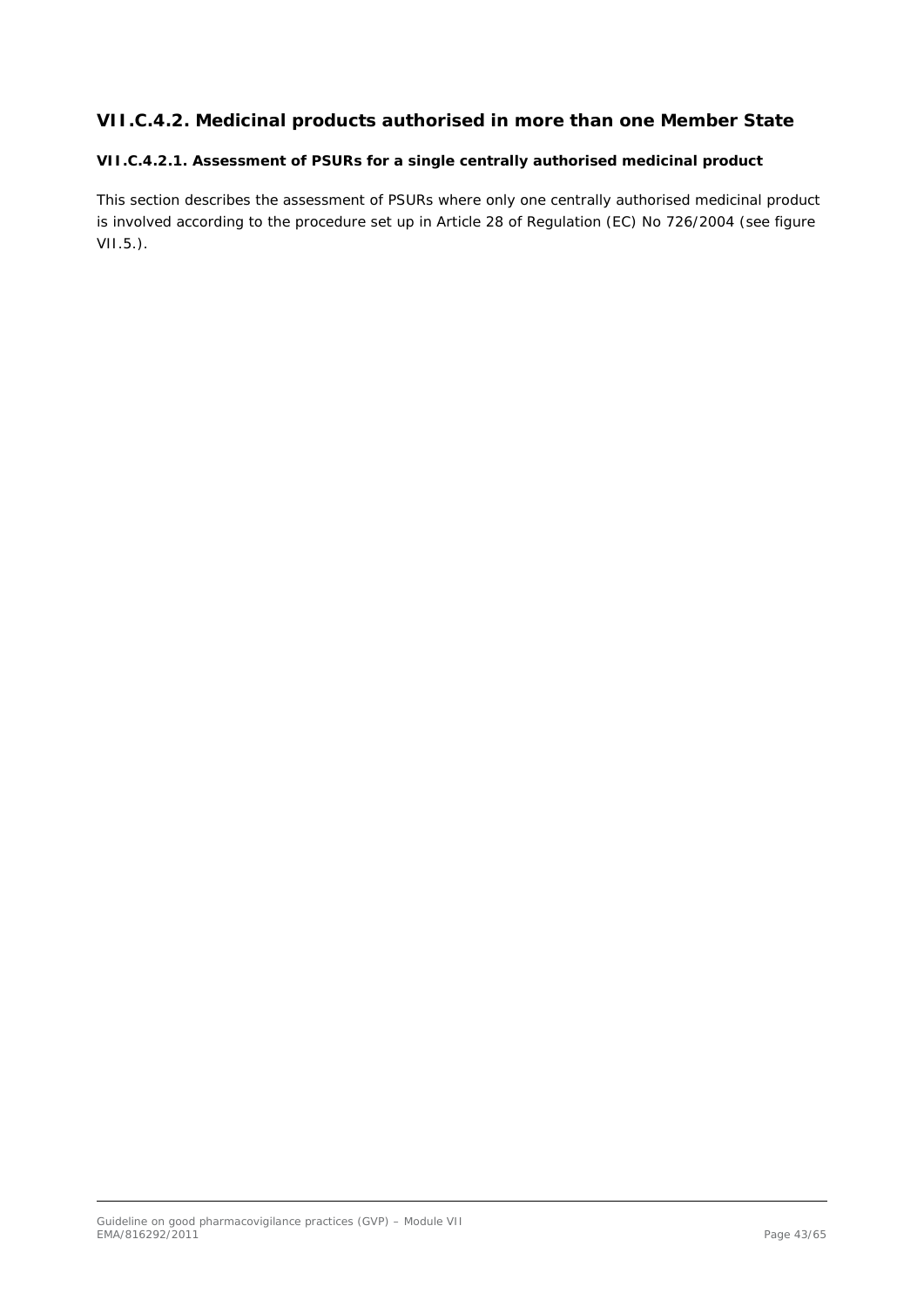## VII.C.4.2. Medicinal products authorised in more than one Member State

### VII.C.4.2.1. Assessment of PSURs for a single centrally authorised medicinal product

This section describes the assessment of PSURs where only one centrally authorised medicinal product is involved according to the procedure set up in Article 28 of Regulation (EC) No 726/2004 (see figure VII.5.).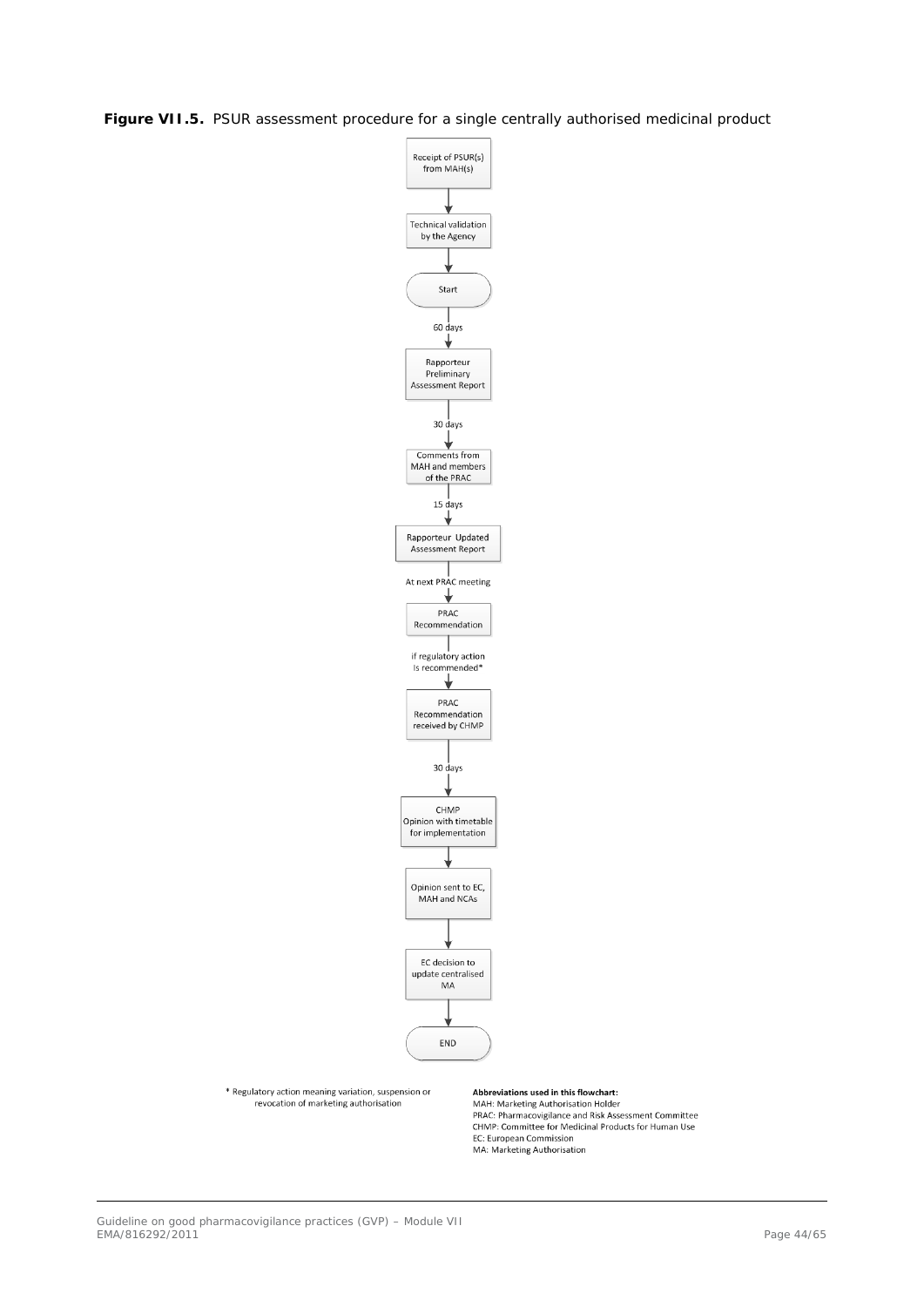**Figure VII.5.** PSUR assessment procedure for a single centrally authorised medicinal product

Receipt of PSUR(s) from MAH(s)

↓

Technical validation by the Agency

↓

Start

↓ 60 days

Rapporteur Preliminary Assessment Report

↓ 30 days

Comments from MAH and members of the PRAC

↓ 15 days

Rapporteur Updated Assessment Report

↓ At next PRAC meeting

PRAC Recommendation

↓ if regulatory action Is recommended*

PRAC Recommendation received by CHMP

↓ 30 days

CHMP Opinion with timetable for implementation

↓

Opinion sent to EC, MAH and NCAs

↓

EC decision to update centralised MA

↓

END

\* Regulatory action meaning variation, suspension or revocation of marketing authorisation

**Abbreviations used in this flowchart:**
MAH: Marketing Authorisation Holder
PRAC: Pharmacovigilance and Risk Assessment Committee
CHMP: Committee for Medicinal Products for Human Use
EC: European Commission
MA: Marketing Authorisation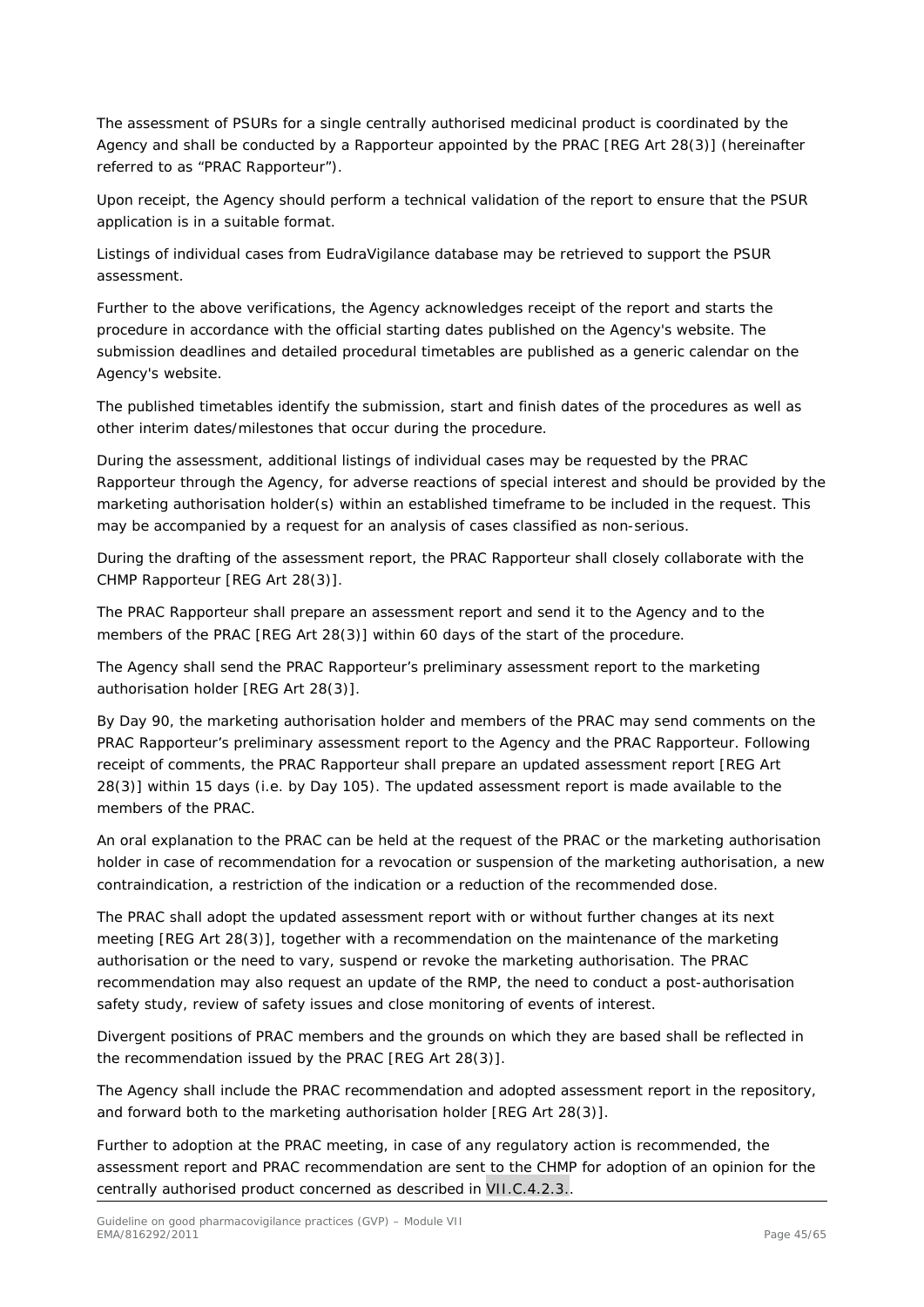The assessment of PSURs for a single centrally authorised medicinal product is coordinated by the Agency and shall be conducted by a Rapporteur appointed by the PRAC [REG Art 28(3)] (hereinafter referred to as "PRAC Rapporteur").

Upon receipt, the Agency should perform a technical validation of the report to ensure that the PSUR application is in a suitable format.

Listings of individual cases from EudraVigilance database may be retrieved to support the PSUR assessment.

Further to the above verifications, the Agency acknowledges receipt of the report and starts the procedure in accordance with the official starting dates published on the Agency's website. The submission deadlines and detailed procedural timetables are published as a generic calendar on the Agency's website.

The published timetables identify the submission, start and finish dates of the procedures as well as other interim dates/milestones that occur during the procedure.

During the assessment, additional listings of individual cases may be requested by the PRAC Rapporteur through the Agency, for adverse reactions of special interest and should be provided by the marketing authorisation holder(s) within an established timeframe to be included in the request. This may be accompanied by a request for an analysis of cases classified as non-serious.

During the drafting of the assessment report, the PRAC Rapporteur shall closely collaborate with the CHMP Rapporteur [REG Art 28(3)].

The PRAC Rapporteur shall prepare an assessment report and send it to the Agency and to the members of the PRAC [REG Art 28(3)] within 60 days of the start of the procedure.

The Agency shall send the PRAC Rapporteur's preliminary assessment report to the marketing authorisation holder [REG Art 28(3)].

By Day 90, the marketing authorisation holder and members of the PRAC may send comments on the PRAC Rapporteur's preliminary assessment report to the Agency and the PRAC Rapporteur. Following receipt of comments, the PRAC Rapporteur shall prepare an updated assessment report [REG Art 28(3)] within 15 days (i.e. by Day 105). The updated assessment report is made available to the members of the PRAC.

An oral explanation to the PRAC can be held at the request of the PRAC or the marketing authorisation holder in case of recommendation for a revocation or suspension of the marketing authorisation, a new contraindication, a restriction of the indication or a reduction of the recommended dose.

The PRAC shall adopt the updated assessment report with or without further changes at its next meeting [REG Art 28(3)], together with a recommendation on the maintenance of the marketing authorisation or the need to vary, suspend or revoke the marketing authorisation. The PRAC recommendation may also request an update of the RMP, the need to conduct a post-authorisation safety study, review of safety issues and close monitoring of events of interest.

Divergent positions of PRAC members and the grounds on which they are based shall be reflected in the recommendation issued by the PRAC [REG Art 28(3)].

The Agency shall include the PRAC recommendation and adopted assessment report in the repository, and forward both to the marketing authorisation holder [REG Art 28(3)].

Further to adoption at the PRAC meeting, in case of any regulatory action is recommended, the assessment report and PRAC recommendation are sent to the CHMP for adoption of an opinion for the centrally authorised product concerned as described in VII.C.4.2.3..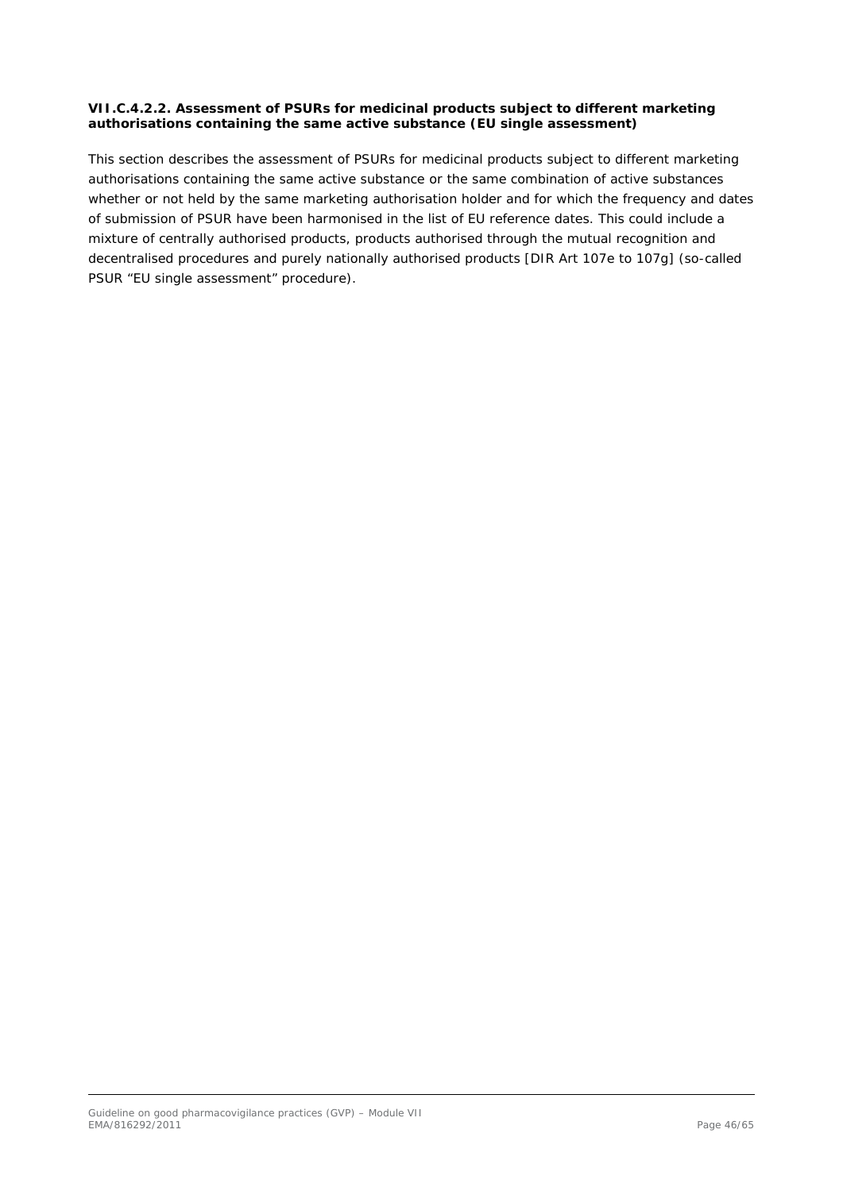#### VII.C.4.2.2. Assessment of PSURs for medicinal products subject to different marketing authorisations containing the same active substance (EU single assessment)

This section describes the assessment of PSURs for medicinal products subject to different marketing authorisations containing the same active substance or the same combination of active substances whether or not held by the same marketing authorisation holder and for which the frequency and dates of submission of PSUR have been harmonised in the list of EU reference dates. This could include a mixture of centrally authorised products, products authorised through the mutual recognition and decentralised procedures and purely nationally authorised products [DIR Art 107e to 107g] (so-called PSUR "EU single assessment" procedure).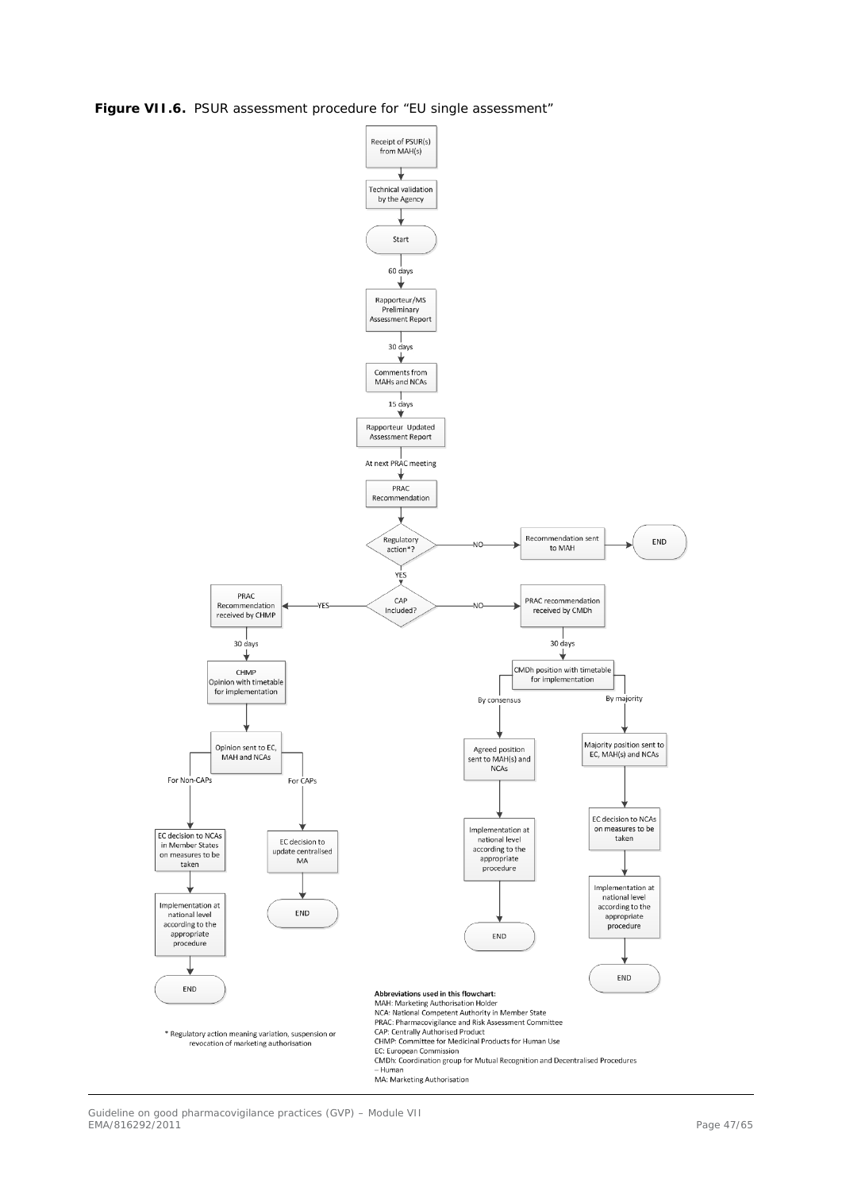**Figure VII.6.** PSUR assessment procedure for "EU single assessment"

Receipt of PSUR(s) from MAH(s)

Technical validation by the Agency

Start

60 days

Rapporteur/MS Preliminary Assessment Report

30 days

Comments from MAHs and NCAs

15 days

Rapporteur Updated Assessment Report

At next PRAC meeting

PRAC Recommendation

Regulatory action*?

- NO → Recommendation sent to MAH → END
- YES → CAP Included?
  - YES → PRAC Recommendation received by CHMP
    - 30 days
    - CHMP Opinion with timetable for implementation
    - Opinion sent to EC, MAH and NCAs
      - For Non-CAPs → EC decision to NCAs in Member States on measures to be taken → Implementation at national level according to the appropriate procedure → END
      - For CAPs → EC decision to update centralised MA → END
  - NO → PRAC recommendation received by CMDh
    - 30 days
    - CMDh position with timetable for implementation
      - By consensus → Agreed position sent to MAH(s) and NCAs → Implementation at national level according to the appropriate procedure → END
      - By majority → Majority position sent to EC, MAH(s) and NCAs → EC decision to NCAs on measures to be taken → Implementation at national level according to the appropriate procedure → END

\* Regulatory action meaning variation, suspension or revocation of marketing authorisation

**Abbreviations used in this flowchart:**

MAH: Marketing Authorisation Holder
NCA: National Competent Authority in Member State
PRAC: Pharmacovigilance and Risk Assessment Committee
CAP: Centrally Authorised Product
CHMP: Committee for Medicinal Products for Human Use
EC: European Commission
CMDh: Coordination group for Mutual Recognition and Decentralised Procedures – Human
MA: Marketing Authorisation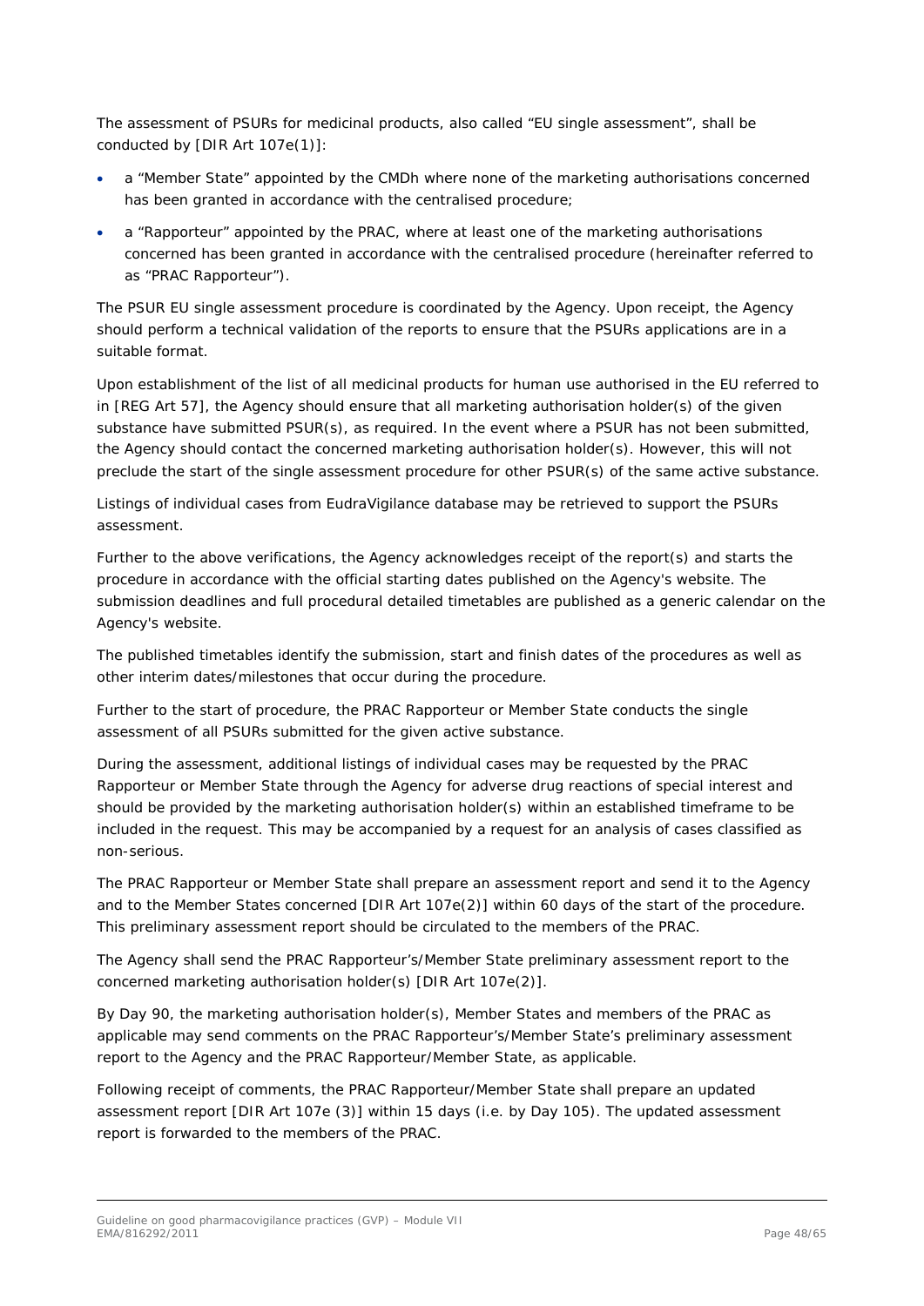The assessment of PSURs for medicinal products, also called "EU single assessment", shall be conducted by [DIR Art 107e(1)]:

- a "Member State" appointed by the CMDh where none of the marketing authorisations concerned has been granted in accordance with the centralised procedure;
- a "Rapporteur" appointed by the PRAC, where at least one of the marketing authorisations concerned has been granted in accordance with the centralised procedure (hereinafter referred to as "PRAC Rapporteur").

The PSUR EU single assessment procedure is coordinated by the Agency. Upon receipt, the Agency should perform a technical validation of the reports to ensure that the PSURs applications are in a suitable format.

Upon establishment of the list of all medicinal products for human use authorised in the EU referred to in [REG Art 57], the Agency should ensure that all marketing authorisation holder(s) of the given substance have submitted PSUR(s), as required. In the event where a PSUR has not been submitted, the Agency should contact the concerned marketing authorisation holder(s). However, this will not preclude the start of the single assessment procedure for other PSUR(s) of the same active substance.

Listings of individual cases from EudraVigilance database may be retrieved to support the PSURs assessment.

Further to the above verifications, the Agency acknowledges receipt of the report(s) and starts the procedure in accordance with the official starting dates published on the Agency's website. The submission deadlines and full procedural detailed timetables are published as a generic calendar on the Agency's website.

The published timetables identify the submission, start and finish dates of the procedures as well as other interim dates/milestones that occur during the procedure.

Further to the start of procedure, the PRAC Rapporteur or Member State conducts the single assessment of all PSURs submitted for the given active substance.

During the assessment, additional listings of individual cases may be requested by the PRAC Rapporteur or Member State through the Agency for adverse drug reactions of special interest and should be provided by the marketing authorisation holder(s) within an established timeframe to be included in the request. This may be accompanied by a request for an analysis of cases classified as non-serious.

The PRAC Rapporteur or Member State shall prepare an assessment report and send it to the Agency and to the Member States concerned [DIR Art 107e(2)] within 60 days of the start of the procedure. This preliminary assessment report should be circulated to the members of the PRAC.

The Agency shall send the PRAC Rapporteur's/Member State preliminary assessment report to the concerned marketing authorisation holder(s) [DIR Art 107e(2)].

By Day 90, the marketing authorisation holder(s), Member States and members of the PRAC as applicable may send comments on the PRAC Rapporteur's/Member State's preliminary assessment report to the Agency and the PRAC Rapporteur/Member State, as applicable.

Following receipt of comments, the PRAC Rapporteur/Member State shall prepare an updated assessment report [DIR Art 107e (3)] within 15 days (i.e. by Day 105). The updated assessment report is forwarded to the members of the PRAC.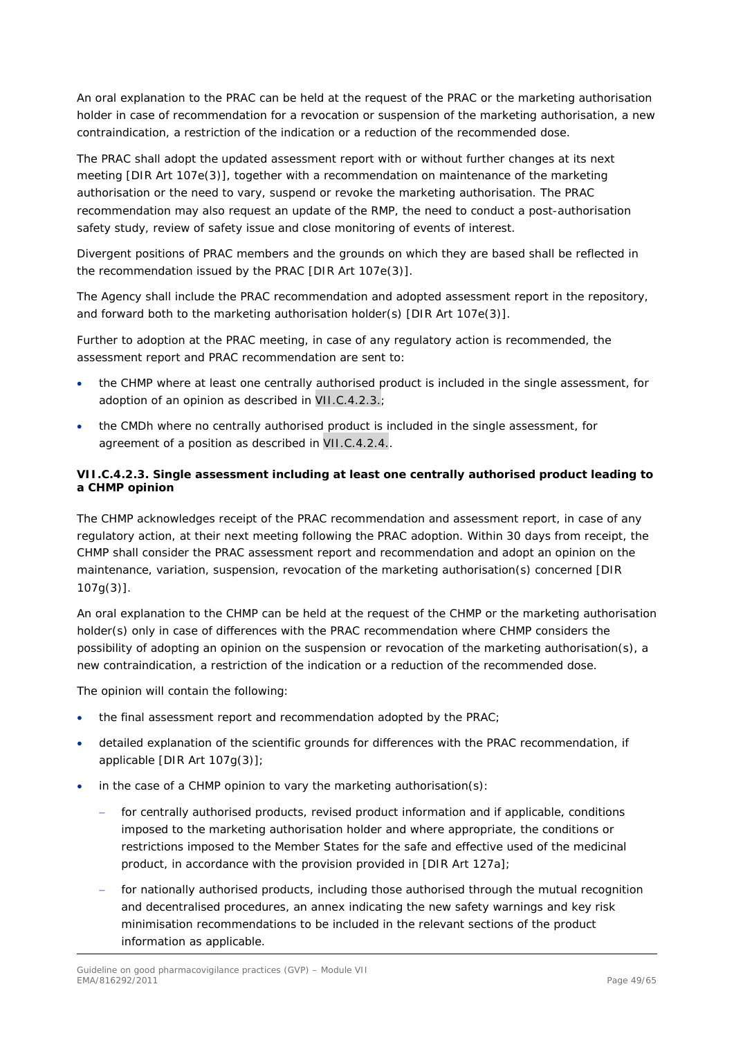An oral explanation to the PRAC can be held at the request of the PRAC or the marketing authorisation holder in case of recommendation for a revocation or suspension of the marketing authorisation, a new contraindication, a restriction of the indication or a reduction of the recommended dose.

The PRAC shall adopt the updated assessment report with or without further changes at its next meeting [DIR Art 107e(3)], together with a recommendation on maintenance of the marketing authorisation or the need to vary, suspend or revoke the marketing authorisation. The PRAC recommendation may also request an update of the RMP, the need to conduct a post-authorisation safety study, review of safety issue and close monitoring of events of interest.

Divergent positions of PRAC members and the grounds on which they are based shall be reflected in the recommendation issued by the PRAC [DIR Art 107e(3)].

The Agency shall include the PRAC recommendation and adopted assessment report in the repository, and forward both to the marketing authorisation holder(s) [DIR Art 107e(3)].

Further to adoption at the PRAC meeting, in case of any regulatory action is recommended, the assessment report and PRAC recommendation are sent to:

- the CHMP where at least one centrally authorised product is included in the single assessment, for adoption of an opinion as described in VII.C.4.2.3.;
- the CMDh where no centrally authorised product is included in the single assessment, for agreement of a position as described in VII.C.4.2.4..

#### VII.C.4.2.3. Single assessment including at least one centrally authorised product leading to a CHMP opinion

The CHMP acknowledges receipt of the PRAC recommendation and assessment report, in case of any regulatory action, at their next meeting following the PRAC adoption. Within 30 days from receipt, the CHMP shall consider the PRAC assessment report and recommendation and adopt an opinion on the maintenance, variation, suspension, revocation of the marketing authorisation(s) concerned [DIR 107g(3)].

An oral explanation to the CHMP can be held at the request of the CHMP or the marketing authorisation holder(s) only in case of differences with the PRAC recommendation where CHMP considers the possibility of adopting an opinion on the suspension or revocation of the marketing authorisation(s), a new contraindication, a restriction of the indication or a reduction of the recommended dose.

The opinion will contain the following:

- the final assessment report and recommendation adopted by the PRAC;
- detailed explanation of the scientific grounds for differences with the PRAC recommendation, if applicable [DIR Art 107g(3)];
- in the case of a CHMP opinion to vary the marketing authorisation(s):
  - for centrally authorised products, revised product information and if applicable, conditions imposed to the marketing authorisation holder and where appropriate, the conditions or restrictions imposed to the Member States for the safe and effective used of the medicinal product, in accordance with the provision provided in [DIR Art 127a];
  - for nationally authorised products, including those authorised through the mutual recognition and decentralised procedures, an annex indicating the new safety warnings and key risk minimisation recommendations to be included in the relevant sections of the product information as applicable.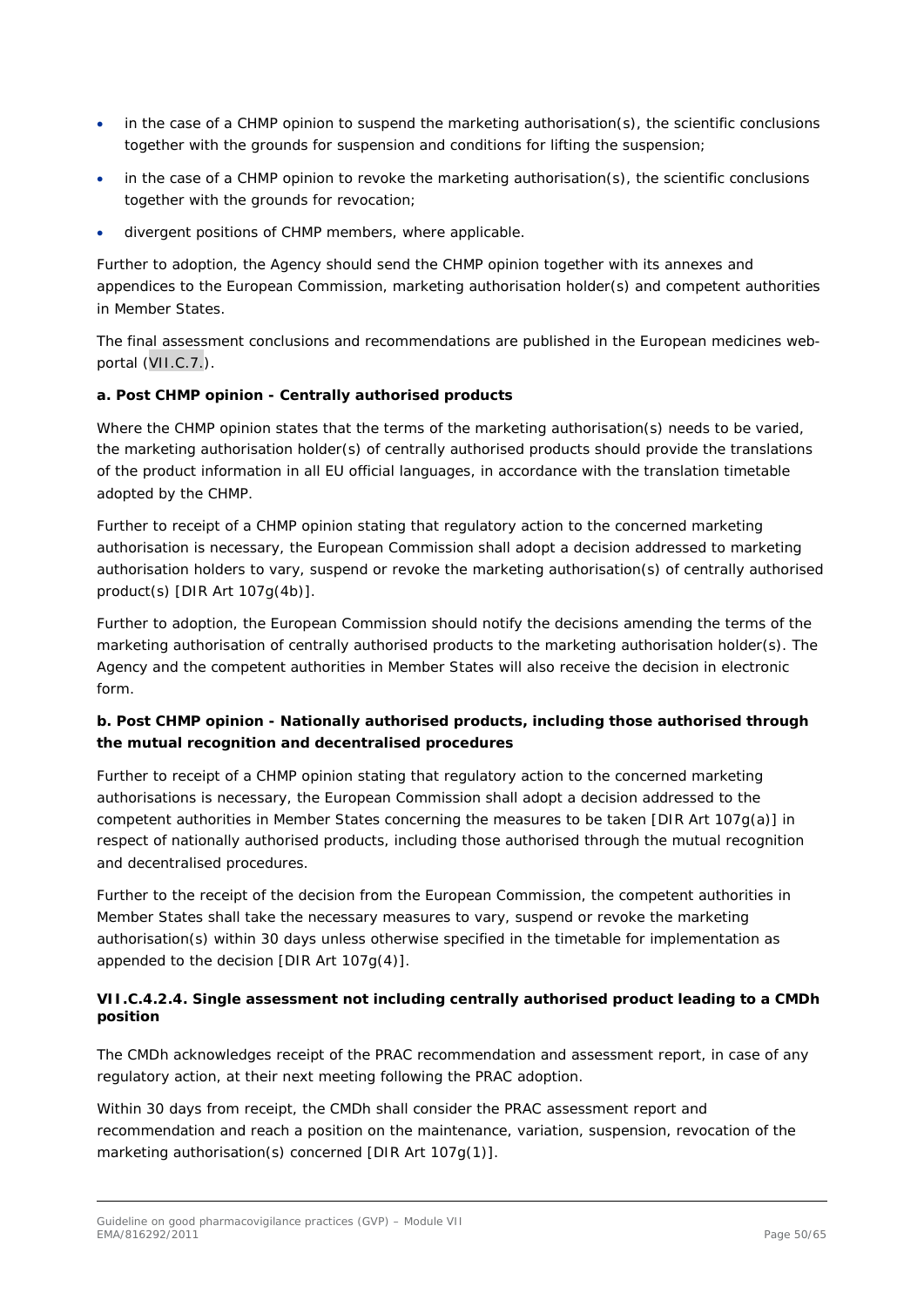- in the case of a CHMP opinion to suspend the marketing authorisation(s), the scientific conclusions together with the grounds for suspension and conditions for lifting the suspension;
- in the case of a CHMP opinion to revoke the marketing authorisation(s), the scientific conclusions together with the grounds for revocation;
- divergent positions of CHMP members, where applicable.

Further to adoption, the Agency should send the CHMP opinion together with its annexes and appendices to the European Commission, marketing authorisation holder(s) and competent authorities in Member States.

The final assessment conclusions and recommendations are published in the European medicines web-portal (VII.C.7.).

**a. Post CHMP opinion - Centrally authorised products**

Where the CHMP opinion states that the terms of the marketing authorisation(s) needs to be varied, the marketing authorisation holder(s) of centrally authorised products should provide the translations of the product information in all EU official languages, in accordance with the translation timetable adopted by the CHMP.

Further to receipt of a CHMP opinion stating that regulatory action to the concerned marketing authorisation is necessary, the European Commission shall adopt a decision addressed to marketing authorisation holders to vary, suspend or revoke the marketing authorisation(s) of centrally authorised product(s) [DIR Art 107g(4b)].

Further to adoption, the European Commission should notify the decisions amending the terms of the marketing authorisation of centrally authorised products to the marketing authorisation holder(s). The Agency and the competent authorities in Member States will also receive the decision in electronic form.

**b. Post CHMP opinion - Nationally authorised products, including those authorised through the mutual recognition and decentralised procedures**

Further to receipt of a CHMP opinion stating that regulatory action to the concerned marketing authorisations is necessary, the European Commission shall adopt a decision addressed to the competent authorities in Member States concerning the measures to be taken [DIR Art 107g(a)] in respect of nationally authorised products, including those authorised through the mutual recognition and decentralised procedures.

Further to the receipt of the decision from the European Commission, the competent authorities in Member States shall take the necessary measures to vary, suspend or revoke the marketing authorisation(s) within 30 days unless otherwise specified in the timetable for implementation as appended to the decision [DIR Art 107g(4)].

#### VII.C.4.2.4. Single assessment not including centrally authorised product leading to a CMDh position

The CMDh acknowledges receipt of the PRAC recommendation and assessment report, in case of any regulatory action, at their next meeting following the PRAC adoption.

Within 30 days from receipt, the CMDh shall consider the PRAC assessment report and recommendation and reach a position on the maintenance, variation, suspension, revocation of the marketing authorisation(s) concerned [DIR Art 107g(1)].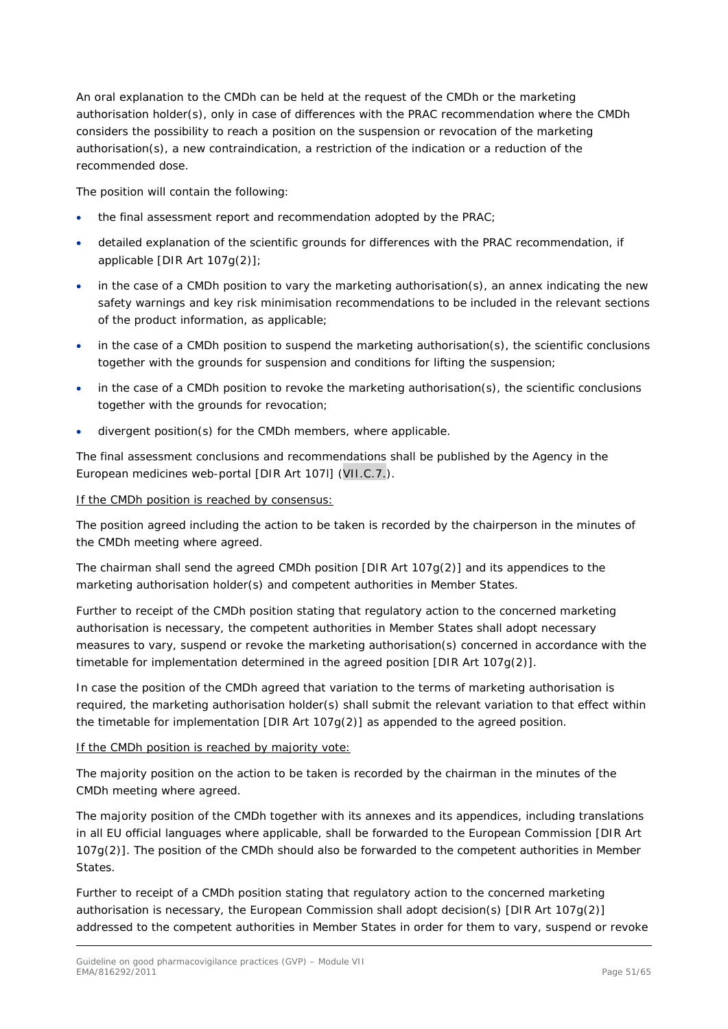An oral explanation to the CMDh can be held at the request of the CMDh or the marketing authorisation holder(s), only in case of differences with the PRAC recommendation where the CMDh considers the possibility to reach a position on the suspension or revocation of the marketing authorisation(s), a new contraindication, a restriction of the indication or a reduction of the recommended dose.

The position will contain the following:

- the final assessment report and recommendation adopted by the PRAC;
- detailed explanation of the scientific grounds for differences with the PRAC recommendation, if applicable [DIR Art 107g(2)];
- in the case of a CMDh position to vary the marketing authorisation(s), an annex indicating the new safety warnings and key risk minimisation recommendations to be included in the relevant sections of the product information, as applicable;
- in the case of a CMDh position to suspend the marketing authorisation(s), the scientific conclusions together with the grounds for suspension and conditions for lifting the suspension;
- in the case of a CMDh position to revoke the marketing authorisation(s), the scientific conclusions together with the grounds for revocation;
- divergent position(s) for the CMDh members, where applicable.

The final assessment conclusions and recommendations shall be published by the Agency in the European medicines web-portal [DIR Art 107l] (VII.C.7.).

<u>If the CMDh position is reached by consensus:</u>

The position agreed including the action to be taken is recorded by the chairperson in the minutes of the CMDh meeting where agreed.

The chairman shall send the agreed CMDh position [DIR Art 107g(2)] and its appendices to the marketing authorisation holder(s) and competent authorities in Member States.

Further to receipt of the CMDh position stating that regulatory action to the concerned marketing authorisation is necessary, the competent authorities in Member States shall adopt necessary measures to vary, suspend or revoke the marketing authorisation(s) concerned in accordance with the timetable for implementation determined in the agreed position [DIR Art 107g(2)].

In case the position of the CMDh agreed that variation to the terms of marketing authorisation is required, the marketing authorisation holder(s) shall submit the relevant variation to that effect within the timetable for implementation [DIR Art 107g(2)] as appended to the agreed position.

<u>If the CMDh position is reached by majority vote:</u>

The majority position on the action to be taken is recorded by the chairman in the minutes of the CMDh meeting where agreed.

The majority position of the CMDh together with its annexes and its appendices, including translations in all EU official languages where applicable, shall be forwarded to the European Commission [DIR Art 107g(2)]. The position of the CMDh should also be forwarded to the competent authorities in Member States.

Further to receipt of a CMDh position stating that regulatory action to the concerned marketing authorisation is necessary, the European Commission shall adopt decision(s) [DIR Art 107g(2)] addressed to the competent authorities in Member States in order for them to vary, suspend or revoke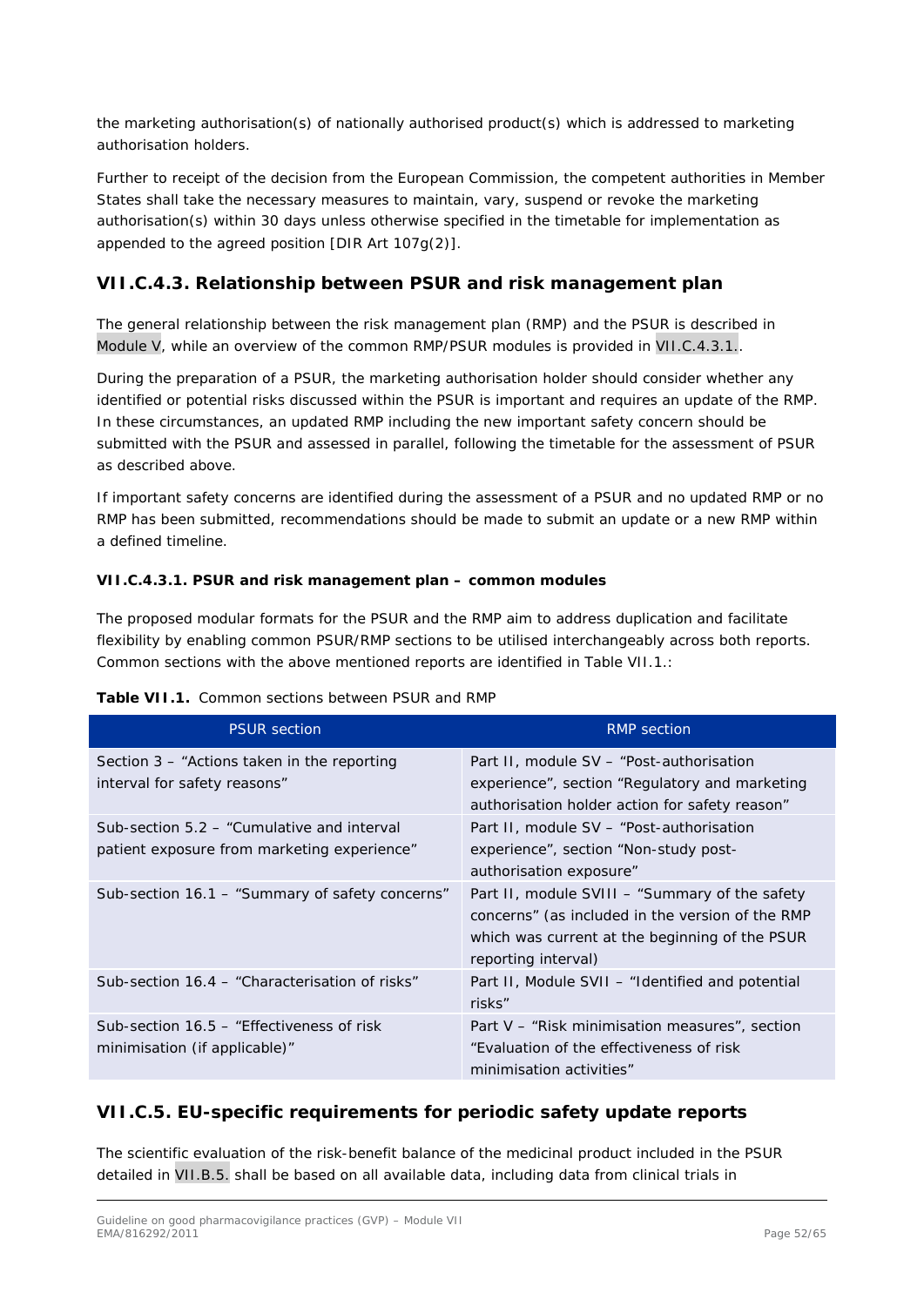the marketing authorisation(s) of nationally authorised product(s) which is addressed to marketing authorisation holders.

Further to receipt of the decision from the European Commission, the competent authorities in Member States shall take the necessary measures to maintain, vary, suspend or revoke the marketing authorisation(s) within 30 days unless otherwise specified in the timetable for implementation as appended to the agreed position [DIR Art 107g(2)].

## VII.C.4.3. Relationship between PSUR and risk management plan

The general relationship between the risk management plan (RMP) and the PSUR is described in Module V, while an overview of the common RMP/PSUR modules is provided in VII.C.4.3.1..

During the preparation of a PSUR, the marketing authorisation holder should consider whether any identified or potential risks discussed within the PSUR is important and requires an update of the RMP. In these circumstances, an updated RMP including the new important safety concern should be submitted with the PSUR and assessed in parallel, following the timetable for the assessment of PSUR as described above.

If important safety concerns are identified during the assessment of a PSUR and no updated RMP or no RMP has been submitted, recommendations should be made to submit an update or a new RMP within a defined timeline.

#### VII.C.4.3.1. PSUR and risk management plan – common modules

The proposed modular formats for the PSUR and the RMP aim to address duplication and facilitate flexibility by enabling common PSUR/RMP sections to be utilised interchangeably across both reports. Common sections with the above mentioned reports are identified in Table VII.1.:

**Table VII.1.** Common sections between PSUR and RMP

| PSUR section | RMP section |
|---|---|
| Section 3 – "Actions taken in the reporting interval for safety reasons" | Part II, module SV – "Post-authorisation experience", section "Regulatory and marketing authorisation holder action for safety reason" |
| Sub-section 5.2 – "Cumulative and interval patient exposure from marketing experience" | Part II, module SV – "Post-authorisation experience", section "Non-study post-authorisation exposure" |
| Sub-section 16.1 – "Summary of safety concerns" | Part II, module SVIII – "Summary of the safety concerns" (as included in the version of the RMP which was current at the beginning of the PSUR reporting interval) |
| Sub-section 16.4 – "Characterisation of risks" | Part II, Module SVII – "Identified and potential risks" |
| Sub-section 16.5 – "Effectiveness of risk minimisation (if applicable)" | Part V – "Risk minimisation measures", section "Evaluation of the effectiveness of risk minimisation activities" |

## VII.C.5. EU-specific requirements for periodic safety update reports

The scientific evaluation of the risk-benefit balance of the medicinal product included in the PSUR detailed in VII.B.5. shall be based on all available data, including data from clinical trials in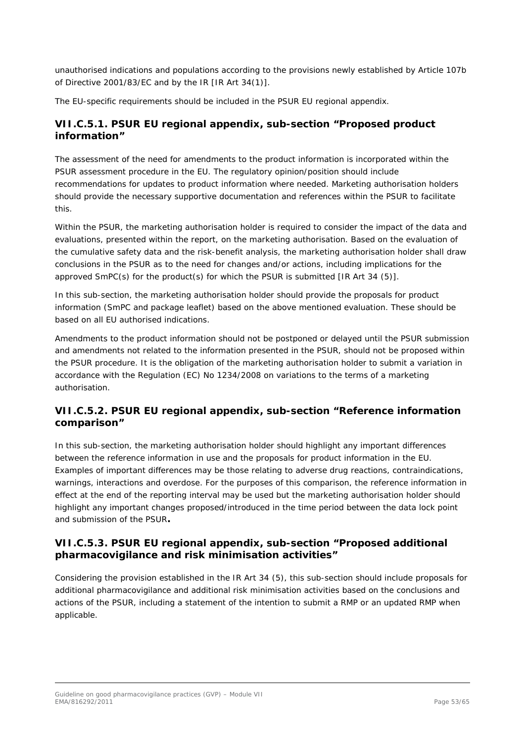unauthorised indications and populations according to the provisions newly established by Article 107b of Directive 2001/83/EC and by the IR [IR Art 34(1)].

The EU-specific requirements should be included in the PSUR EU regional appendix.

### VII.C.5.1. PSUR EU regional appendix, sub-section "Proposed product information"

The assessment of the need for amendments to the product information is incorporated within the PSUR assessment procedure in the EU. The regulatory opinion/position should include recommendations for updates to product information where needed. Marketing authorisation holders should provide the necessary supportive documentation and references within the PSUR to facilitate this.

Within the PSUR, the marketing authorisation holder is required to consider the impact of the data and evaluations, presented within the report, on the marketing authorisation. Based on the evaluation of the cumulative safety data and the risk-benefit analysis, the marketing authorisation holder shall draw conclusions in the PSUR as to the need for changes and/or actions, including implications for the approved SmPC(s) for the product(s) for which the PSUR is submitted [IR Art 34 (5)].

In this sub-section, the marketing authorisation holder should provide the proposals for product information (SmPC and package leaflet) based on the above mentioned evaluation. These should be based on all EU authorised indications.

Amendments to the product information should not be postponed or delayed until the PSUR submission and amendments not related to the information presented in the PSUR, should not be proposed within the PSUR procedure. It is the obligation of the marketing authorisation holder to submit a variation in accordance with the Regulation (EC) No 1234/2008 on variations to the terms of a marketing authorisation.

### VII.C.5.2. PSUR EU regional appendix, sub-section "Reference information comparison"

In this sub-section, the marketing authorisation holder should highlight any important differences between the reference information in use and the proposals for product information in the EU. Examples of important differences may be those relating to adverse drug reactions, contraindications, warnings, interactions and overdose. For the purposes of this comparison, the reference information in effect at the end of the reporting interval may be used but the marketing authorisation holder should highlight any important changes proposed/introduced in the time period between the data lock point and submission of the PSUR**.**

### VII.C.5.3. PSUR EU regional appendix, sub-section "Proposed additional pharmacovigilance and risk minimisation activities"

Considering the provision established in the IR Art 34 (5), this sub-section should include proposals for additional pharmacovigilance and additional risk minimisation activities based on the conclusions and actions of the PSUR, including a statement of the intention to submit a RMP or an updated RMP when applicable.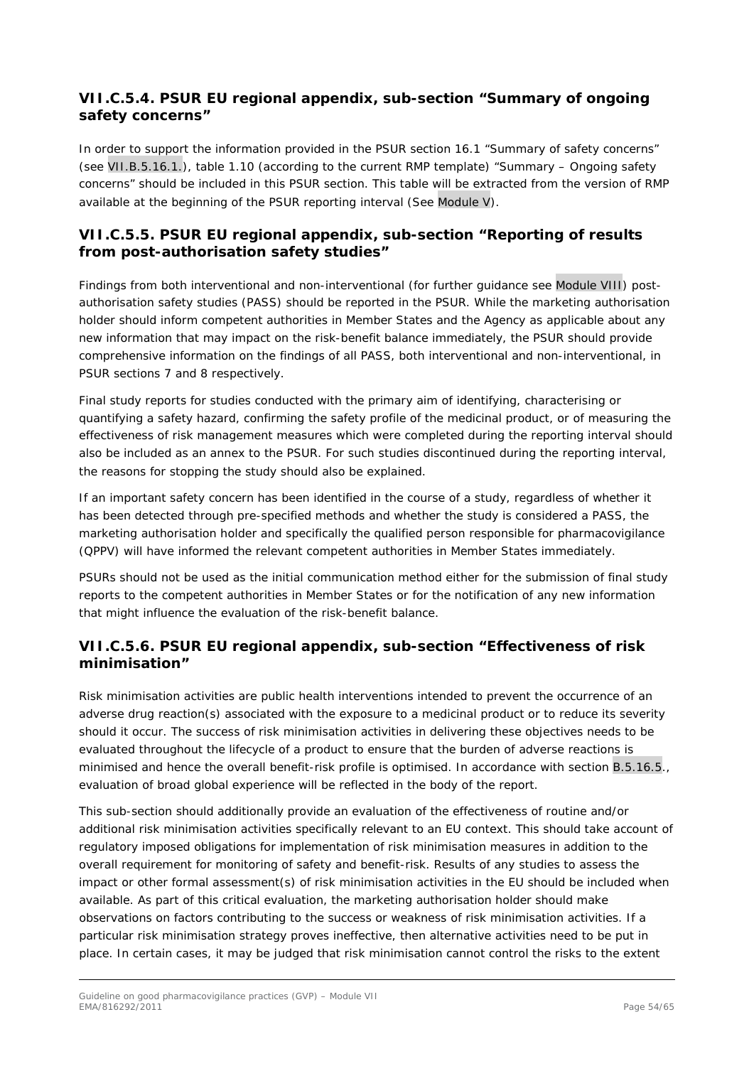### VII.C.5.4. PSUR EU regional appendix, sub-section "Summary of ongoing safety concerns"

In order to support the information provided in the PSUR section 16.1 "Summary of safety concerns" (see VII.B.5.16.1.), table 1.10 (according to the current RMP template) "Summary – Ongoing safety concerns" should be included in this PSUR section. This table will be extracted from the version of RMP available at the beginning of the PSUR reporting interval (See Module V).

### VII.C.5.5. PSUR EU regional appendix, sub-section "Reporting of results from post-authorisation safety studies"

Findings from both interventional and non-interventional (for further guidance see Module VIII) post-authorisation safety studies (PASS) should be reported in the PSUR. While the marketing authorisation holder should inform competent authorities in Member States and the Agency as applicable about any new information that may impact on the risk-benefit balance immediately, the PSUR should provide comprehensive information on the findings of all PASS, both interventional and non-interventional, in PSUR sections 7 and 8 respectively.

Final study reports for studies conducted with the primary aim of identifying, characterising or quantifying a safety hazard, confirming the safety profile of the medicinal product, or of measuring the effectiveness of risk management measures which were completed during the reporting interval should also be included as an annex to the PSUR. For such studies discontinued during the reporting interval, the reasons for stopping the study should also be explained.

If an important safety concern has been identified in the course of a study, regardless of whether it has been detected through pre-specified methods and whether the study is considered a PASS, the marketing authorisation holder and specifically the qualified person responsible for pharmacovigilance (QPPV) will have informed the relevant competent authorities in Member States immediately.

PSURs should not be used as the initial communication method either for the submission of final study reports to the competent authorities in Member States or for the notification of any new information that might influence the evaluation of the risk-benefit balance.

### VII.C.5.6. PSUR EU regional appendix, sub-section "Effectiveness of risk minimisation"

Risk minimisation activities are public health interventions intended to prevent the occurrence of an adverse drug reaction(s) associated with the exposure to a medicinal product or to reduce its severity should it occur. The success of risk minimisation activities in delivering these objectives needs to be evaluated throughout the lifecycle of a product to ensure that the burden of adverse reactions is minimised and hence the overall benefit-risk profile is optimised. In accordance with section B.5.16.5., evaluation of broad global experience will be reflected in the body of the report.

This sub-section should additionally provide an evaluation of the effectiveness of routine and/or additional risk minimisation activities specifically relevant to an EU context. This should take account of regulatory imposed obligations for implementation of risk minimisation measures in addition to the overall requirement for monitoring of safety and benefit-risk. Results of any studies to assess the impact or other formal assessment(s) of risk minimisation activities in the EU should be included when available. As part of this critical evaluation, the marketing authorisation holder should make observations on factors contributing to the success or weakness of risk minimisation activities. If a particular risk minimisation strategy proves ineffective, then alternative activities need to be put in place. In certain cases, it may be judged that risk minimisation cannot control the risks to the extent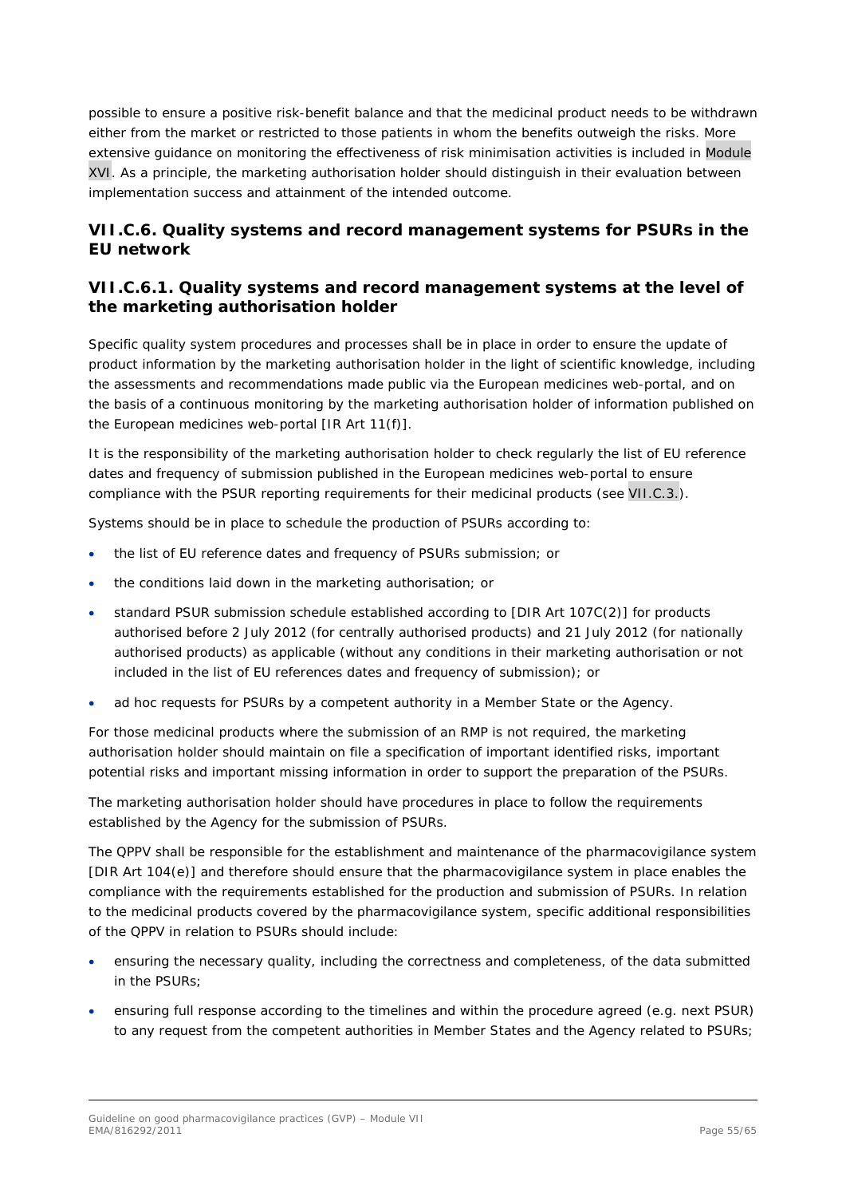possible to ensure a positive risk-benefit balance and that the medicinal product needs to be withdrawn either from the market or restricted to those patients in whom the benefits outweigh the risks. More extensive guidance on monitoring the effectiveness of risk minimisation activities is included in Module XVI. As a principle, the marketing authorisation holder should distinguish in their evaluation between implementation success and attainment of the intended outcome.

## VII.C.6. Quality systems and record management systems for PSURs in the EU network

### VII.C.6.1. Quality systems and record management systems at the level of the marketing authorisation holder

Specific quality system procedures and processes shall be in place in order to ensure the update of product information by the marketing authorisation holder in the light of scientific knowledge, including the assessments and recommendations made public via the European medicines web-portal, and on the basis of a continuous monitoring by the marketing authorisation holder of information published on the European medicines web-portal [IR Art 11(f)].

It is the responsibility of the marketing authorisation holder to check regularly the list of EU reference dates and frequency of submission published in the European medicines web-portal to ensure compliance with the PSUR reporting requirements for their medicinal products (see VII.C.3.).

Systems should be in place to schedule the production of PSURs according to:

- the list of EU reference dates and frequency of PSURs submission; or
- the conditions laid down in the marketing authorisation; or
- standard PSUR submission schedule established according to [DIR Art 107C(2)] for products authorised before 2 July 2012 (for centrally authorised products) and 21 July 2012 (for nationally authorised products) as applicable (without any conditions in their marketing authorisation or not included in the list of EU references dates and frequency of submission); or
- ad hoc requests for PSURs by a competent authority in a Member State or the Agency.

For those medicinal products where the submission of an RMP is not required, the marketing authorisation holder should maintain on file a specification of important identified risks, important potential risks and important missing information in order to support the preparation of the PSURs.

The marketing authorisation holder should have procedures in place to follow the requirements established by the Agency for the submission of PSURs.

The QPPV shall be responsible for the establishment and maintenance of the pharmacovigilance system [DIR Art 104(e)] and therefore should ensure that the pharmacovigilance system in place enables the compliance with the requirements established for the production and submission of PSURs. In relation to the medicinal products covered by the pharmacovigilance system, specific additional responsibilities of the QPPV in relation to PSURs should include:

- ensuring the necessary quality, including the correctness and completeness, of the data submitted in the PSURs;
- ensuring full response according to the timelines and within the procedure agreed (e.g. next PSUR) to any request from the competent authorities in Member States and the Agency related to PSURs;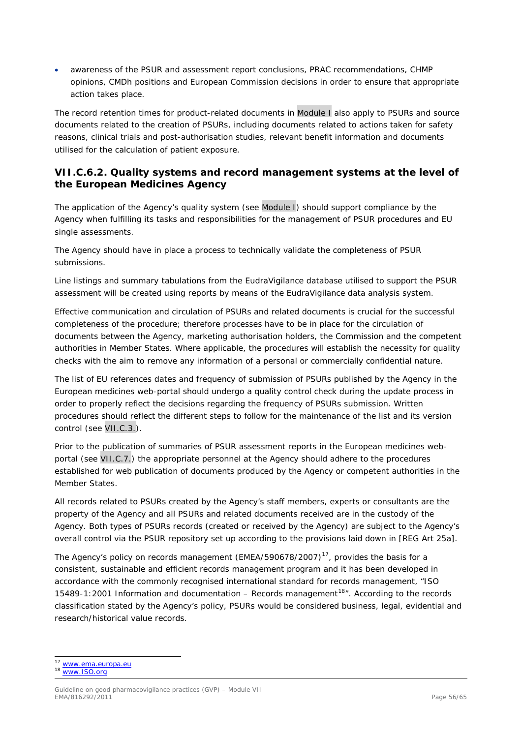- awareness of the PSUR and assessment report conclusions, PRAC recommendations, CHMP opinions, CMDh positions and European Commission decisions in order to ensure that appropriate action takes place.

The record retention times for product-related documents in Module I also apply to PSURs and source documents related to the creation of PSURs, including documents related to actions taken for safety reasons, clinical trials and post-authorisation studies, relevant benefit information and documents utilised for the calculation of patient exposure.

### VII.C.6.2. Quality systems and record management systems at the level of the European Medicines Agency

The application of the Agency's quality system (see Module I) should support compliance by the Agency when fulfilling its tasks and responsibilities for the management of PSUR procedures and EU single assessments.

The Agency should have in place a process to technically validate the completeness of PSUR submissions.

Line listings and summary tabulations from the EudraVigilance database utilised to support the PSUR assessment will be created using reports by means of the EudraVigilance data analysis system.

Effective communication and circulation of PSURs and related documents is crucial for the successful completeness of the procedure; therefore processes have to be in place for the circulation of documents between the Agency, marketing authorisation holders, the Commission and the competent authorities in Member States. Where applicable, the procedures will establish the necessity for quality checks with the aim to remove any information of a personal or commercially confidential nature.

The list of EU references dates and frequency of submission of PSURs published by the Agency in the European medicines web-portal should undergo a quality control check during the update process in order to properly reflect the decisions regarding the frequency of PSURs submission. Written procedures should reflect the different steps to follow for the maintenance of the list and its version control (see VII.C.3.).

Prior to the publication of summaries of PSUR assessment reports in the European medicines web-portal (see VII.C.7.) the appropriate personnel at the Agency should adhere to the procedures established for web publication of documents produced by the Agency or competent authorities in the Member States.

All records related to PSURs created by the Agency's staff members, experts or consultants are the property of the Agency and all PSURs and related documents received are in the custody of the Agency. Both types of PSURs records (created or received by the Agency) are subject to the Agency's overall control via the PSUR repository set up according to the provisions laid down in [REG Art 25a].

The Agency's policy on records management (EMEA/590678/2007)[17], provides the basis for a consistent, sustainable and efficient records management program and it has been developed in accordance with the commonly recognised international standard for records management, "ISO 15489-1:2001 Information and documentation – Records management[18]". According to the records classification stated by the Agency's policy, PSURs would be considered business, legal, evidential and research/historical value records.

---

[17] www.ema.europa.eu

[18] www.ISO.org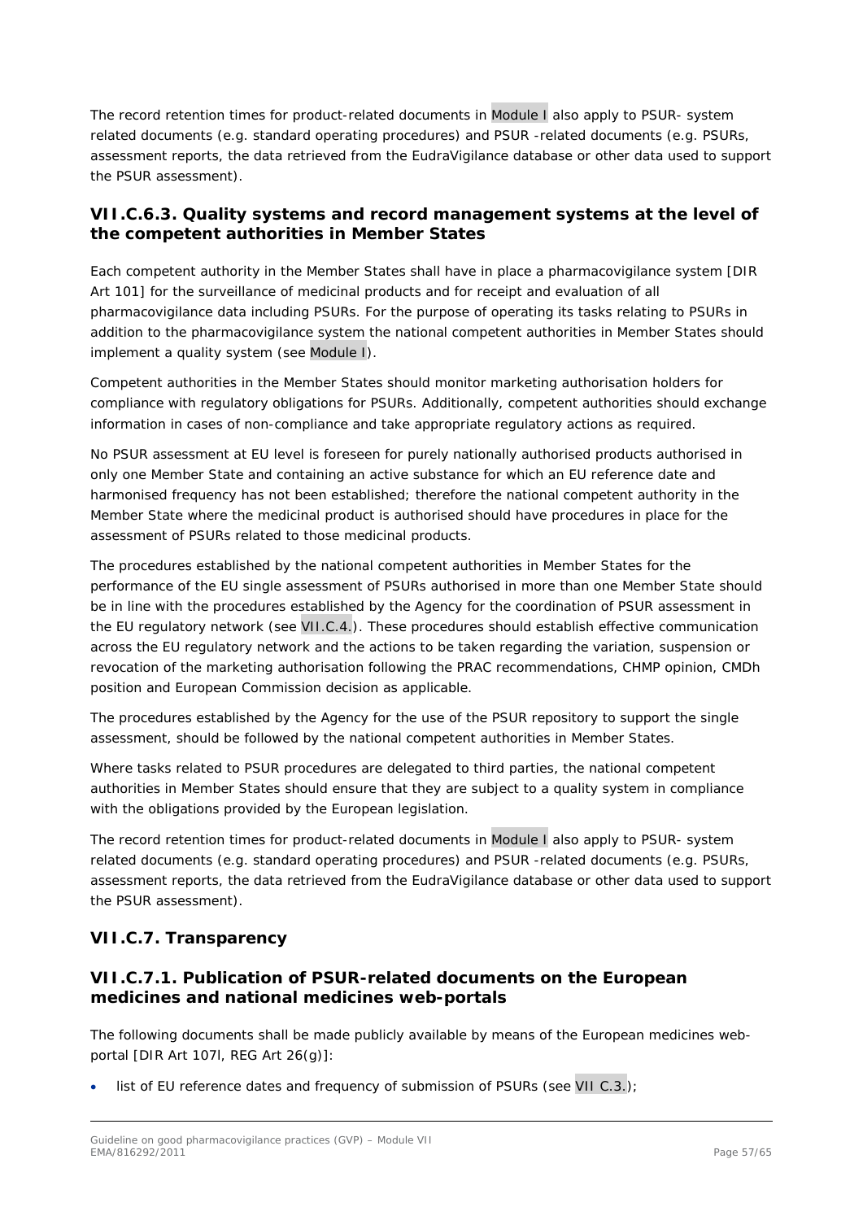The record retention times for product-related documents in Module I also apply to PSUR- system related documents (e.g. standard operating procedures) and PSUR -related documents (e.g. PSURs, assessment reports, the data retrieved from the EudraVigilance database or other data used to support the PSUR assessment).

### VII.C.6.3. Quality systems and record management systems at the level of the competent authorities in Member States

Each competent authority in the Member States shall have in place a pharmacovigilance system [DIR Art 101] for the surveillance of medicinal products and for receipt and evaluation of all pharmacovigilance data including PSURs. For the purpose of operating its tasks relating to PSURs in addition to the pharmacovigilance system the national competent authorities in Member States should implement a quality system (see Module I).

Competent authorities in the Member States should monitor marketing authorisation holders for compliance with regulatory obligations for PSURs. Additionally, competent authorities should exchange information in cases of non-compliance and take appropriate regulatory actions as required.

No PSUR assessment at EU level is foreseen for purely nationally authorised products authorised in only one Member State and containing an active substance for which an EU reference date and harmonised frequency has not been established; therefore the national competent authority in the Member State where the medicinal product is authorised should have procedures in place for the assessment of PSURs related to those medicinal products.

The procedures established by the national competent authorities in Member States for the performance of the EU single assessment of PSURs authorised in more than one Member State should be in line with the procedures established by the Agency for the coordination of PSUR assessment in the EU regulatory network (see VII.C.4.). These procedures should establish effective communication across the EU regulatory network and the actions to be taken regarding the variation, suspension or revocation of the marketing authorisation following the PRAC recommendations, CHMP opinion, CMDh position and European Commission decision as applicable.

The procedures established by the Agency for the use of the PSUR repository to support the single assessment, should be followed by the national competent authorities in Member States.

Where tasks related to PSUR procedures are delegated to third parties, the national competent authorities in Member States should ensure that they are subject to a quality system in compliance with the obligations provided by the European legislation.

The record retention times for product-related documents in Module I also apply to PSUR- system related documents (e.g. standard operating procedures) and PSUR -related documents (e.g. PSURs, assessment reports, the data retrieved from the EudraVigilance database or other data used to support the PSUR assessment).

## VII.C.7. Transparency

### VII.C.7.1. Publication of PSUR-related documents on the European medicines and national medicines web-portals

The following documents shall be made publicly available by means of the European medicines web-portal [DIR Art 107l, REG Art 26(g)]:

- list of EU reference dates and frequency of submission of PSURs (see VII C.3.);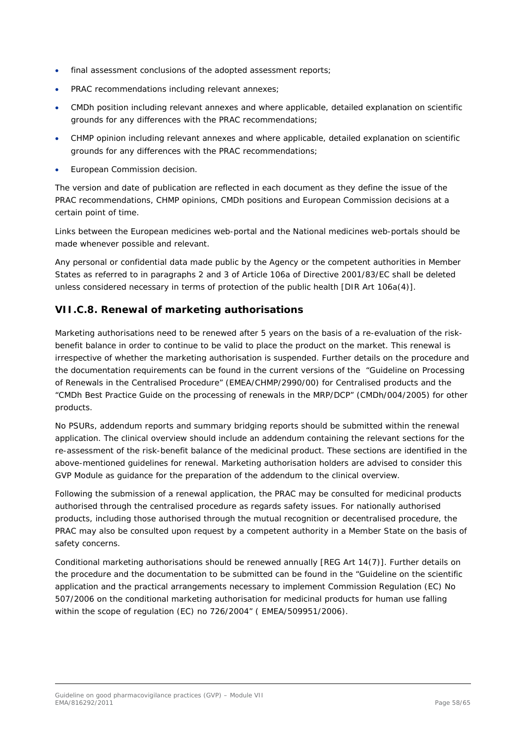- final assessment conclusions of the adopted assessment reports;
- PRAC recommendations including relevant annexes;
- CMDh position including relevant annexes and where applicable, detailed explanation on scientific grounds for any differences with the PRAC recommendations;
- CHMP opinion including relevant annexes and where applicable, detailed explanation on scientific grounds for any differences with the PRAC recommendations;
- European Commission decision.

The version and date of publication are reflected in each document as they define the issue of the PRAC recommendations, CHMP opinions, CMDh positions and European Commission decisions at a certain point of time.

Links between the European medicines web-portal and the National medicines web-portals should be made whenever possible and relevant.

Any personal or confidential data made public by the Agency or the competent authorities in Member States as referred to in paragraphs 2 and 3 of Article 106a of Directive 2001/83/EC shall be deleted unless considered necessary in terms of protection of the public health [DIR Art 106a(4)].

## VII.C.8. Renewal of marketing authorisations

Marketing authorisations need to be renewed after 5 years on the basis of a re-evaluation of the risk-benefit balance in order to continue to be valid to place the product on the market. This renewal is irrespective of whether the marketing authorisation is suspended. Further details on the procedure and the documentation requirements can be found in the current versions of the "Guideline on Processing of Renewals in the Centralised Procedure" (EMEA/CHMP/2990/00) for Centralised products and the "CMDh Best Practice Guide on the processing of renewals in the MRP/DCP" (CMDh/004/2005) for other products.

No PSURs, addendum reports and summary bridging reports should be submitted within the renewal application. The clinical overview should include an addendum containing the relevant sections for the re-assessment of the risk-benefit balance of the medicinal product. These sections are identified in the above-mentioned guidelines for renewal. Marketing authorisation holders are advised to consider this GVP Module as guidance for the preparation of the addendum to the clinical overview.

Following the submission of a renewal application, the PRAC may be consulted for medicinal products authorised through the centralised procedure as regards safety issues. For nationally authorised products, including those authorised through the mutual recognition or decentralised procedure, the PRAC may also be consulted upon request by a competent authority in a Member State on the basis of safety concerns.

Conditional marketing authorisations should be renewed annually [REG Art 14(7)]. Further details on the procedure and the documentation to be submitted can be found in the "Guideline on the scientific application and the practical arrangements necessary to implement Commission Regulation (EC) No 507/2006 on the conditional marketing authorisation for medicinal products for human use falling within the scope of regulation (EC) no 726/2004" ( EMEA/509951/2006).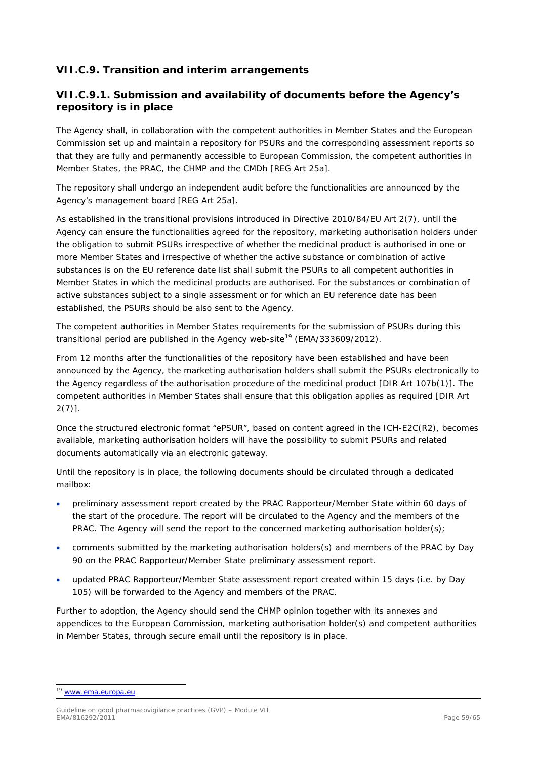## VII.C.9. Transition and interim arrangements

### VII.C.9.1. Submission and availability of documents before the Agency's repository is in place

The Agency shall, in collaboration with the competent authorities in Member States and the European Commission set up and maintain a repository for PSURs and the corresponding assessment reports so that they are fully and permanently accessible to European Commission, the competent authorities in Member States, the PRAC, the CHMP and the CMDh [REG Art 25a].

The repository shall undergo an independent audit before the functionalities are announced by the Agency's management board [REG Art 25a].

As established in the transitional provisions introduced in Directive 2010/84/EU Art 2(7), until the Agency can ensure the functionalities agreed for the repository, marketing authorisation holders under the obligation to submit PSURs irrespective of whether the medicinal product is authorised in one or more Member States and irrespective of whether the active substance or combination of active substances is on the EU reference date list shall submit the PSURs to all competent authorities in Member States in which the medicinal products are authorised. For the substances or combination of active substances subject to a single assessment or for which an EU reference date has been established, the PSURs should be also sent to the Agency.

The competent authorities in Member States requirements for the submission of PSURs during this transitional period are published in the Agency web-site[19] (EMA/333609/2012).

From 12 months after the functionalities of the repository have been established and have been announced by the Agency, the marketing authorisation holders shall submit the PSURs electronically to the Agency regardless of the authorisation procedure of the medicinal product [DIR Art 107b(1)]. The competent authorities in Member States shall ensure that this obligation applies as required [DIR Art 2(7)].

Once the structured electronic format "ePSUR", based on content agreed in the ICH-E2C(R2), becomes available, marketing authorisation holders will have the possibility to submit PSURs and related documents automatically via an electronic gateway.

Until the repository is in place, the following documents should be circulated through a dedicated mailbox:

- preliminary assessment report created by the PRAC Rapporteur/Member State within 60 days of the start of the procedure. The report will be circulated to the Agency and the members of the PRAC. The Agency will send the report to the concerned marketing authorisation holder(s);
- comments submitted by the marketing authorisation holders(s) and members of the PRAC by Day 90 on the PRAC Rapporteur/Member State preliminary assessment report.
- updated PRAC Rapporteur/Member State assessment report created within 15 days (i.e. by Day 105) will be forwarded to the Agency and members of the PRAC.

Further to adoption, the Agency should send the CHMP opinion together with its annexes and appendices to the European Commission, marketing authorisation holder(s) and competent authorities in Member States, through secure email until the repository is in place.

---

[19] www.ema.europa.eu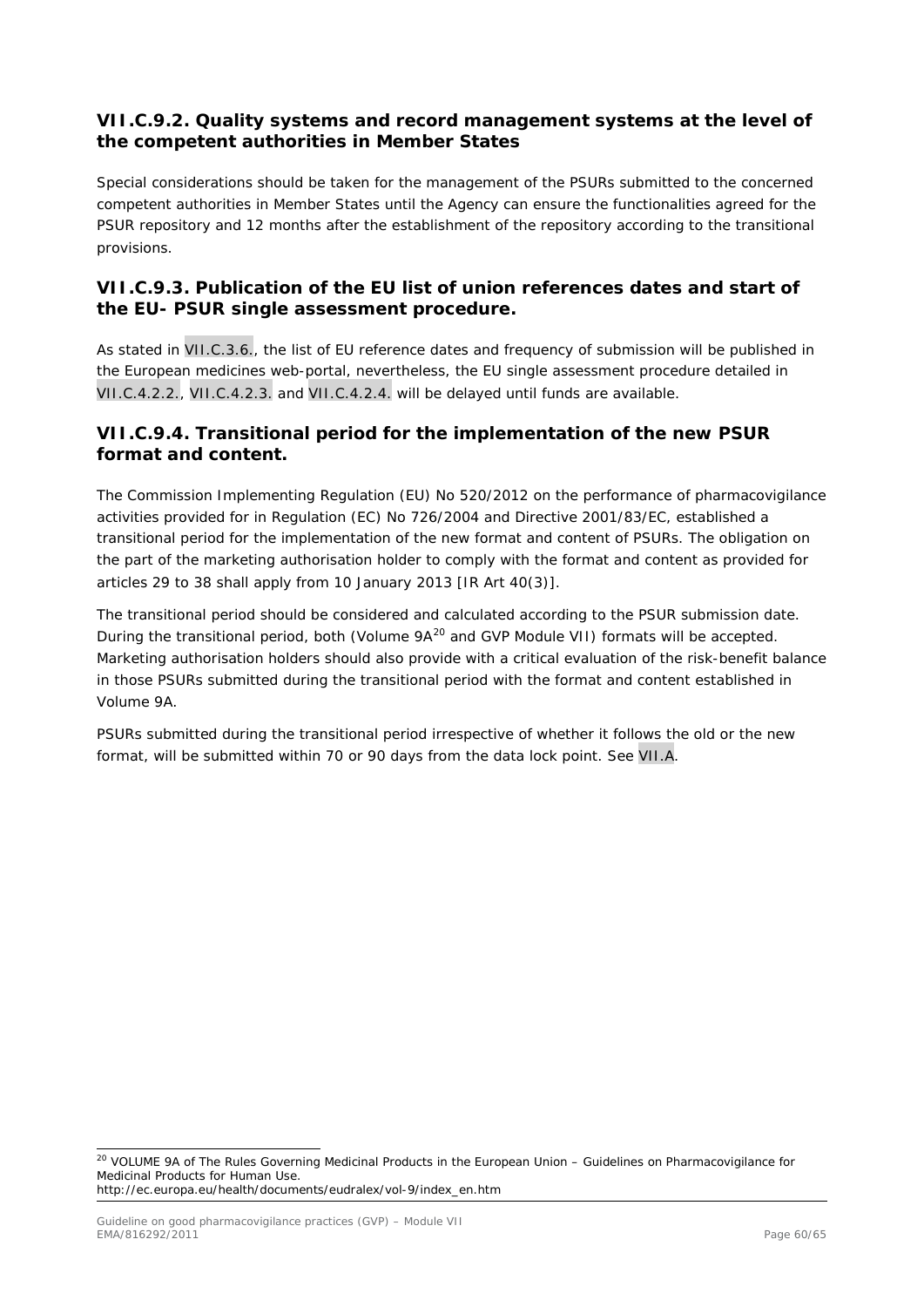### VII.C.9.2. Quality systems and record management systems at the level of the competent authorities in Member States

Special considerations should be taken for the management of the PSURs submitted to the concerned competent authorities in Member States until the Agency can ensure the functionalities agreed for the PSUR repository and 12 months after the establishment of the repository according to the transitional provisions.

### VII.C.9.3. Publication of the EU list of union references dates and start of the EU- PSUR single assessment procedure.

As stated in VII.C.3.6., the list of EU reference dates and frequency of submission will be published in the European medicines web-portal, nevertheless, the EU single assessment procedure detailed in VII.C.4.2.2., VII.C.4.2.3. and VII.C.4.2.4. will be delayed until funds are available.

### VII.C.9.4. Transitional period for the implementation of the new PSUR format and content.

The Commission Implementing Regulation (EU) No 520/2012 on the performance of pharmacovigilance activities provided for in Regulation (EC) No 726/2004 and Directive 2001/83/EC, established a transitional period for the implementation of the new format and content of PSURs. The obligation on the part of the marketing authorisation holder to comply with the format and content as provided for articles 29 to 38 shall apply from 10 January 2013 [IR Art 40(3)].

The transitional period should be considered and calculated according to the PSUR submission date. During the transitional period, both (Volume 9A[20] and GVP Module VII) formats will be accepted. Marketing authorisation holders should also provide with a critical evaluation of the risk-benefit balance in those PSURs submitted during the transitional period with the format and content established in Volume 9A.

PSURs submitted during the transitional period irrespective of whether it follows the old or the new format, will be submitted within 70 or 90 days from the data lock point. See VII.A.

---

[20] VOLUME 9A of The Rules Governing Medicinal Products in the European Union – Guidelines on Pharmacovigilance for Medicinal Products for Human Use.
http://ec.europa.eu/health/documents/eudralex/vol-9/index_en.htm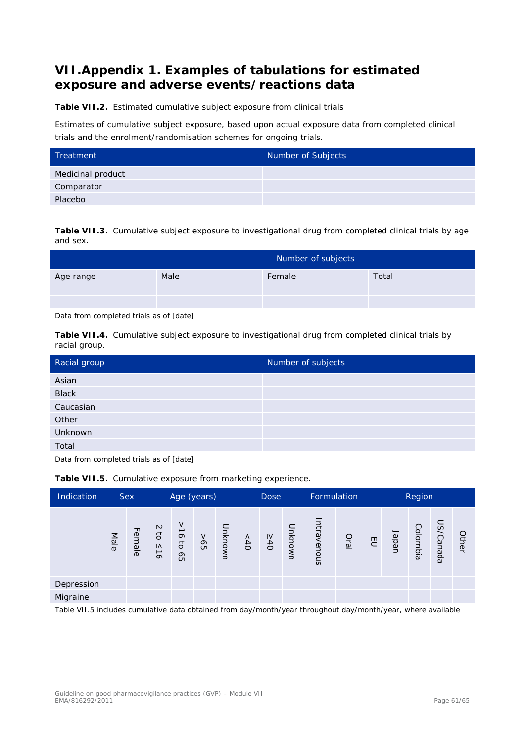# VII.Appendix 1. Examples of tabulations for estimated exposure and adverse events/reactions data

**Table VII.2.** Estimated cumulative subject exposure from clinical trials

Estimates of cumulative subject exposure, based upon actual exposure data from completed clinical trials and the enrolment/randomisation schemes for ongoing trials.

| Treatment | Number of Subjects |
|---|---|
| Medicinal product | |
| Comparator | |
| Placebo | |

**Table VII.3.** Cumulative subject exposure to investigational drug from completed clinical trials by age and sex.

| | Number of subjects | | |
|---|---|---|---|
| Age range | Male | Female | Total |
| | | | |
| | | | |

Data from completed trials as of [date]

**Table VII.4.** Cumulative subject exposure to investigational drug from completed clinical trials by racial group.

| Racial group | Number of subjects |
|---|---|
| Asian | |
| Black | |
| Caucasian | |
| Other | |
| Unknown | |
| Total | |

Data from completed trials as of [date]

**Table VII.5.** Cumulative exposure from marketing experience.

| Indication | Sex | | Age (years) | | | | Dose | | | Formulation | | Region | | | | |
|---|---|---|---|---|---|---|---|---|---|---|---|---|---|---|---|---|
| | Male | Female | 2 to ≤16 | >16 to 65 | >65 | Unknown | <40 | ≥40 | Unknown | Intravenous | Oral | EU | Japan | Colombia | US/Canada | Other |
| Depression | | | | | | | | | | | | | | | | |
| Migraine | | | | | | | | | | | | | | | | |

Table VII.5 includes cumulative data obtained from day/month/year throughout day/month/year, where available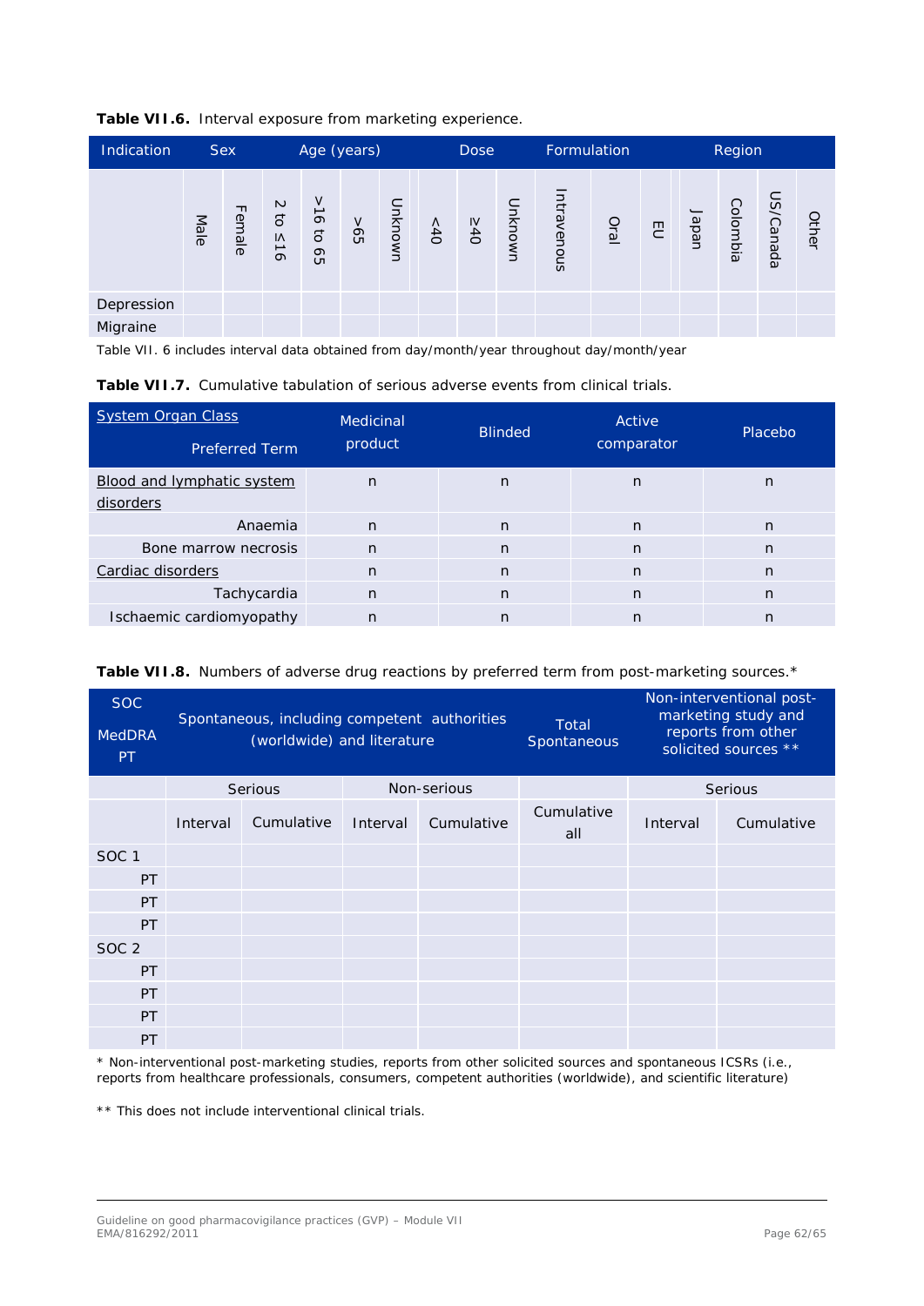**Table VII.6.** Interval exposure from marketing experience.

| Indication | Sex | | Age (years) | | | | Dose | | | Formulation | | Region | | | | |
|---|---|---|---|---|---|---|---|---|---|---|---|---|---|---|---|---|
| | Male | Female | 2 to ≤16 | >16 to 65 | >65 | Unknown | <40 | ≥40 | Unknown | Intravenous | Oral | EU | Japan | Colombia | US/Canada | Other |
| Depression | | | | | | | | | | | | | | | | |
| Migraine | | | | | | | | | | | | | | | | |

Table VII. 6 includes interval data obtained from day/month/year throughout day/month/year

**Table VII.7.** Cumulative tabulation of serious adverse events from clinical trials.

| System Organ Class / Preferred Term | Medicinal product | Blinded | Active comparator | Placebo |
|---|---|---|---|---|
| Blood and lymphatic system disorders | n | n | n | n |
| Anaemia | n | n | n | n |
| Bone marrow necrosis | n | n | n | n |
| Cardiac disorders | n | n | n | n |
| Tachycardia | n | n | n | n |
| Ischaemic cardiomyopathy | n | n | n | n |

**Table VII.8.** Numbers of adverse drug reactions by preferred term from post-marketing sources.*

| SOC MedDRA PT | Spontaneous, including competent authorities (worldwide) and literature | | | | Total Spontaneous | Non-interventional post-marketing study and reports from other solicited sources ** | |
|---|---|---|---|---|---|---|---|
| | Serious | | Non-serious | | | Serious | |
| | Interval | Cumulative | Interval | Cumulative | Cumulative all | Interval | Cumulative |
| SOC 1 | | | | | | | |
| PT | | | | | | | |
| PT | | | | | | | |
| PT | | | | | | | |
| SOC 2 | | | | | | | |
| PT | | | | | | | |
| PT | | | | | | | |
| PT | | | | | | | |
| PT | | | | | | | |

* Non-interventional post-marketing studies, reports from other solicited sources and spontaneous ICSRs (i.e., reports from healthcare professionals, consumers, competent authorities (worldwide), and scientific literature)

** This does not include interventional clinical trials.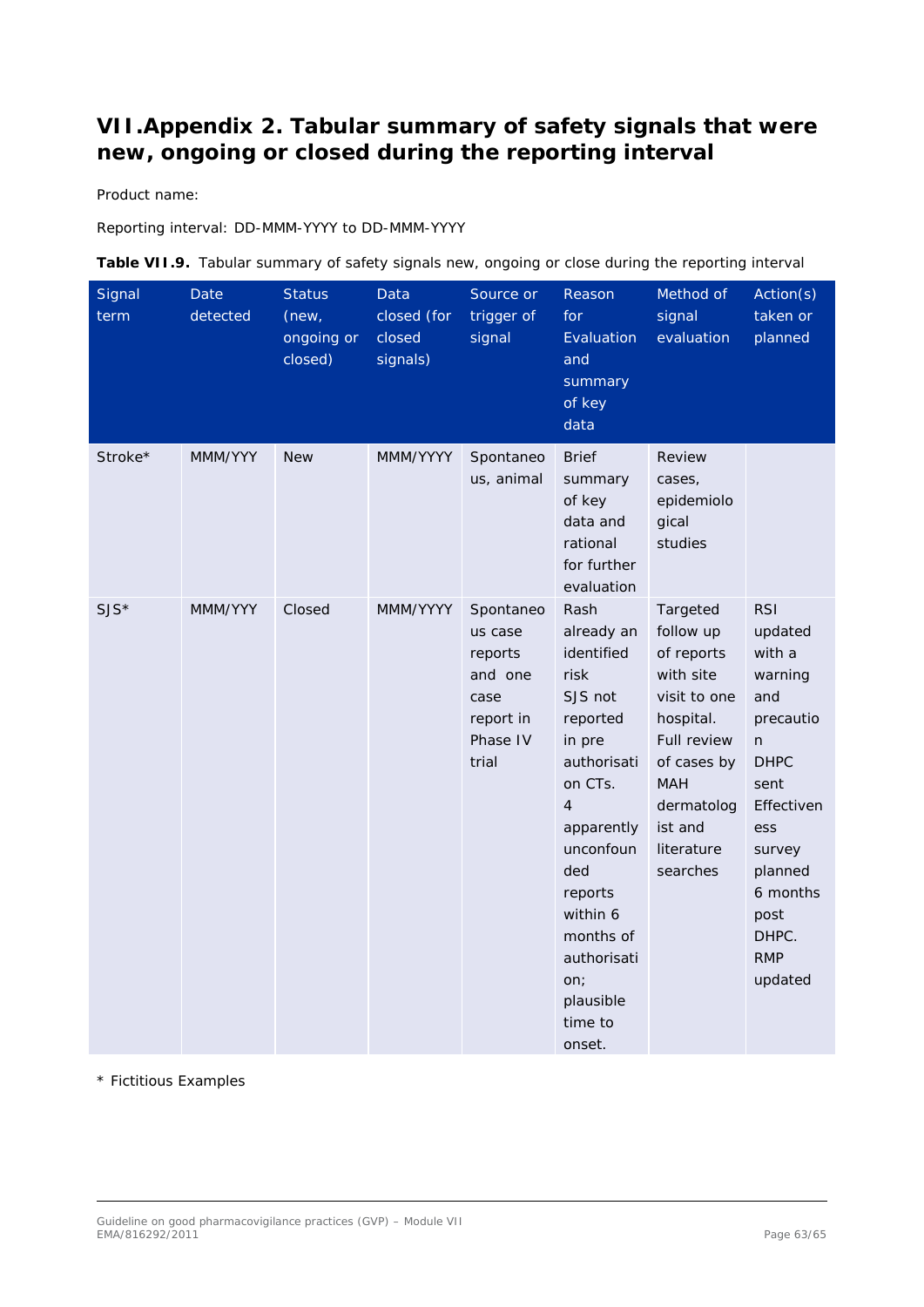# VII.Appendix 2. Tabular summary of safety signals that were new, ongoing or closed during the reporting interval

Product name:

Reporting interval: DD-MMM-YYYY to DD-MMM-YYYY

**Table VII.9.** Tabular summary of safety signals new, ongoing or close during the reporting interval

| Signal term | Date detected | Status (new, ongoing or closed) | Data closed (for closed signals) | Source or trigger of signal | Reason for Evaluation and summary of key data | Method of signal evaluation | Action(s) taken or planned |
|---|---|---|---|---|---|---|---|
| Stroke* | MMM/YYY | New | MMM/YYYY | Spontaneous, animal | Brief summary of key data and rational for further evaluation | Review cases, epidemiological studies | |
| SJS* | MMM/YYY | Closed | MMM/YYYY | Spontaneous case reports and one case report in Phase IV trial | Rash already an identified risk SJS not reported in pre authorisation CTs. 4 apparently unconfounded reports within 6 months of authorisation; plausible time to onset. | Targeted follow up of reports with site visit to one hospital. Full review of cases by MAH dermatologist and literature searches | RSI updated with a warning and precaution DHPC sent Effectiveness survey planned 6 months post DHPC. RMP updated |

\* Fictitious Examples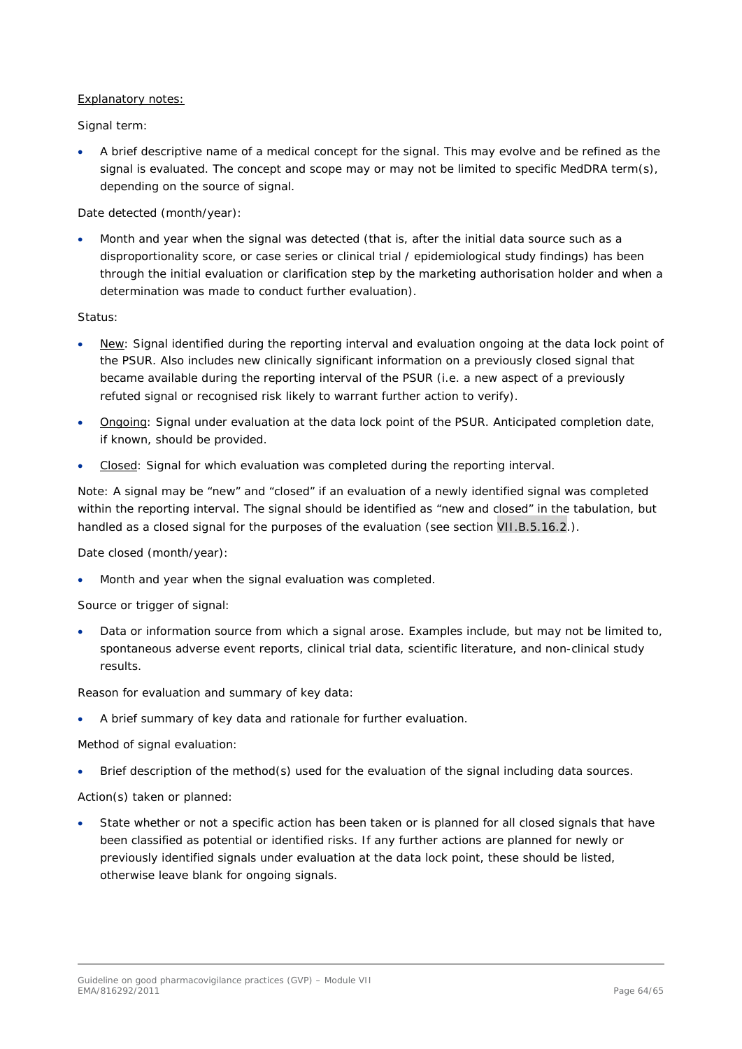<u>Explanatory notes:</u>

Signal term:

- A brief descriptive name of a medical concept for the signal. This may evolve and be refined as the signal is evaluated. The concept and scope may or may not be limited to specific MedDRA term(s), depending on the source of signal.

Date detected (month/year):

- Month and year when the signal was detected (that is, after the initial data source such as a disproportionality score, or case series or clinical trial / epidemiological study findings) has been through the initial evaluation or clarification step by the marketing authorisation holder and when a determination was made to conduct further evaluation).

Status:

- <u>New</u>: Signal identified during the reporting interval and evaluation ongoing at the data lock point of the PSUR. Also includes new clinically significant information on a previously closed signal that became available during the reporting interval of the PSUR (i.e. a new aspect of a previously refuted signal or recognised risk likely to warrant further action to verify).
- <u>Ongoing</u>: Signal under evaluation at the data lock point of the PSUR. Anticipated completion date, if known, should be provided.
- <u>Closed</u>: Signal for which evaluation was completed during the reporting interval.

Note: A signal may be "new" and "closed" if an evaluation of a newly identified signal was completed within the reporting interval. The signal should be identified as "new and closed" in the tabulation, but handled as a closed signal for the purposes of the evaluation (see section VII.B.5.16.2.).

Date closed (month/year):

- Month and year when the signal evaluation was completed.

Source or trigger of signal:

- Data or information source from which a signal arose. Examples include, but may not be limited to, spontaneous adverse event reports, clinical trial data, scientific literature, and non-clinical study results.

Reason for evaluation and summary of key data:

- A brief summary of key data and rationale for further evaluation.

Method of signal evaluation:

- Brief description of the method(s) used for the evaluation of the signal including data sources.

Action(s) taken or planned:

- State whether or not a specific action has been taken or is planned for all closed signals that have been classified as potential or identified risks. If any further actions are planned for newly or previously identified signals under evaluation at the data lock point, these should be listed, otherwise leave blank for ongoing signals.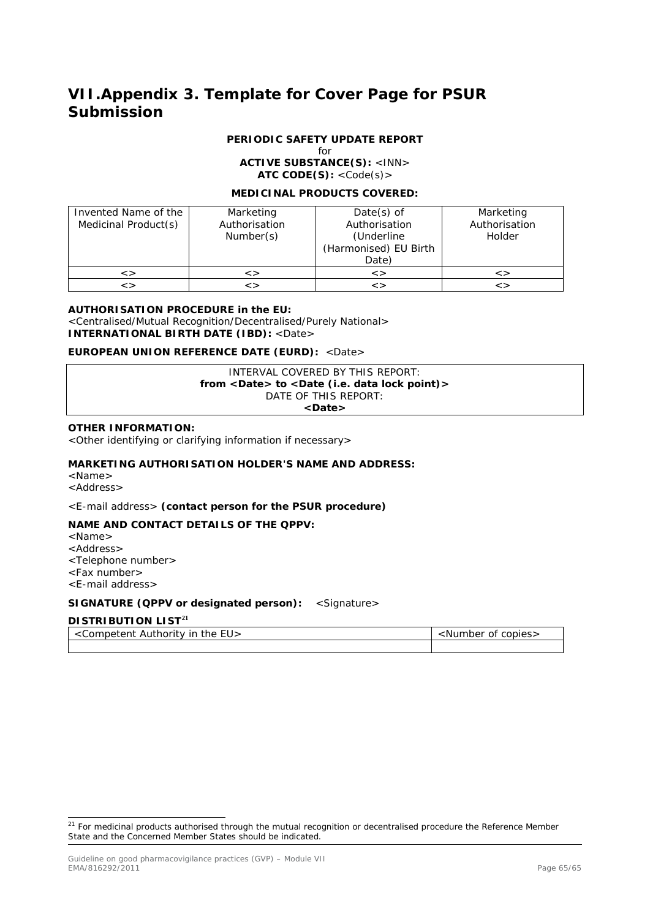# VII.Appendix 3. Template for Cover Page for PSUR Submission

**PERIODIC SAFETY UPDATE REPORT**
for
**ACTIVE SUBSTANCE(S):** <INN>
**ATC CODE(S):** <Code(s)>

**MEDICINAL PRODUCTS COVERED:**

| Invented Name of the Medicinal Product(s) | Marketing Authorisation Number(s) | Date(s) of Authorisation (Underline (Harmonised) EU Birth Date) | Marketing Authorisation Holder |
|---|---|---|---|
| <> | <> | <> | <> |
| <> | <> | <> | <> |

**AUTHORISATION PROCEDURE in the EU:**
<Centralised/Mutual Recognition/Decentralised/Purely National>
**INTERNATIONAL BIRTH DATE (IBD):** <Date>

**EUROPEAN UNION REFERENCE DATE (EURD):** <Date>

INTERVAL COVERED BY THIS REPORT:
**from <Date> to <Date (i.e. data lock point)>**
DATE OF THIS REPORT:
**<Date>**

**OTHER INFORMATION:**
<Other identifying or clarifying information if necessary>

**MARKETING AUTHORISATION HOLDER'S NAME AND ADDRESS:**
<Name>
<Address>

<E-mail address> **(contact person for the PSUR procedure)**

**NAME AND CONTACT DETAILS OF THE QPPV:**
<Name>
<Address>
<Telephone number>
<Fax number>
<E-mail address>

**SIGNATURE (QPPV or designated person):** <Signature>

**DISTRIBUTION LIST**[21]

| | |
|---|---|
| <Competent Authority in the EU> | <Number of copies> |
| | |

[21] For medicinal products authorised through the mutual recognition or decentralised procedure the Reference Member State and the Concerned Member States should be indicated.